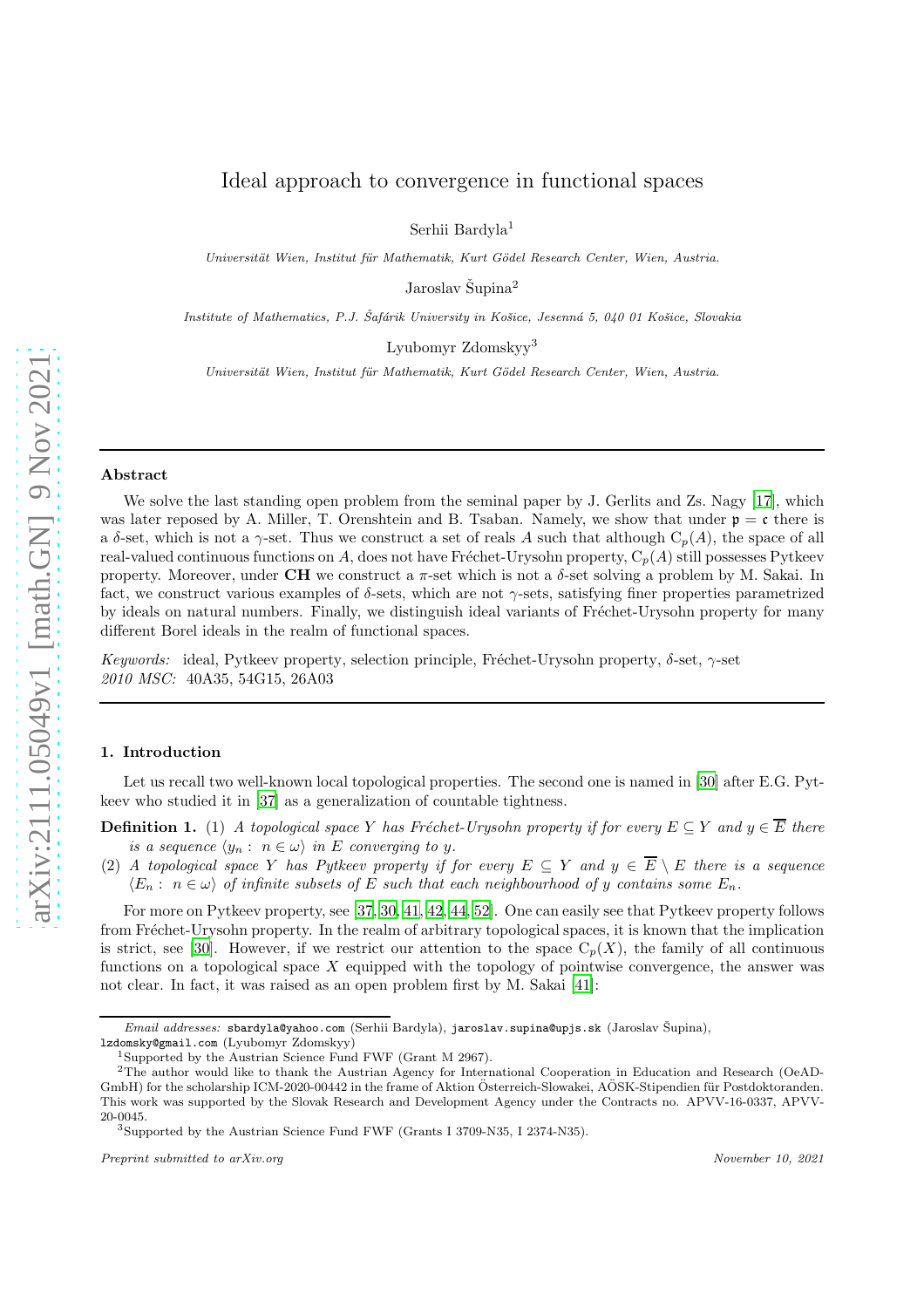# Ideal approach to convergence in functional spaces

Serhii Bardyla[1]

*Universität Wien, Institut für Mathematik, Kurt Gödel Research Center, Wien, Austria.*

Jaroslav Šupina[2]

*Institute of Mathematics, P.J. Šafárik University in Košice, Jesenná 5, 040 01 Košice, Slovakia*

Lyubomyr Zdomskyy[3]

*Universität Wien, Institut für Mathematik, Kurt Gödel Research Center, Wien, Austria.*

---

### Abstract

We solve the last standing open problem from the seminal paper by J. Gerlits and Zs. Nagy [17], which was later reposed by A. Miller, T. Orenshtein and B. Tsaban. Namely, we show that under $\mathfrak{p} = \mathfrak{c}$ there is a $\delta$-set, which is not a $\gamma$-set. Thus we construct a set of reals $A$ such that although $\mathrm{C}_p(A)$, the space of all real-valued continuous functions on $A$, does not have Fréchet-Urysohn property, $\mathrm{C}_p(A)$ still possesses Pytkeev property. Moreover, under **CH** we construct a $\pi$-set which is not a $\delta$-set solving a problem by M. Sakai. In fact, we construct various examples of $\delta$-sets, which are not $\gamma$-sets, satisfying finer properties parametrized by ideals on natural numbers. Finally, we distinguish ideal variants of Fréchet-Urysohn property for many different Borel ideals in the realm of functional spaces.

*Keywords:* ideal, Pytkeev property, selection principle, Fréchet-Urysohn property, $\delta$-set, $\gamma$-set
*2010 MSC:* 40A35, 54G15, 26A03

---

## 1. Introduction

Let us recall two well-known local topological properties. The second one is named in [30] after E.G. Pytkeev who studied it in [37] as a generalization of countable tightness.

**Definition 1.** (1) *A topological space $Y$ has Fréchet-Urysohn property if for every $E \subseteq Y$ and $y \in \overline{E}$ there is a sequence $\langle y_n : n \in \omega \rangle$ in $E$ converging to $y$.*

(2) *A topological space $Y$ has Pytkeev property if for every $E \subseteq Y$ and $y \in \overline{E} \setminus E$ there is a sequence $\langle E_n : n \in \omega \rangle$ of infinite subsets of $E$ such that each neighbourhood of $y$ contains some $E_n$.*

For more on Pytkeev property, see [37, 30, 41, 42, 44, 52]. One can easily see that Pytkeev property follows from Fréchet-Urysohn property. In the realm of arbitrary topological spaces, it is known that the implication is strict, see [30]. However, if we restrict our attention to the space $\mathrm{C}_p(X)$, the family of all continuous functions on a topological space $X$ equipped with the topology of pointwise convergence, the answer was not clear. In fact, it was raised as an open problem first by M. Sakai [41]:

---

*Email addresses:* sbardyla@yahoo.com (Serhii Bardyla), jaroslav.supina@upjs.sk (Jaroslav Šupina), lzdomsky@gmail.com (Lyubomyr Zdomskyy)

[1] Supported by the Austrian Science Fund FWF (Grant M 2967).

[2] The author would like to thank the Austrian Agency for International Cooperation in Education and Research (OeAD-GmbH) for the scholarship ICM-2020-00442 in the frame of Aktion Österreich-Slowakei, AÖSK-Stipendien für Postdoktoranden. This work was supported by the Slovak Research and Development Agency under the Contracts no. APVV-16-0337, APVV-20-0045.

[3] Supported by the Austrian Science Fund FWF (Grants I 3709-N35, I 2374-N35).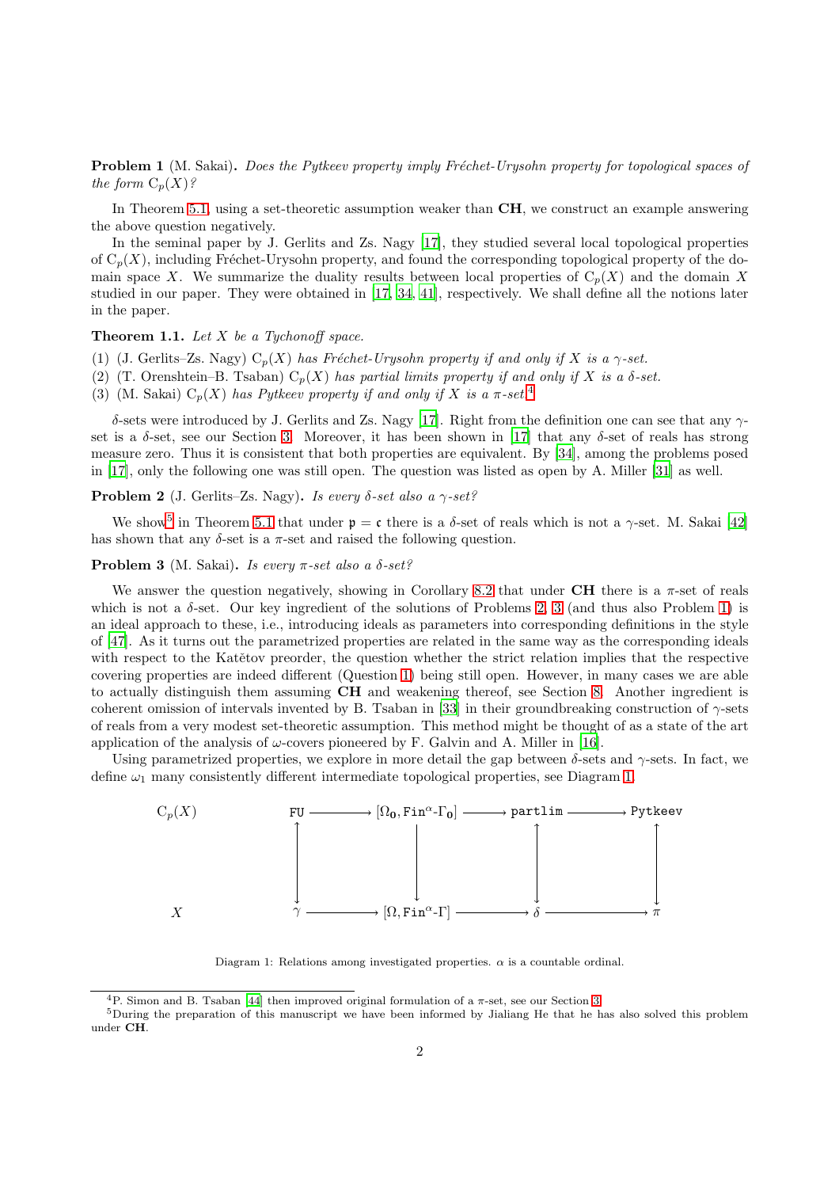**Problem 1** (M. Sakai)**.** *Does the Pytkeev property imply Fréchet-Urysohn property for topological spaces of the form* $C_p(X)$*?*

In Theorem 5.1, using a set-theoretic assumption weaker than **CH**, we construct an example answering the above question negatively.

In the seminal paper by J. Gerlits and Zs. Nagy [17], they studied several local topological properties of $C_p(X)$, including Fréchet-Urysohn property, and found the corresponding topological property of the domain space $X$. We summarize the duality results between local properties of $C_p(X)$ and the domain $X$ studied in our paper. They were obtained in [17, 34, 41], respectively. We shall define all the notions later in the paper.

**Theorem 1.1.** *Let $X$ be a Tychonoff space.*

(1) (J. Gerlits–Zs. Nagy) *$C_p(X)$ has Fréchet-Urysohn property if and only if $X$ is a $\gamma$-set.*
(2) (T. Orenshtein–B. Tsaban) *$C_p(X)$ has partial limits property if and only if $X$ is a $\delta$-set.*
(3) (M. Sakai) *$C_p(X)$ has Pytkeev property if and only if $X$ is a $\pi$-set.*[4]

$\delta$-sets were introduced by J. Gerlits and Zs. Nagy [17]. Right from the definition one can see that any $\gamma$-set is a $\delta$-set, see our Section 3. Moreover, it has been shown in [17] that any $\delta$-set of reals has strong measure zero. Thus it is consistent that both properties are equivalent. By [34], among the problems posed in [17], only the following one was still open. The question was listed as open by A. Miller [31] as well.

**Problem 2** (J. Gerlits–Zs. Nagy)**.** *Is every $\delta$-set also a $\gamma$-set?*

We show[5] in Theorem 5.1 that under $\mathfrak{p} = \mathfrak{c}$ there is a $\delta$-set of reals which is not a $\gamma$-set. M. Sakai [42] has shown that any $\delta$-set is a $\pi$-set and raised the following question.

**Problem 3** (M. Sakai)**.** *Is every $\pi$-set also a $\delta$-set?*

We answer the question negatively, showing in Corollary 8.2 that under **CH** there is a $\pi$-set of reals which is not a $\delta$-set. Our key ingredient of the solutions of Problems 2, 3 (and thus also Problem 1) is an ideal approach to these, i.e., introducing ideals as parameters into corresponding definitions in the style of [47]. As it turns out the parametrized properties are related in the same way as the corresponding ideals with respect to the Katětov preorder, the question whether the strict relation implies that the respective covering properties are indeed different (Question 1) being still open. However, in many cases we are able to actually distinguish them assuming **CH** and weakening thereof, see Section 8. Another ingredient is coherent omission of intervals invented by B. Tsaban in [33] in their groundbreaking construction of $\gamma$-sets of reals from a very modest set-theoretic assumption. This method might be thought of as a state of the art application of the analysis of $\omega$-covers pioneered by F. Galvin and A. Miller in [16].

Using parametrized properties, we explore in more detail the gap between $\delta$-sets and $\gamma$-sets. In fact, we define $\omega_1$ many consistently different intermediate topological properties, see Diagram 1.

$$
\begin{array}{ccccccc}
C_p(X) & \quad & \texttt{FU} & \longrightarrow & [\Omega_{\mathbf{0}}, \texttt{Fin}^{\alpha}\text{-}\Gamma_{\mathbf{0}}] & \longrightarrow & \texttt{partlim} & \longrightarrow & \texttt{Pytkeev} \\
 & & \updownarrow & & \downarrow & & \updownarrow & & \updownarrow \\
X & & \gamma & \longrightarrow & [\Omega, \texttt{Fin}^{\alpha}\text{-}\Gamma] & \longrightarrow & \delta & \longrightarrow & \pi
\end{array}
$$

Diagram 1: Relations among investigated properties. $\alpha$ is a countable ordinal.

[4] P. Simon and B. Tsaban [44] then improved original formulation of a $\pi$-set, see our Section 3.

[5] During the preparation of this manuscript we have been informed by Jialiang He that he has also solved this problem under **CH**.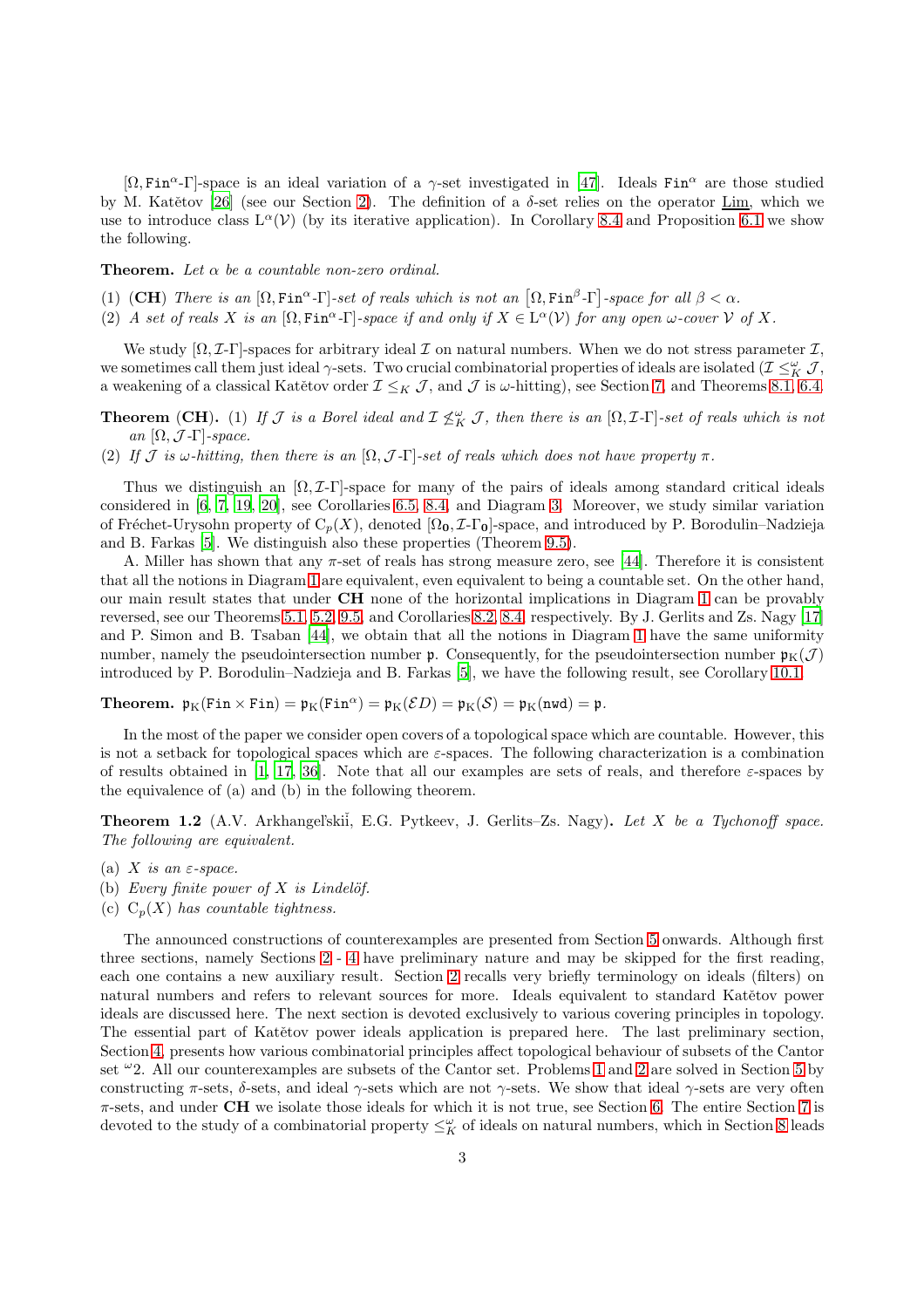$[\Omega, \mathtt{Fin}^\alpha\text{-}\Gamma]$-space is an ideal variation of a $\gamma$-set investigated in [47]. Ideals $\mathtt{Fin}^\alpha$ are those studied by M. Katětov [26] (see our Section 2). The definition of a $\delta$-set relies on the operator $\underline{\mathrm{Lim}}$, which we use to introduce class $\mathrm{L}^\alpha(\mathcal{V})$ (by its iterative application). In Corollary 8.4 and Proposition 6.1 we show the following.

**Theorem.** *Let $\alpha$ be a countable non-zero ordinal.*

1. **(CH)** *There is an $[\Omega, \mathtt{Fin}^\alpha\text{-}\Gamma]$-set of reals which is not an $\left[\Omega, \mathtt{Fin}^\beta\text{-}\Gamma\right]$-space for all $\beta < \alpha$.*
2. *A set of reals $X$ is an $[\Omega, \mathtt{Fin}^\alpha\text{-}\Gamma]$-space if and only if $X \in \mathrm{L}^\alpha(\mathcal{V})$ for any open $\omega$-cover $\mathcal{V}$ of $X$.*

We study $[\Omega, \mathcal{I}\text{-}\Gamma]$-spaces for arbitrary ideal $\mathcal{I}$ on natural numbers. When we do not stress parameter $\mathcal{I}$, we sometimes call them just ideal $\gamma$-sets. Two crucial combinatorial properties of ideals are isolated ($\mathcal{I} \leq^\omega_K \mathcal{J}$, a weakening of a classical Katětov order $\mathcal{I} \leq_K \mathcal{J}$, and $\mathcal{J}$ is $\omega$-hitting), see Section 7, and Theorems 8.1, 6.4.

**Theorem (CH).** *(1) If $\mathcal{J}$ is a Borel ideal and $\mathcal{I} \not\leq^\omega_K \mathcal{J}$, then there is an $[\Omega, \mathcal{I}\text{-}\Gamma]$-set of reals which is not an $[\Omega, \mathcal{J}\text{-}\Gamma]$-space.*

*(2) If $\mathcal{J}$ is $\omega$-hitting, then there is an $[\Omega, \mathcal{J}\text{-}\Gamma]$-set of reals which does not have property $\pi$.*

Thus we distinguish an $[\Omega, \mathcal{I}\text{-}\Gamma]$-space for many of the pairs of ideals among standard critical ideals considered in [6, 7, 19, 20], see Corollaries 6.5, 8.4, and Diagram 3. Moreover, we study similar variation of Fréchet-Urysohn property of $\mathrm{C}_p(X)$, denoted $[\Omega_{\mathbf{0}}, \mathcal{I}\text{-}\Gamma_{\mathbf{0}}]$-space, and introduced by P. Borodulin–Nadzieja and B. Farkas [5]. We distinguish also these properties (Theorem 9.5).

A. Miller has shown that any $\pi$-set of reals has strong measure zero, see [44]. Therefore it is consistent that all the notions in Diagram 1 are equivalent, even equivalent to being a countable set. On the other hand, our main result states that under **CH** none of the horizontal implications in Diagram 1 can be provably reversed, see our Theorems 5.1, 5.2, 9.5, and Corollaries 8.2, 8.4, respectively. By J. Gerlits and Zs. Nagy [17] and P. Simon and B. Tsaban [44], we obtain that all the notions in Diagram 1 have the same uniformity number, namely the pseudointersection number $\mathfrak{p}$. Consequently, for the pseudointersection number $\mathfrak{p}_{\mathrm{K}}(\mathcal{J})$ introduced by P. Borodulin–Nadzieja and B. Farkas [5], we have the following result, see Corollary 10.1.

**Theorem.** $\mathfrak{p}_{\mathrm{K}}(\mathtt{Fin} \times \mathtt{Fin}) = \mathfrak{p}_{\mathrm{K}}(\mathtt{Fin}^\alpha) = \mathfrak{p}_{\mathrm{K}}(\mathcal{ED}) = \mathfrak{p}_{\mathrm{K}}(\mathcal{S}) = \mathfrak{p}_{\mathrm{K}}(\mathtt{nwd}) = \mathfrak{p}$.

In the most of the paper we consider open covers of a topological space which are countable. However, this is not a setback for topological spaces which are $\varepsilon$-spaces. The following characterization is a combination of results obtained in [1, 17, 36]. Note that all our examples are sets of reals, and therefore $\varepsilon$-spaces by the equivalence of (a) and (b) in the following theorem.

**Theorem 1.2** (A.V. Arkhangel'skiĭ, E.G. Pytkeev, J. Gerlits–Zs. Nagy)**.** *Let $X$ be a Tychonoff space. The following are equivalent.*

(a) *$X$ is an $\varepsilon$-space.*

(b) *Every finite power of $X$ is Lindelöf.*

(c) *$\mathrm{C}_p(X)$ has countable tightness.*

The announced constructions of counterexamples are presented from Section 5 onwards. Although first three sections, namely Sections 2 - 4 have preliminary nature and may be skipped for the first reading, each one contains a new auxiliary result. Section 2 recalls very briefly terminology on ideals (filters) on natural numbers and refers to relevant sources for more. Ideals equivalent to standard Katětov power ideals are discussed here. The next section is devoted exclusively to various covering principles in topology. The essential part of Katětov power ideals application is prepared here. The last preliminary section, Section 4, presents how various combinatorial principles affect topological behaviour of subsets of the Cantor set ${}^\omega 2$. All our counterexamples are subsets of the Cantor set. Problems 1 and 2 are solved in Section 5 by constructing $\pi$-sets, $\delta$-sets, and ideal $\gamma$-sets which are not $\gamma$-sets. We show that ideal $\gamma$-sets are very often $\pi$-sets, and under **CH** we isolate those ideals for which it is not true, see Section 6. The entire Section 7 is devoted to the study of a combinatorial property $\leq^\omega_K$ of ideals on natural numbers, which in Section 8 leads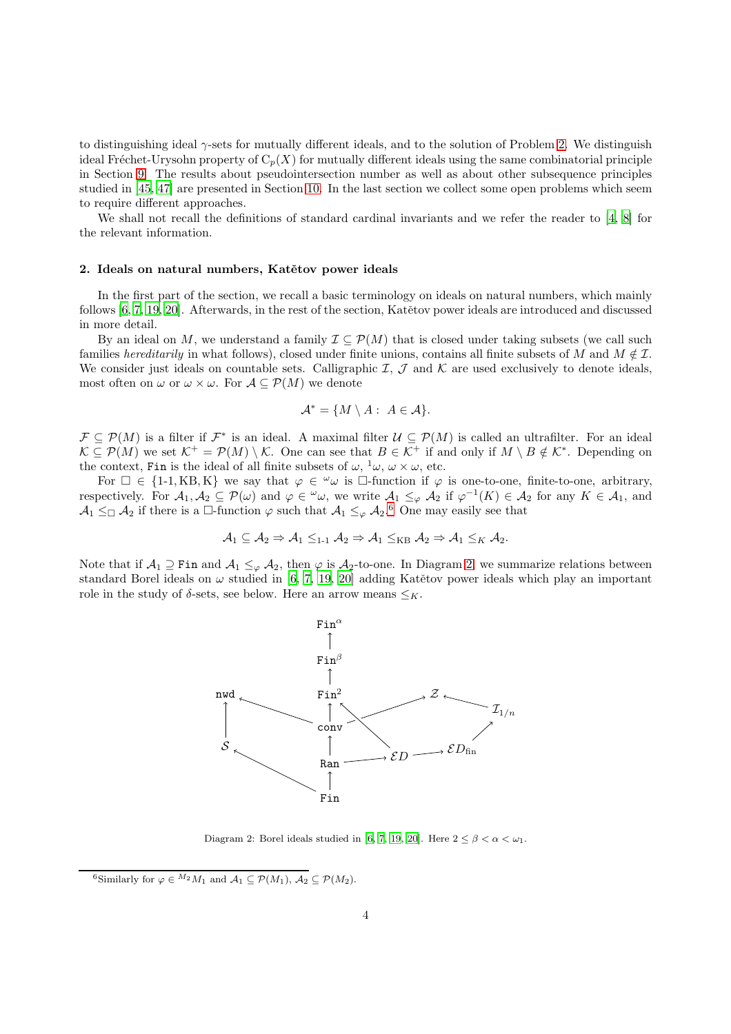to distinguishing ideal $\gamma$-sets for mutually different ideals, and to the solution of Problem 2. We distinguish ideal Fréchet-Urysohn property of $C_p(X)$ for mutually different ideals using the same combinatorial principle in Section 9. The results about pseudointersection number as well as about other subsequence principles studied in [45, 47] are presented in Section 10. In the last section we collect some open problems which seem to require different approaches.

We shall not recall the definitions of standard cardinal invariants and we refer the reader to [4, 8] for the relevant information.

## 2. Ideals on natural numbers, Katětov power ideals

In the first part of the section, we recall a basic terminology on ideals on natural numbers, which mainly follows [6, 7, 19, 20]. Afterwards, in the rest of the section, Katětov power ideals are introduced and discussed in more detail.

By an ideal on $M$, we understand a family $\mathcal{I} \subseteq \mathcal{P}(M)$ that is closed under taking subsets (we call such families *hereditarily* in what follows), closed under finite unions, contains all finite subsets of $M$ and $M \notin \mathcal{I}$. We consider just ideals on countable sets. Calligraphic $\mathcal{I}$, $\mathcal{J}$ and $\mathcal{K}$ are used exclusively to denote ideals, most often on $\omega$ or $\omega \times \omega$. For $\mathcal{A} \subseteq \mathcal{P}(M)$ we denote

$$\mathcal{A}^* = \{M \setminus A : A \in \mathcal{A}\}.$$

$\mathcal{F} \subseteq \mathcal{P}(M)$ is a filter if $\mathcal{F}^*$ is an ideal. A maximal filter $\mathcal{U} \subseteq \mathcal{P}(M)$ is called an ultrafilter. For an ideal $\mathcal{K} \subseteq \mathcal{P}(M)$ we set $\mathcal{K}^+ = \mathcal{P}(M) \setminus \mathcal{K}$. One can see that $B \in \mathcal{K}^+$ if and only if $M \setminus B \notin \mathcal{K}^*$. Depending on the context, $\mathtt{Fin}$ is the ideal of all finite subsets of $\omega$, ${}^1\omega$, $\omega \times \omega$, etc.

For $\square \in \{\text{1-1}, \text{KB}, \text{K}\}$ we say that $\varphi \in {}^\omega\omega$ is $\square$-function if $\varphi$ is one-to-one, finite-to-one, arbitrary, respectively. For $\mathcal{A}_1, \mathcal{A}_2 \subseteq \mathcal{P}(\omega)$ and $\varphi \in {}^\omega\omega$, we write $\mathcal{A}_1 \leq_\varphi \mathcal{A}_2$ if $\varphi^{-1}(K) \in \mathcal{A}_2$ for any $K \in \mathcal{A}_1$, and $\mathcal{A}_1 \leq_\square \mathcal{A}_2$ if there is a $\square$-function $\varphi$ such that $\mathcal{A}_1 \leq_\varphi \mathcal{A}_2$.[6] One may easily see that

$$\mathcal{A}_1 \subseteq \mathcal{A}_2 \Rightarrow \mathcal{A}_1 \leq_{\text{1-1}} \mathcal{A}_2 \Rightarrow \mathcal{A}_1 \leq_{\text{KB}} \mathcal{A}_2 \Rightarrow \mathcal{A}_1 \leq_K \mathcal{A}_2.$$

Note that if $\mathcal{A}_1 \supseteq \mathtt{Fin}$ and $\mathcal{A}_1 \leq_\varphi \mathcal{A}_2$, then $\varphi$ is $\mathcal{A}_2$-to-one. In Diagram 2 we summarize relations between standard Borel ideals on $\omega$ studied in [6, 7, 19, 20] adding Katětov power ideals which play an important role in the study of $\delta$-sets, see below. Here an arrow means $\leq_K$.

Diagram 2: Borel ideals studied in [6, 7, 19, 20]. Here $2 \leq \beta < \alpha < \omega_1$.

[6] Similarly for $\varphi \in {}^{M_2}M_1$ and $\mathcal{A}_1 \subseteq \mathcal{P}(M_1)$, $\mathcal{A}_2 \subseteq \mathcal{P}(M_2)$.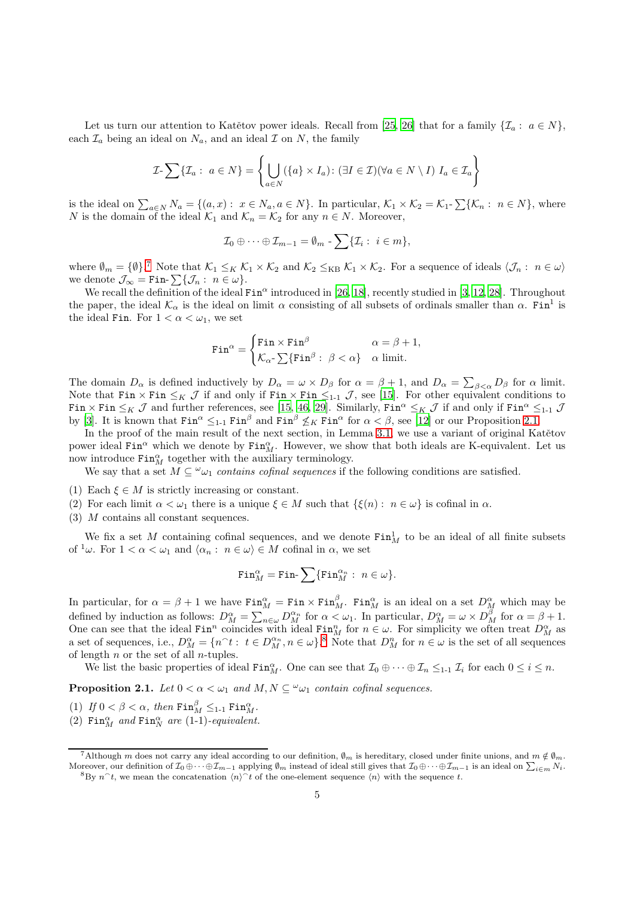Let us turn our attention to Katětov power ideals. Recall from [25, 26] that for a family $\{\mathcal{I}_a :\ a \in N\}$, each $\mathcal{I}_a$ being an ideal on $N_a$, and an ideal $\mathcal{I}$ on $N$, the family

$$\mathcal{I}\text{-}\sum\{\mathcal{I}_a :\ a \in N\} = \left\{ \bigcup_{a\in N} (\{a\} \times I_a) \colon (\exists I \in \mathcal{I})(\forall a \in N \setminus I)\ I_a \in \mathcal{I}_a \right\}$$

is the ideal on $\sum_{a\in N} N_a = \{(a, x) :\ x \in N_a, a \in N\}$. In particular, $\mathcal{K}_1 \times \mathcal{K}_2 = \mathcal{K}_1\text{-}\sum\{\mathcal{K}_n :\ n \in N\}$, where $N$ is the domain of the ideal $\mathcal{K}_1$ and $\mathcal{K}_n = \mathcal{K}_2$ for any $n \in N$. Moreover,

$$\mathcal{I}_0 \oplus \cdots \oplus \mathcal{I}_{m-1} = \emptyset_m\text{-}\sum\{\mathcal{I}_i :\ i \in m\},$$

where $\emptyset_m = \{\emptyset\}$.[7] Note that $\mathcal{K}_1 \leq_K \mathcal{K}_1 \times \mathcal{K}_2$ and $\mathcal{K}_2 \leq_{\mathrm{KB}} \mathcal{K}_1 \times \mathcal{K}_2$. For a sequence of ideals $\langle \mathcal{J}_n :\ n \in \omega\rangle$ we denote $\mathcal{J}_\infty = \mathtt{Fin}\text{-}\sum\{\mathcal{J}_n :\ n \in \omega\}$.

We recall the definition of the ideal $\mathtt{Fin}^\alpha$ introduced in [26, 18], recently studied in [3, 12, 28]. Throughout the paper, the ideal $\mathcal{K}_\alpha$ is the ideal on limit $\alpha$ consisting of all subsets of ordinals smaller than $\alpha$. $\mathtt{Fin}^1$ is the ideal $\mathtt{Fin}$. For $1 < \alpha < \omega_1$, we set

$$\mathtt{Fin}^\alpha = \begin{cases} \mathtt{Fin} \times \mathtt{Fin}^\beta & \alpha = \beta + 1, \\ \mathcal{K}_\alpha\text{-}\sum\{\mathtt{Fin}^\beta :\ \beta < \alpha\} & \alpha \text{ limit.} \end{cases}$$

The domain $D_\alpha$ is defined inductively by $D_\alpha = \omega \times D_\beta$ for $\alpha = \beta + 1$, and $D_\alpha = \sum_{\beta<\alpha} D_\beta$ for $\alpha$ limit. Note that $\mathtt{Fin} \times \mathtt{Fin} \leq_K \mathcal{J}$ if and only if $\mathtt{Fin} \times \mathtt{Fin} \leq_{\text{1-1}} \mathcal{J}$, see [15]. For other equivalent conditions to $\mathtt{Fin} \times \mathtt{Fin} \leq_K \mathcal{J}$ and further references, see [15, 46, 29]. Similarly, $\mathtt{Fin}^\alpha \leq_K \mathcal{J}$ if and only if $\mathtt{Fin}^\alpha \leq_{\text{1-1}} \mathcal{J}$ by [3]. It is known that $\mathtt{Fin}^\alpha \leq_{\text{1-1}} \mathtt{Fin}^\beta$ and $\mathtt{Fin}^\beta \not\leq_K \mathtt{Fin}^\alpha$ for $\alpha < \beta$, see [12] or our Proposition 2.1.

In the proof of the main result of the next section, in Lemma 3.1, we use a variant of original Katětov power ideal $\mathtt{Fin}^\alpha$ which we denote by $\mathtt{Fin}^\alpha_M$. However, we show that both ideals are K-equivalent. Let us now introduce $\mathtt{Fin}^\alpha_M$ together with the auxiliary terminology.

We say that a set $M \subseteq {}^\omega\omega_1$ *contains cofinal sequences* if the following conditions are satisfied.

(1) Each $\xi \in M$ is strictly increasing or constant.
(2) For each limit $\alpha < \omega_1$ there is a unique $\xi \in M$ such that $\{\xi(n) :\ n \in \omega\}$ is cofinal in $\alpha$.
(3) $M$ contains all constant sequences.

We fix a set $M$ containing cofinal sequences, and we denote $\mathtt{Fin}^1_M$ to be an ideal of all finite subsets of ${}^1\omega$. For $1 < \alpha < \omega_1$ and $\langle \alpha_n :\ n \in \omega\rangle \in M$ cofinal in $\alpha$, we set

$$\mathtt{Fin}^\alpha_M = \mathtt{Fin}\text{-}\sum\{\mathtt{Fin}^{\alpha_n}_M :\ n \in \omega\}.$$

In particular, for $\alpha = \beta + 1$ we have $\mathtt{Fin}^\alpha_M = \mathtt{Fin} \times \mathtt{Fin}^\beta_M$. $\mathtt{Fin}^\alpha_M$ is an ideal on a set $D^\alpha_M$ which may be defined by induction as follows: $D^\alpha_M = \sum_{n\in\omega} D^{\alpha_n}_M$ for $\alpha < \omega_1$. In particular, $D^\alpha_M = \omega \times D^\beta_M$ for $\alpha = \beta + 1$. One can see that the ideal $\mathtt{Fin}^n$ coincides with ideal $\mathtt{Fin}^n_M$ for $n \in \omega$. For simplicity we often treat $D^\alpha_M$ as a set of sequences, i.e., $D^\alpha_M = \{n^\frown t :\ t \in D^{\alpha_n}_M, n \in \omega\}$.[8] Note that $D^n_M$ for $n \in \omega$ is the set of all sequences of length $n$ or the set of all $n$-tuples.

We list the basic properties of ideal $\mathtt{Fin}^\alpha_M$. One can see that $\mathcal{I}_0 \oplus \cdots \oplus \mathcal{I}_n \leq_{\text{1-1}} \mathcal{I}_i$ for each $0 \leq i \leq n$.

**Proposition 2.1.** *Let $0 < \alpha < \omega_1$ and $M, N \subseteq {}^\omega\omega_1$ contain cofinal sequences.*

(1) *If $0 < \beta < \alpha$, then $\mathtt{Fin}^\beta_M \leq_{\text{1-1}} \mathtt{Fin}^\alpha_M$.*
(2) *$\mathtt{Fin}^\alpha_M$ and $\mathtt{Fin}^\alpha_N$ are (1-1)-equivalent.*

---

[7] Although $m$ does not carry any ideal according to our definition, $\emptyset_m$ is hereditary, closed under finite unions, and $m \notin \emptyset_m$. Moreover, our definition of $\mathcal{I}_0 \oplus \cdots \oplus \mathcal{I}_{m-1}$ applying $\emptyset_m$ instead of ideal still gives that $\mathcal{I}_0 \oplus \cdots \oplus \mathcal{I}_{m-1}$ is an ideal on $\sum_{i\in m} N_i$.

[8] By $n^\frown t$, we mean the concatenation $\langle n\rangle^\frown t$ of the one-element sequence $\langle n\rangle$ with the sequence $t$.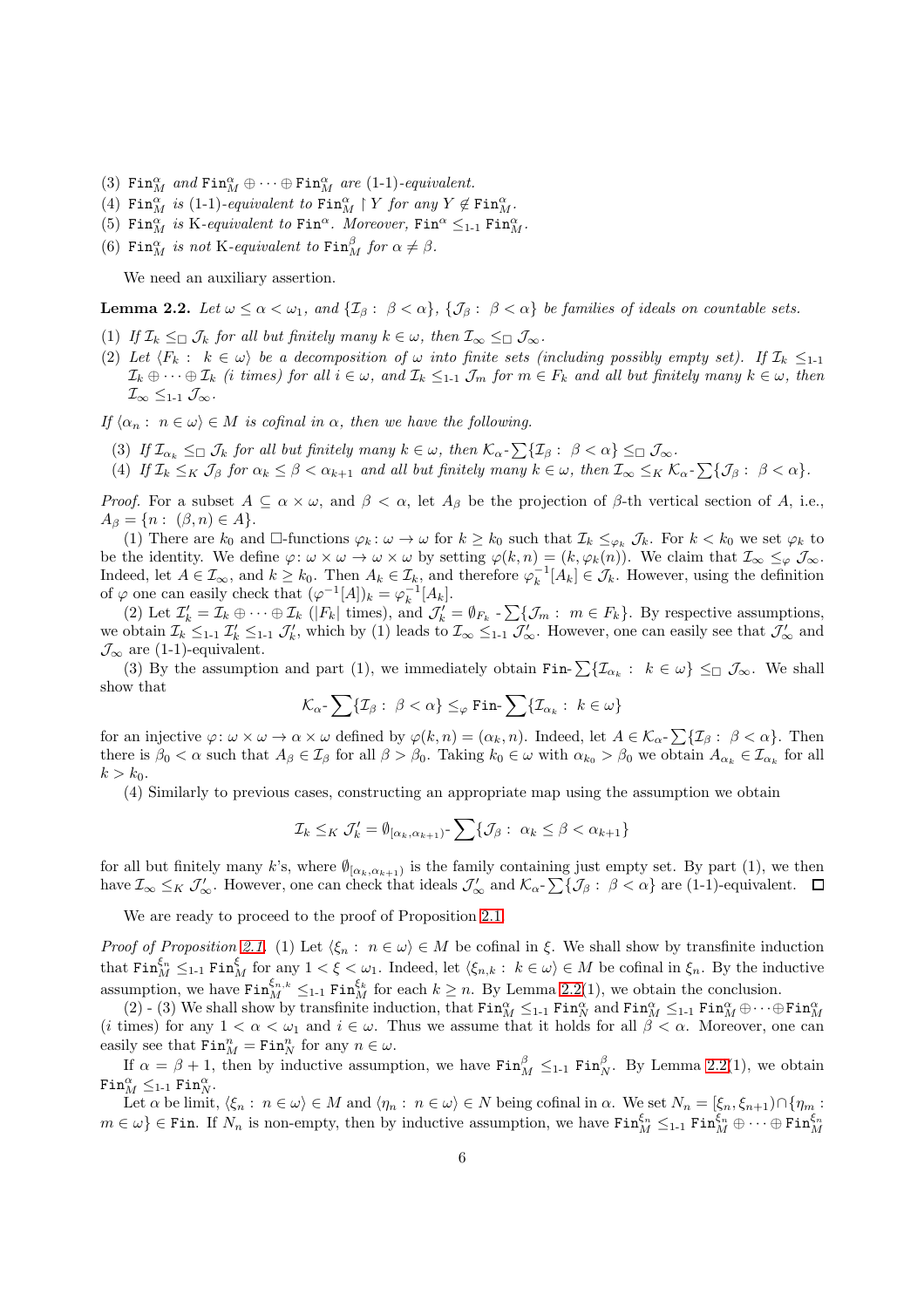(3) $\mathtt{Fin}^\alpha_M$ *and* $\mathtt{Fin}^\alpha_M \oplus \cdots \oplus \mathtt{Fin}^\alpha_M$ *are* (1-1)*-equivalent.*
(4) $\mathtt{Fin}^\alpha_M$ *is* (1-1)*-equivalent to* $\mathtt{Fin}^\alpha_M \restriction Y$ *for any* $Y \notin \mathtt{Fin}^\alpha_M$.
(5) $\mathtt{Fin}^\alpha_M$ *is* K*-equivalent to* $\mathtt{Fin}^\alpha$*. Moreover,* $\mathtt{Fin}^\alpha \leq_{\text{1-1}} \mathtt{Fin}^\alpha_M$.
(6) $\mathtt{Fin}^\alpha_M$ *is not* K*-equivalent to* $\mathtt{Fin}^\beta_M$ *for* $\alpha \neq \beta$.

We need an auxiliary assertion.

**Lemma 2.2.** *Let* $\omega \leq \alpha < \omega_1$*, and* $\{\mathcal{I}_\beta : \beta < \alpha\}$*,* $\{\mathcal{J}_\beta : \beta < \alpha\}$ *be families of ideals on countable sets.*

(1) *If* $\mathcal{I}_k \leq_\square \mathcal{J}_k$ *for all but finitely many* $k \in \omega$*, then* $\mathcal{I}_\infty \leq_\square \mathcal{J}_\infty$.
(2) *Let* $\langle F_k : k \in \omega\rangle$ *be a decomposition of* $\omega$ *into finite sets (including possibly empty set). If* $\mathcal{I}_k \leq_{\text{1-1}} \mathcal{I}_k \oplus \cdots \oplus \mathcal{I}_k$ *(*$i$ *times) for all* $i \in \omega$*, and* $\mathcal{I}_k \leq_{\text{1-1}} \mathcal{J}_m$ *for* $m \in F_k$ *and all but finitely many* $k \in \omega$*, then* $\mathcal{I}_\infty \leq_{\text{1-1}} \mathcal{J}_\infty$.

*If* $\langle \alpha_n : n \in \omega\rangle \in M$ *is cofinal in* $\alpha$*, then we have the following.*

(3) *If* $\mathcal{I}_{\alpha_k} \leq_\square \mathcal{J}_k$ *for all but finitely many* $k \in \omega$*, then* $\mathcal{K}_\alpha\text{-}\sum\{\mathcal{I}_\beta : \beta < \alpha\} \leq_\square \mathcal{J}_\infty$.
(4) *If* $\mathcal{I}_k \leq_K \mathcal{J}_\beta$ *for* $\alpha_k \leq \beta < \alpha_{k+1}$ *and all but finitely many* $k \in \omega$*, then* $\mathcal{I}_\infty \leq_K \mathcal{K}_\alpha\text{-}\sum\{\mathcal{J}_\beta : \beta < \alpha\}$.

*Proof.* For a subset $A \subseteq \alpha \times \omega$, and $\beta < \alpha$, let $A_\beta$ be the projection of $\beta$-th vertical section of $A$, i.e., $A_\beta = \{n : (\beta, n) \in A\}$.

(1) There are $k_0$ and $\square$-functions $\varphi_k : \omega \to \omega$ for $k \geq k_0$ such that $\mathcal{I}_k \leq_{\varphi_k} \mathcal{J}_k$. For $k < k_0$ we set $\varphi_k$ to be the identity. We define $\varphi : \omega \times \omega \to \omega \times \omega$ by setting $\varphi(k, n) = (k, \varphi_k(n))$. We claim that $\mathcal{I}_\infty \leq_\varphi \mathcal{J}_\infty$. Indeed, let $A \in \mathcal{I}_\infty$, and $k \geq k_0$. Then $A_k \in \mathcal{I}_k$, and therefore $\varphi_k^{-1}[A_k] \in \mathcal{J}_k$. However, using the definition of $\varphi$ one can easily check that $(\varphi^{-1}[A])_k = \varphi_k^{-1}[A_k]$.

(2) Let $\mathcal{I}'_k = \mathcal{I}_k \oplus \cdots \oplus \mathcal{I}_k$ ($|F_k|$ times), and $\mathcal{J}'_k = \emptyset_{F_k}\text{-}\sum\{\mathcal{J}_m : m \in F_k\}$. By respective assumptions, we obtain $\mathcal{I}_k \leq_{\text{1-1}} \mathcal{I}'_k \leq_{\text{1-1}} \mathcal{J}'_k$, which by (1) leads to $\mathcal{I}_\infty \leq_{\text{1-1}} \mathcal{J}'_\infty$. However, one can easily see that $\mathcal{J}'_\infty$ and $\mathcal{J}_\infty$ are (1-1)-equivalent.

(3) By the assumption and part (1), we immediately obtain $\mathtt{Fin}\text{-}\sum\{\mathcal{I}_{\alpha_k} : k \in \omega\} \leq_\square \mathcal{J}_\infty$. We shall show that

$$\mathcal{K}_\alpha\text{-}\sum\{\mathcal{I}_\beta : \beta < \alpha\} \leq_\varphi \mathtt{Fin}\text{-}\sum\{\mathcal{I}_{\alpha_k} : k \in \omega\}$$

for an injective $\varphi : \omega \times \omega \to \alpha \times \omega$ defined by $\varphi(k, n) = (\alpha_k, n)$. Indeed, let $A \in \mathcal{K}_\alpha\text{-}\sum\{\mathcal{I}_\beta : \beta < \alpha\}$. Then there is $\beta_0 < \alpha$ such that $A_\beta \in \mathcal{I}_\beta$ for all $\beta > \beta_0$. Taking $k_0 \in \omega$ with $\alpha_{k_0} > \beta_0$ we obtain $A_{\alpha_k} \in \mathcal{I}_{\alpha_k}$ for all $k > k_0$.

(4) Similarly to previous cases, constructing an appropriate map using the assumption we obtain

$$\mathcal{I}_k \leq_K \mathcal{J}'_k = \emptyset_{[\alpha_k, \alpha_{k+1})}\text{-}\sum\{\mathcal{J}_\beta : \alpha_k \leq \beta < \alpha_{k+1}\}$$

for all but finitely many $k$'s, where $\emptyset_{[\alpha_k, \alpha_{k+1})}$ is the family containing just empty set. By part (1), we then have $\mathcal{I}_\infty \leq_K \mathcal{J}'_\infty$. However, one can check that ideals $\mathcal{J}'_\infty$ and $\mathcal{K}_\alpha\text{-}\sum\{\mathcal{J}_\beta : \beta < \alpha\}$ are (1-1)-equivalent. $\square$

We are ready to proceed to the proof of Proposition 2.1.

*Proof of Proposition 2.1.* (1) Let $\langle \xi_n : n \in \omega\rangle \in M$ be cofinal in $\xi$. We shall show by transfinite induction that $\mathtt{Fin}^{\xi_n}_M \leq_{\text{1-1}} \mathtt{Fin}^\xi_M$ for any $1 < \xi < \omega_1$. Indeed, let $\langle \xi_{n,k} : k \in \omega\rangle \in M$ be cofinal in $\xi_n$. By the inductive assumption, we have $\mathtt{Fin}^{\xi_{n,k}}_M \leq_{\text{1-1}} \mathtt{Fin}^{\xi_k}_M$ for each $k \geq n$. By Lemma 2.2(1), we obtain the conclusion.

(2) - (3) We shall show by transfinite induction, that $\mathtt{Fin}^\alpha_M \leq_{\text{1-1}} \mathtt{Fin}^\alpha_N$ and $\mathtt{Fin}^\alpha_M \leq_{\text{1-1}} \mathtt{Fin}^\alpha_M \oplus \cdots \oplus \mathtt{Fin}^\alpha_M$ ($i$ times) for any $1 < \alpha < \omega_1$ and $i \in \omega$. Thus we assume that it holds for all $\beta < \alpha$. Moreover, one can easily see that $\mathtt{Fin}^n_M = \mathtt{Fin}^n_N$ for any $n \in \omega$.

If $\alpha = \beta + 1$, then by inductive assumption, we have $\mathtt{Fin}^\beta_M \leq_{\text{1-1}} \mathtt{Fin}^\beta_N$. By Lemma 2.2(1), we obtain $\mathtt{Fin}^\alpha_M \leq_{\text{1-1}} \mathtt{Fin}^\alpha_N$.

Let $\alpha$ be limit, $\langle \xi_n : n \in \omega\rangle \in M$ and $\langle \eta_n : n \in \omega\rangle \in N$ being cofinal in $\alpha$. We set $N_n = [\xi_n, \xi_{n+1}) \cap \{\eta_m : m \in \omega\} \in \mathtt{Fin}$. If $N_n$ is non-empty, then by inductive assumption, we have $\mathtt{Fin}^{\xi_n}_M \leq_{\text{1-1}} \mathtt{Fin}^{\xi_n}_M \oplus \cdots \oplus \mathtt{Fin}^{\xi_n}_M$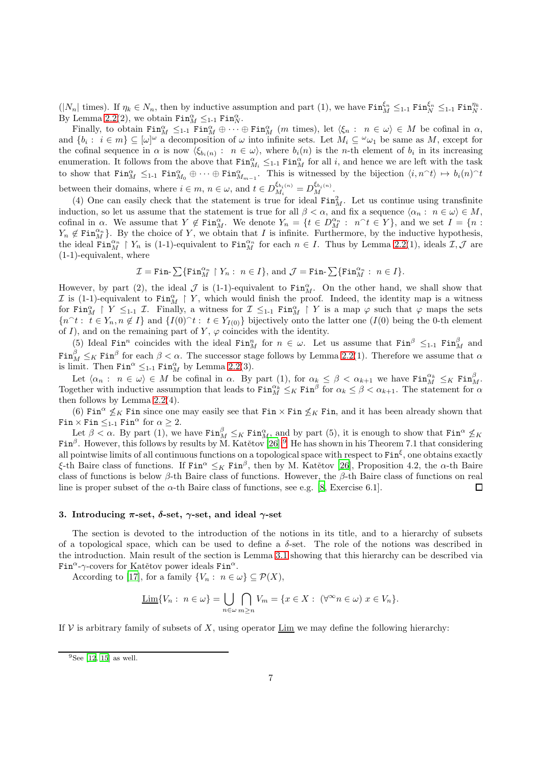($|N_n|$ times). If $\eta_k \in N_n$, then by inductive assumption and part (1), we have $\mathtt{Fin}^{\xi_n}_M \leq_{1\text{-}1} \mathtt{Fin}^{\xi_n}_N \leq_{1\text{-}1} \mathtt{Fin}^{\eta_k}_N$. By Lemma 2.2(2), we obtain $\mathtt{Fin}^{\alpha}_M \leq_{1\text{-}1} \mathtt{Fin}^{\alpha}_N$.

Finally, to obtain $\mathtt{Fin}^{\alpha}_M \leq_{1\text{-}1} \mathtt{Fin}^{\alpha}_M \oplus \cdots \oplus \mathtt{Fin}^{\alpha}_M$ ($m$ times), let $\langle \xi_n : n \in \omega\rangle \in M$ be cofinal in $\alpha$, and $\{b_i : i \in m\} \subseteq [\omega]^\omega$ a decomposition of $\omega$ into infinite sets. Let $M_i \subseteq {}^\omega\omega_1$ be same as $M$, except for the cofinal sequence in $\alpha$ is now $\langle \xi_{b_i(n)} : n \in \omega\rangle$, where $b_i(n)$ is the $n$-th element of $b_i$ in its increasing enumeration. It follows from the above that $\mathtt{Fin}^{\alpha}_{M_i} \leq_{1\text{-}1} \mathtt{Fin}^{\alpha}_M$ for all $i$, and hence we are left with the task to show that $\mathtt{Fin}^{\alpha}_M \leq_{1\text{-}1} \mathtt{Fin}^{\alpha}_{M_0} \oplus \cdots \oplus \mathtt{Fin}^{\alpha}_{M_{m-1}}$. This is witnessed by the bijection $\langle i, n^\frown t\rangle \mapsto b_i(n)^\frown t$ between their domains, where $i \in m$, $n \in \omega$, and $t \in D^{\xi_{b_i(n)}}_{M_i} = D^{\xi_{b_i(n)}}_M$.

(4) One can easily check that the statement is true for ideal $\mathtt{Fin}^2_M$. Let us continue using transfinite induction, so let us assume that the statement is true for all $\beta < \alpha$, and fix a sequence $\langle \alpha_n : n \in \omega\rangle \in M$, cofinal in $\alpha$. We assume that $Y \notin \mathtt{Fin}^{\alpha}_M$. We denote $Y_n = \{t \in D^{\alpha_n}_M : n^\frown t \in Y\}$, and we set $I = \{n : Y_n \notin \mathtt{Fin}^{\alpha_n}_M\}$. By the choice of $Y$, we obtain that $I$ is infinite. Furthermore, by the inductive hypothesis, the ideal $\mathtt{Fin}^{\alpha_n}_M \restriction Y_n$ is (1-1)-equivalent to $\mathtt{Fin}^{\alpha_n}_M$ for each $n \in I$. Thus by Lemma 2.2(1), ideals $\mathcal{I}, \mathcal{J}$ are (1-1)-equivalent, where

$$\mathcal{I} = \mathtt{Fin}\text{-}\textstyle\sum\{\mathtt{Fin}^{\alpha_n}_M \restriction Y_n : n \in I\}, \text{ and } \mathcal{J} = \mathtt{Fin}\text{-}\textstyle\sum\{\mathtt{Fin}^{\alpha_n}_M : n \in I\}.$$

However, by part (2), the ideal $\mathcal{J}$ is (1-1)-equivalent to $\mathtt{Fin}^{\alpha}_M$. On the other hand, we shall show that $\mathcal{I}$ is (1-1)-equivalent to $\mathtt{Fin}^{\alpha}_M \restriction Y$, which would finish the proof. Indeed, the identity map is a witness for $\mathtt{Fin}^{\alpha}_M \restriction Y \leq_{1\text{-}1} \mathcal{I}$. Finally, a witness for $\mathcal{I} \leq_{1\text{-}1} \mathtt{Fin}^{\alpha}_M \restriction Y$ is a map $\varphi$ such that $\varphi$ maps the sets $\{n^\frown t : t \in Y_n, n \notin I\}$ and $\{I(0)^\frown t : t \in Y_{I(0)}\}$ bijectively onto the latter one ($I(0)$ being the 0-th element of $I$), and on the remaining part of $Y$, $\varphi$ coincides with the identity.

(5) Ideal $\mathtt{Fin}^n$ coincides with the ideal $\mathtt{Fin}^n_M$ for $n \in \omega$. Let us assume that $\mathtt{Fin}^{\beta} \leq_{1\text{-}1} \mathtt{Fin}^{\beta}_M$ and $\mathtt{Fin}^{\beta}_M \leq_K \mathtt{Fin}^{\beta}$ for each $\beta < \alpha$. The successor stage follows by Lemma 2.2(1). Therefore we assume that $\alpha$ is limit. Then $\mathtt{Fin}^{\alpha} \leq_{1\text{-}1} \mathtt{Fin}^{\alpha}_M$ by Lemma 2.2(3).

Let $\langle \alpha_n : n \in \omega\rangle \in M$ be cofinal in $\alpha$. By part (1), for $\alpha_k \leq \beta < \alpha_{k+1}$ we have $\mathtt{Fin}^{\alpha_k}_M \leq_K \mathtt{Fin}^{\beta}_M$. Together with inductive assumption that leads to $\mathtt{Fin}^{\alpha_k}_M \leq_K \mathtt{Fin}^{\beta}$ for $\alpha_k \leq \beta < \alpha_{k+1}$. The statement for $\alpha$ then follows by Lemma 2.2(4).

(6) $\mathtt{Fin}^{\alpha} \not\leq_K \mathtt{Fin}$ since one may easily see that $\mathtt{Fin} \times \mathtt{Fin} \not\leq_K \mathtt{Fin}$, and it has been already shown that $\mathtt{Fin} \times \mathtt{Fin} \leq_{1\text{-}1} \mathtt{Fin}^{\alpha}$ for $\alpha \geq 2$.

Let $\beta < \alpha$. By part (1), we have $\mathtt{Fin}^{\beta}_M \leq_K \mathtt{Fin}^{\alpha}_M$, and by part (5), it is enough to show that $\mathtt{Fin}^{\alpha} \not\leq_K \mathtt{Fin}^{\beta}$. However, this follows by results by M. Katětov [26].[9] He has shown in his Theorem 7.1 that considering all pointwise limits of all continuous functions on a topological space with respect to $\mathtt{Fin}^{\xi}$, one obtains exactly $\xi$-th Baire class of functions. If $\mathtt{Fin}^{\alpha} \leq_K \mathtt{Fin}^{\beta}$, then by M. Katětov [26], Proposition 4.2, the $\alpha$-th Baire class of functions is below $\beta$-th Baire class of functions. However, the $\beta$-th Baire class of functions on real line is proper subset of the $\alpha$-th Baire class of functions, see e.g. [8, Exercise 6.1]. ☐

## 3. Introducing $\pi$-set, $\delta$-set, $\gamma$-set, and ideal $\gamma$-set

The section is devoted to the introduction of the notions in its title, and to a hierarchy of subsets of a topological space, which can be used to define a $\delta$-set. The role of the notions was described in the introduction. Main result of the section is Lemma 3.1 showing that this hierarchy can be described via $\mathtt{Fin}^{\alpha}$-$\gamma$-covers for Katětov power ideals $\mathtt{Fin}^{\alpha}$.

According to [17], for a family $\{V_n : n \in \omega\} \subseteq \mathcal{P}(X)$,

$$\underline{\mathrm{Lim}}\{V_n : n \in \omega\} = \bigcup_{n \in \omega} \bigcap_{m \geq n} V_m = \{x \in X : (\forall^\infty n \in \omega)\ x \in V_n\}.$$

If $\mathcal{V}$ is arbitrary family of subsets of $X$, using operator $\underline{\mathrm{Lim}}$ we may define the following hierarchy:

[9] See [12, 15] as well.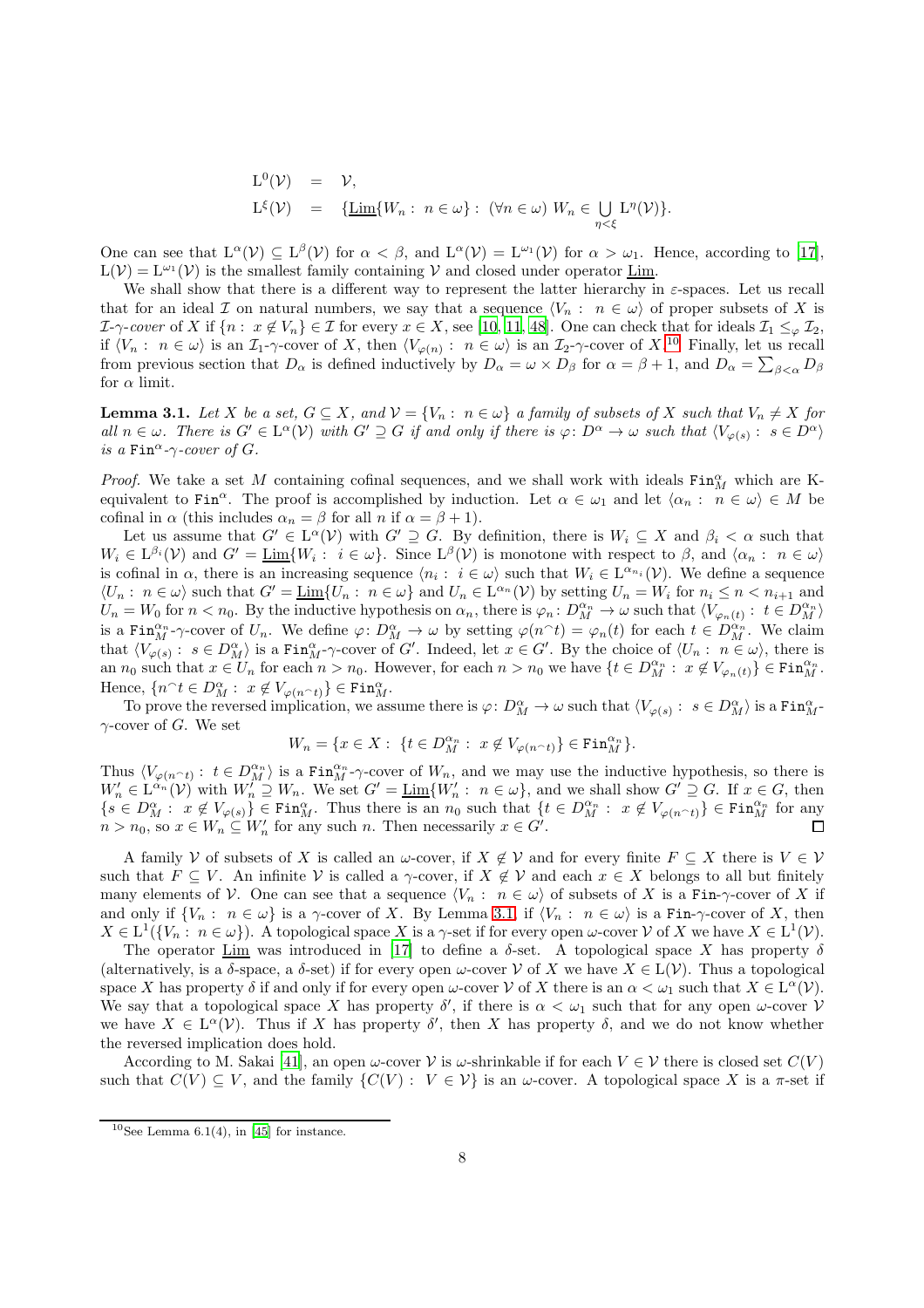$$
\begin{aligned}
\mathrm{L}^0(\mathcal{V}) &= \mathcal{V}, \\
\mathrm{L}^\xi(\mathcal{V}) &= \{\underline{\mathrm{Lim}}\{W_n : n \in \omega\} : (\forall n \in \omega)\ W_n \in \bigcup_{\eta<\xi} \mathrm{L}^\eta(\mathcal{V})\}.
\end{aligned}
$$

One can see that $\mathrm{L}^\alpha(\mathcal{V}) \subseteq \mathrm{L}^\beta(\mathcal{V})$ for $\alpha < \beta$, and $\mathrm{L}^\alpha(\mathcal{V}) = \mathrm{L}^{\omega_1}(\mathcal{V})$ for $\alpha > \omega_1$. Hence, according to [17], $\mathrm{L}(\mathcal{V}) = \mathrm{L}^{\omega_1}(\mathcal{V})$ is the smallest family containing $\mathcal{V}$ and closed under operator $\underline{\mathrm{Lim}}$.

We shall show that there is a different way to represent the latter hierarchy in $\varepsilon$-spaces. Let us recall that for an ideal $\mathcal{I}$ on natural numbers, we say that a sequence $\langle V_n : n \in \omega\rangle$ of proper subsets of $X$ is *$\mathcal{I}$-$\gamma$-cover* of $X$ if $\{n : x \notin V_n\} \in \mathcal{I}$ for every $x \in X$, see [10, 11, 48]. One can check that for ideals $\mathcal{I}_1 \leq_\varphi \mathcal{I}_2$, if $\langle V_n : n \in \omega\rangle$ is an $\mathcal{I}_1$-$\gamma$-cover of $X$, then $\langle V_{\varphi(n)} : n \in \omega\rangle$ is an $\mathcal{I}_2$-$\gamma$-cover of $X$.[10] Finally, let us recall from previous section that $D_\alpha$ is defined inductively by $D_\alpha = \omega \times D_\beta$ for $\alpha = \beta + 1$, and $D_\alpha = \sum_{\beta<\alpha} D_\beta$ for $\alpha$ limit.

**Lemma 3.1.** *Let $X$ be a set, $G \subseteq X$, and $\mathcal{V} = \{V_n : n \in \omega\}$ a family of subsets of $X$ such that $V_n \neq X$ for all $n \in \omega$. There is $G' \in \mathrm{L}^\alpha(\mathcal{V})$ with $G' \supseteq G$ if and only if there is $\varphi : D^\alpha \to \omega$ such that $\langle V_{\varphi(s)} : s \in D^\alpha\rangle$ is a $\mathtt{Fin}^\alpha$-$\gamma$-cover of $G$.*

*Proof.* We take a set $M$ containing cofinal sequences, and we shall work with ideals $\mathtt{Fin}^\alpha_M$ which are K-equivalent to $\mathtt{Fin}^\alpha$. The proof is accomplished by induction. Let $\alpha \in \omega_1$ and let $\langle \alpha_n : n \in \omega\rangle \in M$ be cofinal in $\alpha$ (this includes $\alpha_n = \beta$ for all $n$ if $\alpha = \beta + 1$).

Let us assume that $G' \in \mathrm{L}^\alpha(\mathcal{V})$ with $G' \supseteq G$. By definition, there is $W_i \subseteq X$ and $\beta_i < \alpha$ such that $W_i \in \mathrm{L}^{\beta_i}(\mathcal{V})$ and $G' = \underline{\mathrm{Lim}}\{W_i : i \in \omega\}$. Since $\mathrm{L}^\beta(\mathcal{V})$ is monotone with respect to $\beta$, and $\langle \alpha_n : n \in \omega\rangle$ is cofinal in $\alpha$, there is an increasing sequence $\langle n_i : i \in \omega\rangle$ such that $W_i \in \mathrm{L}^{\alpha_{n_i}}(\mathcal{V})$. We define a sequence $\langle U_n : n \in \omega\rangle$ such that $G' = \underline{\mathrm{Lim}}\{U_n : n \in \omega\}$ and $U_n \in \mathrm{L}^{\alpha_n}(\mathcal{V})$ by setting $U_n = W_i$ for $n_i \leq n < n_{i+1}$ and $U_n = W_0$ for $n < n_0$. By the inductive hypothesis on $\alpha_n$, there is $\varphi_n : D^{\alpha_n}_M \to \omega$ such that $\langle V_{\varphi_n(t)} : t \in D^{\alpha_n}_M\rangle$ is a $\mathtt{Fin}^{\alpha_n}_M$-$\gamma$-cover of $U_n$. We define $\varphi : D^\alpha_M \to \omega$ by setting $\varphi(n^\frown t) = \varphi_n(t)$ for each $t \in D^{\alpha_n}_M$. We claim that $\langle V_{\varphi(s)} : s \in D^\alpha_M\rangle$ is a $\mathtt{Fin}^\alpha_M$-$\gamma$-cover of $G'$. Indeed, let $x \in G'$. By the choice of $\langle U_n : n \in \omega\rangle$, there is an $n_0$ such that $x \in U_n$ for each $n > n_0$. However, for each $n > n_0$ we have $\{t \in D^{\alpha_n}_M : x \notin V_{\varphi_n(t)}\} \in \mathtt{Fin}^{\alpha_n}_M$. Hence, $\{n^\frown t \in D^\alpha_M : x \notin V_{\varphi(n^\frown t)}\} \in \mathtt{Fin}^\alpha_M$.

To prove the reversed implication, we assume there is $\varphi : D^\alpha_M \to \omega$ such that $\langle V_{\varphi(s)} : s \in D^\alpha_M\rangle$ is a $\mathtt{Fin}^\alpha_M$-$\gamma$-cover of $G$. We set

$$
W_n = \{x \in X : \{t \in D^{\alpha_n}_M : x \notin V_{\varphi(n^\frown t)}\} \in \mathtt{Fin}^{\alpha_n}_M\}.
$$

Thus $\langle V_{\varphi(n^\frown t)} : t \in D^{\alpha_n}_M\rangle$ is a $\mathtt{Fin}^{\alpha_n}_M$-$\gamma$-cover of $W_n$, and we may use the inductive hypothesis, so there is $W'_n \in \mathrm{L}^{\alpha_n}(\mathcal{V})$ with $W'_n \supseteq W_n$. We set $G' = \underline{\mathrm{Lim}}\{W'_n : n \in \omega\}$, and we shall show $G' \supseteq G$. If $x \in G$, then $\{s \in D^\alpha_M : x \notin V_{\varphi(s)}\} \in \mathtt{Fin}^\alpha_M$. Thus there is an $n_0$ such that $\{t \in D^{\alpha_n}_M : x \notin V_{\varphi(n^\frown t)}\} \in \mathtt{Fin}^{\alpha_n}_M$ for any $n > n_0$, so $x \in W_n \subseteq W'_n$ for any such $n$. Then necessarily $x \in G'$. $\square$

A family $\mathcal{V}$ of subsets of $X$ is called an $\omega$-cover, if $X \notin \mathcal{V}$ and for every finite $F \subseteq X$ there is $V \in \mathcal{V}$ such that $F \subseteq V$. An infinite $\mathcal{V}$ is called a $\gamma$-cover, if $X \notin \mathcal{V}$ and each $x \in X$ belongs to all but finitely many elements of $\mathcal{V}$. One can see that a sequence $\langle V_n : n \in \omega\rangle$ of subsets of $X$ is a $\mathtt{Fin}$-$\gamma$-cover of $X$ if and only if $\{V_n : n \in \omega\}$ is a $\gamma$-cover of $X$. By Lemma 3.1, if $\langle V_n : n \in \omega\rangle$ is a $\mathtt{Fin}$-$\gamma$-cover of $X$, then $X \in \mathrm{L}^1(\{V_n : n \in \omega\})$. A topological space $X$ is a $\gamma$-set if for every open $\omega$-cover $\mathcal{V}$ of $X$ we have $X \in \mathrm{L}^1(\mathcal{V})$.

The operator $\underline{\mathrm{Lim}}$ was introduced in [17] to define a $\delta$-set. A topological space $X$ has property $\delta$ (alternatively, is a $\delta$-space, a $\delta$-set) if for every open $\omega$-cover $\mathcal{V}$ of $X$ we have $X \in \mathrm{L}(\mathcal{V})$. Thus a topological space $X$ has property $\delta$ if and only if for every open $\omega$-cover $\mathcal{V}$ of $X$ there is an $\alpha < \omega_1$ such that $X \in \mathrm{L}^\alpha(\mathcal{V})$. We say that a topological space $X$ has property $\delta'$, if there is $\alpha < \omega_1$ such that for any open $\omega$-cover $\mathcal{V}$ we have $X \in \mathrm{L}^\alpha(\mathcal{V})$. Thus if $X$ has property $\delta'$, then $X$ has property $\delta$, and we do not know whether the reversed implication does hold.

According to M. Sakai [41], an open $\omega$-cover $\mathcal{V}$ is $\omega$-shrinkable if for each $V \in \mathcal{V}$ there is closed set $C(V)$ such that $C(V) \subseteq V$, and the family $\{C(V) : V \in \mathcal{V}\}$ is an $\omega$-cover. A topological space $X$ is a $\pi$-set if

[10] See Lemma 6.1(4), in [45] for instance.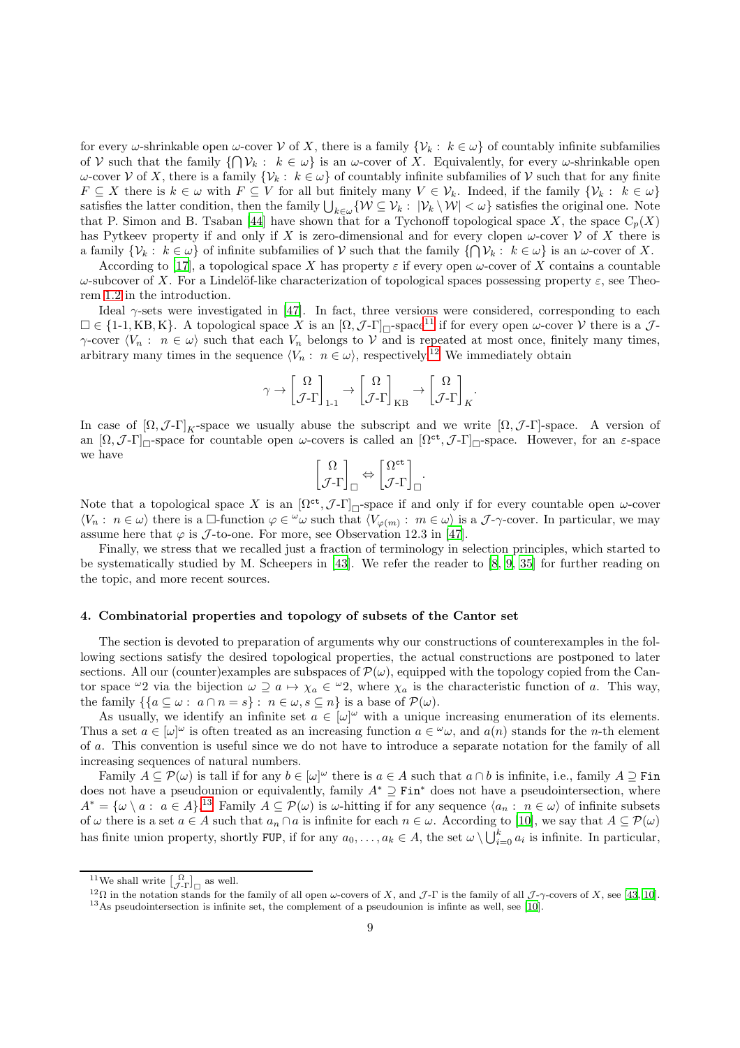for every $\omega$-shrinkable open $\omega$-cover $\mathcal{V}$ of $X$, there is a family $\{\mathcal{V}_k : k \in \omega\}$ of countably infinite subfamilies of $\mathcal{V}$ such that the family $\{\bigcap \mathcal{V}_k : k \in \omega\}$ is an $\omega$-cover of $X$. Equivalently, for every $\omega$-shrinkable open $\omega$-cover $\mathcal{V}$ of $X$, there is a family $\{\mathcal{V}_k : k \in \omega\}$ of countably infinite subfamilies of $\mathcal{V}$ such that for any finite $F \subseteq X$ there is $k \in \omega$ with $F \subseteq V$ for all but finitely many $V \in \mathcal{V}_k$. Indeed, if the family $\{\mathcal{V}_k : k \in \omega\}$ satisfies the latter condition, then the family $\bigcup_{k\in\omega}\{\mathcal{W} \subseteq \mathcal{V}_k : |\mathcal{V}_k \setminus \mathcal{W}| < \omega\}$ satisfies the original one. Note that P. Simon and B. Tsaban [44] have shown that for a Tychonoff topological space $X$, the space $C_p(X)$ has Pytkeev property if and only if $X$ is zero-dimensional and for every clopen $\omega$-cover $\mathcal{V}$ of $X$ there is a family $\{\mathcal{V}_k : k \in \omega\}$ of infinite subfamilies of $\mathcal{V}$ such that the family $\{\bigcap \mathcal{V}_k : k \in \omega\}$ is an $\omega$-cover of $X$.

According to [17], a topological space $X$ has property $\varepsilon$ if every open $\omega$-cover of $X$ contains a countable $\omega$-subcover of $X$. For a Lindelöf-like characterization of topological spaces possessing property $\varepsilon$, see Theorem 1.2 in the introduction.

Ideal $\gamma$-sets were investigated in [47]. In fact, three versions were considered, corresponding to each $\square \in \{1\text{-}1, \mathrm{KB}, \mathrm{K}\}$. A topological space $X$ is an $[\Omega, \mathcal{J}\text{-}\Gamma]_\square$-space[11] if for every open $\omega$-cover $\mathcal{V}$ there is a $\mathcal{J}$-$\gamma$-cover $\langle V_n : n \in \omega\rangle$ such that each $V_n$ belongs to $\mathcal{V}$ and is repeated at most once, finitely many times, arbitrary many times in the sequence $\langle V_n : n \in \omega\rangle$, respectively.[12] We immediately obtain

$$\gamma \to \begin{bmatrix}\Omega\\ \mathcal{J}\text{-}\Gamma\end{bmatrix}_{1\text{-}1} \to \begin{bmatrix}\Omega\\ \mathcal{J}\text{-}\Gamma\end{bmatrix}_{\mathrm{KB}} \to \begin{bmatrix}\Omega\\ \mathcal{J}\text{-}\Gamma\end{bmatrix}_{K}.$$

In case of $[\Omega, \mathcal{J}\text{-}\Gamma]_K$-space we usually abuse the subscript and we write $[\Omega, \mathcal{J}\text{-}\Gamma]$-space. A version of an $[\Omega, \mathcal{J}\text{-}\Gamma]_\square$-space for countable open $\omega$-covers is called an $[\Omega^{\mathtt{ct}}, \mathcal{J}\text{-}\Gamma]_\square$-space. However, for an $\varepsilon$-space we have

$$\begin{bmatrix}\Omega\\ \mathcal{J}\text{-}\Gamma\end{bmatrix}_{\square} \Leftrightarrow \begin{bmatrix}\Omega^{\mathtt{ct}}\\ \mathcal{J}\text{-}\Gamma\end{bmatrix}_{\square}.$$

Note that a topological space $X$ is an $[\Omega^{\mathtt{ct}}, \mathcal{J}\text{-}\Gamma]_\square$-space if and only if for every countable open $\omega$-cover $\langle V_n : n \in \omega\rangle$ there is a $\square$-function $\varphi \in {}^\omega\omega$ such that $\langle V_{\varphi(m)} : m \in \omega\rangle$ is a $\mathcal{J}$-$\gamma$-cover. In particular, we may assume here that $\varphi$ is $\mathcal{J}$-to-one. For more, see Observation 12.3 in [47].

Finally, we stress that we recalled just a fraction of terminology in selection principles, which started to be systematically studied by M. Scheepers in [43]. We refer the reader to [8, 9, 35] for further reading on the topic, and more recent sources.

## 4. Combinatorial properties and topology of subsets of the Cantor set

The section is devoted to preparation of arguments why our constructions of counterexamples in the following sections satisfy the desired topological properties, the actual constructions are postponed to later sections. All our (counter)examples are subspaces of $\mathcal{P}(\omega)$, equipped with the topology copied from the Cantor space ${}^\omega 2$ via the bijection $\omega \supseteq a \mapsto \chi_a \in {}^\omega 2$, where $\chi_a$ is the characteristic function of $a$. This way, the family $\{\{a \subseteq \omega : a \cap n = s\} : n \in \omega, s \subseteq n\}$ is a base of $\mathcal{P}(\omega)$.

As usually, we identify an infinite set $a \in [\omega]^\omega$ with a unique increasing enumeration of its elements. Thus a set $a \in [\omega]^\omega$ is often treated as an increasing function $a \in {}^\omega\omega$, and $a(n)$ stands for the $n$-th element of $a$. This convention is useful since we do not have to introduce a separate notation for the family of all increasing sequences of natural numbers.

Family $A \subseteq \mathcal{P}(\omega)$ is tall if for any $b \in [\omega]^\omega$ there is $a \in A$ such that $a \cap b$ is infinite, i.e., family $A \supseteq \mathtt{Fin}$ does not have a pseudounion or equivalently, family $A^* \supseteq \mathtt{Fin}^*$ does not have a pseudointersection, where $A^* = \{\omega \setminus a : a \in A\}$.[13] Family $A \subseteq \mathcal{P}(\omega)$ is $\omega$-hitting if for any sequence $\langle a_n : n \in \omega\rangle$ of infinite subsets of $\omega$ there is a set $a \in A$ such that $a_n \cap a$ is infinite for each $n \in \omega$. According to [10], we say that $A \subseteq \mathcal{P}(\omega)$ has finite union property, shortly $\mathtt{FUP}$, if for any $a_0, \ldots, a_k \in A$, the set $\omega \setminus \bigcup_{i=0}^k a_i$ is infinite. In particular,

---

[11] We shall write $\left[\begin{smallmatrix}\Omega\\ \mathcal{J}\text{-}\Gamma\end{smallmatrix}\right]_\square$ as well.

[12] $\Omega$ in the notation stands for the family of all open $\omega$-covers of $X$, and $\mathcal{J}$-$\Gamma$ is the family of all $\mathcal{J}$-$\gamma$-covers of $X$, see [43, 10].

[13] As pseudointersection is infinite set, the complement of a pseudounion is infinte as well, see [10].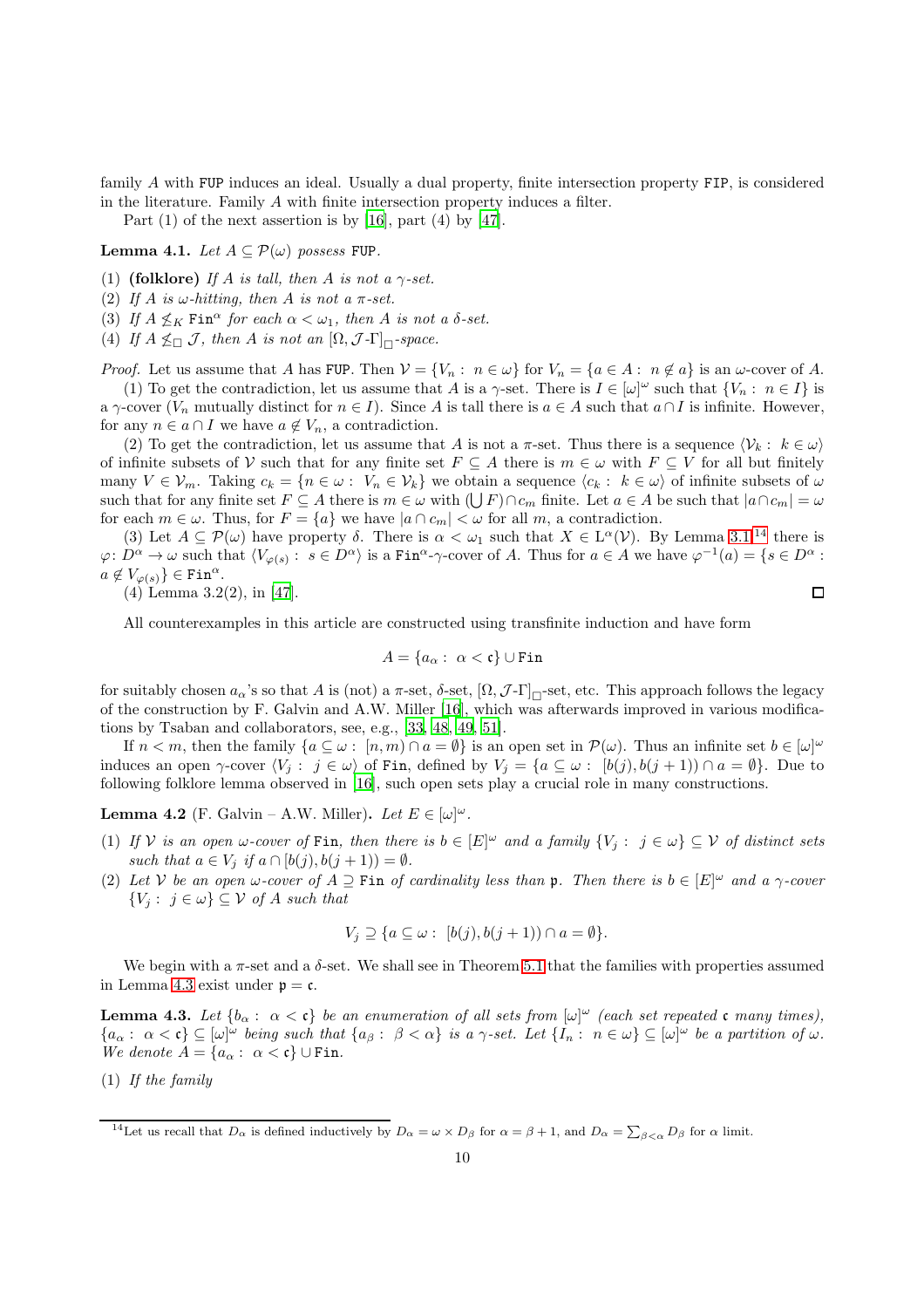family $A$ with FUP induces an ideal. Usually a dual property, finite intersection property FIP, is considered in the literature. Family $A$ with finite intersection property induces a filter.

Part (1) of the next assertion is by [16], part (4) by [47].

**Lemma 4.1.** *Let $A \subseteq \mathcal{P}(\omega)$ possess* FUP.

(1) **(folklore)** *If $A$ is tall, then $A$ is not a $\gamma$-set.*
(2) *If $A$ is $\omega$-hitting, then $A$ is not a $\pi$-set.*
(3) *If $A \not\leq_K \mathtt{Fin}^\alpha$ for each $\alpha < \omega_1$, then $A$ is not a $\delta$-set.*
(4) *If $A \not\leq_\square \mathcal{J}$, then $A$ is not an $[\Omega, \mathcal{J}\text{-}\Gamma]_\square$-space.*

*Proof.* Let us assume that $A$ has FUP. Then $\mathcal{V} = \{V_n : n \in \omega\}$ for $V_n = \{a \in A : n \notin a\}$ is an $\omega$-cover of $A$.

(1) To get the contradiction, let us assume that $A$ is a $\gamma$-set. There is $I \in [\omega]^\omega$ such that $\{V_n : n \in I\}$ is a $\gamma$-cover ($V_n$ mutually distinct for $n \in I$). Since $A$ is tall there is $a \in A$ such that $a \cap I$ is infinite. However, for any $n \in a \cap I$ we have $a \notin V_n$, a contradiction.

(2) To get the contradiction, let us assume that $A$ is not a $\pi$-set. Thus there is a sequence $\langle \mathcal{V}_k : k \in \omega \rangle$ of infinite subsets of $\mathcal{V}$ such that for any finite set $F \subseteq A$ there is $m \in \omega$ with $F \subseteq V$ for all but finitely many $V \in \mathcal{V}_m$. Taking $c_k = \{n \in \omega : V_n \in \mathcal{V}_k\}$ we obtain a sequence $\langle c_k : k \in \omega \rangle$ of infinite subsets of $\omega$ such that for any finite set $F \subseteq A$ there is $m \in \omega$ with $(\bigcup F) \cap c_m$ finite. Let $a \in A$ be such that $|a \cap c_m| = \omega$ for each $m \in \omega$. Thus, for $F = \{a\}$ we have $|a \cap c_m| < \omega$ for all $m$, a contradiction.

(3) Let $A \subseteq \mathcal{P}(\omega)$ have property $\delta$. There is $\alpha < \omega_1$ such that $X \in \mathrm{L}^\alpha(\mathcal{V})$. By Lemma 3.1[14] there is $\varphi \colon D^\alpha \to \omega$ such that $\langle V_{\varphi(s)} : s \in D^\alpha \rangle$ is a $\mathtt{Fin}^\alpha$-$\gamma$-cover of $A$. Thus for $a \in A$ we have $\varphi^{-1}(a) = \{s \in D^\alpha : a \notin V_{\varphi(s)}\} \in \mathtt{Fin}^\alpha$.

(4) Lemma 3.2(2), in [47]. $\square$

All counterexamples in this article are constructed using transfinite induction and have form

$$A = \{a_\alpha : \alpha < \mathfrak{c}\} \cup \mathtt{Fin}$$

for suitably chosen $a_\alpha$'s so that $A$ is (not) a $\pi$-set, $\delta$-set, $[\Omega, \mathcal{J}\text{-}\Gamma]_\square$-set, etc. This approach follows the legacy of the construction by F. Galvin and A.W. Miller [16], which was afterwards improved in various modifications by Tsaban and collaborators, see, e.g., [33, 48, 49, 51].

If $n < m$, then the family $\{a \subseteq \omega : [n, m) \cap a = \emptyset\}$ is an open set in $\mathcal{P}(\omega)$. Thus an infinite set $b \in [\omega]^\omega$ induces an open $\gamma$-cover $\langle V_j : j \in \omega \rangle$ of $\mathtt{Fin}$, defined by $V_j = \{a \subseteq \omega : [b(j), b(j+1)) \cap a = \emptyset\}$. Due to following folklore lemma observed in [16], such open sets play a crucial role in many constructions.

**Lemma 4.2** (F. Galvin – A.W. Miller)**.** *Let $E \in [\omega]^\omega$.*

(1) *If $\mathcal{V}$ is an open $\omega$-cover of* Fin*, then there is $b \in [E]^\omega$ and a family $\{V_j : j \in \omega\} \subseteq \mathcal{V}$ of distinct sets such that $a \in V_j$ if $a \cap [b(j), b(j+1)) = \emptyset$.*
(2) *Let $\mathcal{V}$ be an open $\omega$-cover of $A \supseteq \mathtt{Fin}$ of cardinality less than $\mathfrak{p}$. Then there is $b \in [E]^\omega$ and a $\gamma$-cover $\{V_j : j \in \omega\} \subseteq \mathcal{V}$ of $A$ such that*

$$V_j \supseteq \{a \subseteq \omega : [b(j), b(j+1)) \cap a = \emptyset\}.$$

We begin with a $\pi$-set and a $\delta$-set. We shall see in Theorem 5.1 that the families with properties assumed in Lemma 4.3 exist under $\mathfrak{p} = \mathfrak{c}$.

**Lemma 4.3.** *Let $\{b_\alpha : \alpha < \mathfrak{c}\}$ be an enumeration of all sets from $[\omega]^\omega$ (each set repeated $\mathfrak{c}$ many times), $\{a_\alpha : \alpha < \mathfrak{c}\} \subseteq [\omega]^\omega$ being such that $\{a_\beta : \beta < \alpha\}$ is a $\gamma$-set. Let $\{I_n : n \in \omega\} \subseteq [\omega]^\omega$ be a partition of $\omega$. We denote $A = \{a_\alpha : \alpha < \mathfrak{c}\} \cup \mathtt{Fin}$.*

(1) *If the family*

[14] Let us recall that $D_\alpha$ is defined inductively by $D_\alpha = \omega \times D_\beta$ for $\alpha = \beta + 1$, and $D_\alpha = \sum_{\beta<\alpha} D_\beta$ for $\alpha$ limit.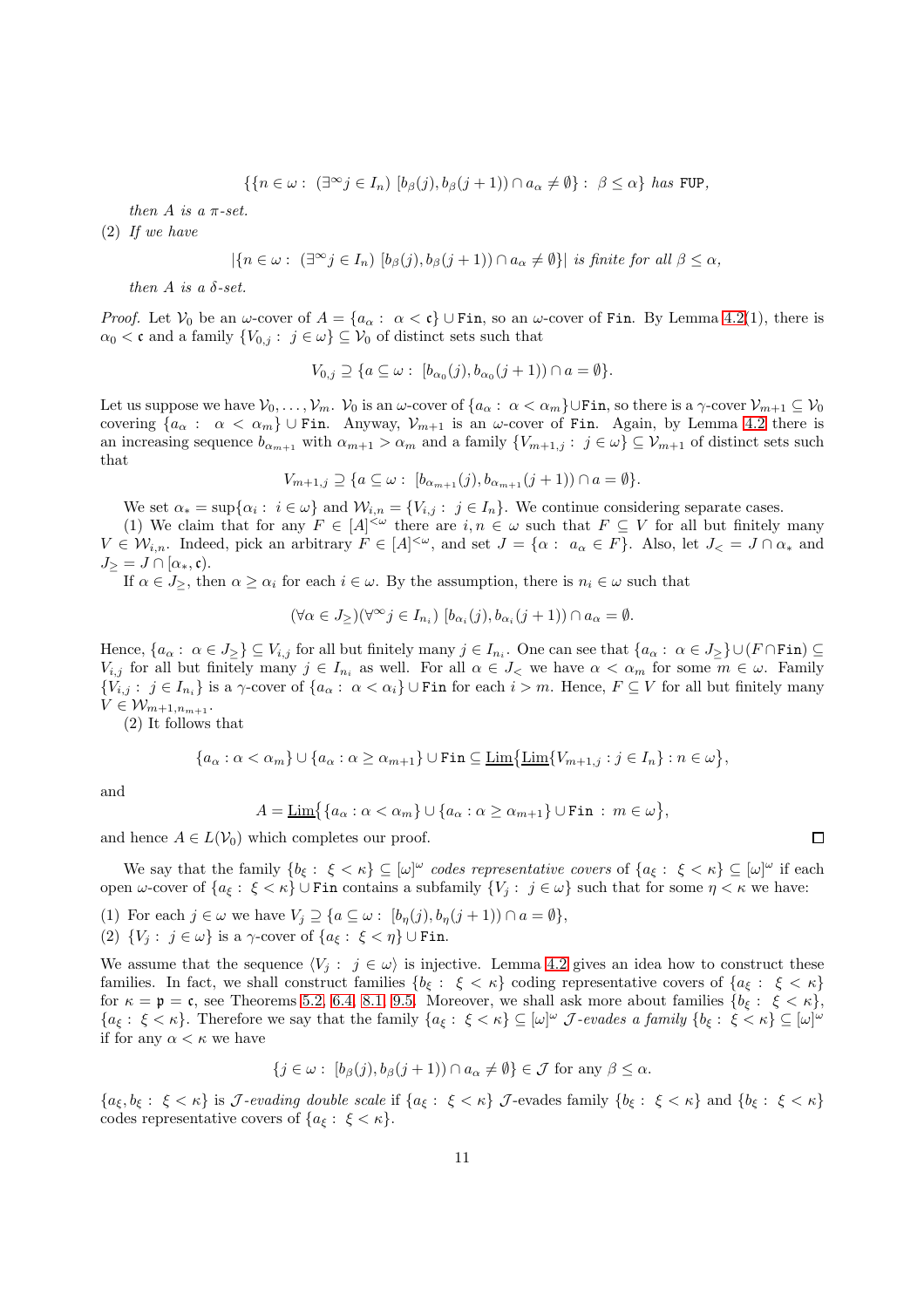$$\{\{n\in\omega:\ (\exists^\infty j\in I_n)\ [b_\beta(j),b_\beta(j+1))\cap a_\alpha\neq\emptyset\}:\ \beta\le\alpha\}\ \textit{has}\ \texttt{FUP},$$

*then $A$ is a $\pi$-set.*

(2) *If we have*

$$|\{n\in\omega:\ (\exists^\infty j\in I_n)\ [b_\beta(j),b_\beta(j+1))\cap a_\alpha\neq\emptyset\}|\ \textit{is finite for all}\ \beta\le\alpha,$$

*then $A$ is a $\delta$-set.*

*Proof.* Let $\mathcal{V}_0$ be an $\omega$-cover of $A=\{a_\alpha:\ \alpha<\mathfrak{c}\}\cup\texttt{Fin}$, so an $\omega$-cover of $\texttt{Fin}$. By Lemma 4.2(1), there is $\alpha_0<\mathfrak{c}$ and a family $\{V_{0,j}:\ j\in\omega\}\subseteq\mathcal{V}_0$ of distinct sets such that

$$V_{0,j}\supseteq\{a\subseteq\omega:\ [b_{\alpha_0}(j),b_{\alpha_0}(j+1))\cap a=\emptyset\}.$$

Let us suppose we have $\mathcal{V}_0,\dots,\mathcal{V}_m$. $\mathcal{V}_0$ is an $\omega$-cover of $\{a_\alpha:\ \alpha<\alpha_m\}\cup\texttt{Fin}$, so there is a $\gamma$-cover $\mathcal{V}_{m+1}\subseteq\mathcal{V}_0$ covering $\{a_\alpha:\ \alpha<\alpha_m\}\cup\texttt{Fin}$. Anyway, $\mathcal{V}_{m+1}$ is an $\omega$-cover of $\texttt{Fin}$. Again, by Lemma 4.2 there is an increasing sequence $b_{\alpha_{m+1}}$ with $\alpha_{m+1}>\alpha_m$ and a family $\{V_{m+1,j}:\ j\in\omega\}\subseteq\mathcal{V}_{m+1}$ of distinct sets such that

$$V_{m+1,j}\supseteq\{a\subseteq\omega:\ [b_{\alpha_{m+1}}(j),b_{\alpha_{m+1}}(j+1))\cap a=\emptyset\}.$$

We set $\alpha_*=\sup\{\alpha_i:\ i\in\omega\}$ and $\mathcal{W}_{i,n}=\{V_{i,j}:\ j\in I_n\}$. We continue considering separate cases.

(1) We claim that for any $F\in[A]^{<\omega}$ there are $i,n\in\omega$ such that $F\subseteq V$ for all but finitely many $V\in\mathcal{W}_{i,n}$. Indeed, pick an arbitrary $F\in[A]^{<\omega}$, and set $J=\{\alpha:\ a_\alpha\in F\}$. Also, let $J_<=J\cap\alpha_*$ and $J_\ge=J\cap[\alpha_*,\mathfrak{c})$.

If $\alpha\in J_\ge$, then $\alpha\ge\alpha_i$ for each $i\in\omega$. By the assumption, there is $n_i\in\omega$ such that

$$(\forall\alpha\in J_\ge)(\forall^\infty j\in I_{n_i})\ [b_{\alpha_i}(j),b_{\alpha_i}(j+1))\cap a_\alpha=\emptyset.$$

Hence, $\{a_\alpha:\ \alpha\in J_\ge\}\subseteq V_{i,j}$ for all but finitely many $j\in I_{n_i}$. One can see that $\{a_\alpha:\ \alpha\in J_\ge\}\cup(F\cap\texttt{Fin})\subseteq V_{i,j}$ for all but finitely many $j\in I_{n_i}$ as well. For all $\alpha\in J_<$ we have $\alpha<\alpha_m$ for some $m\in\omega$. Family $\{V_{i,j}:\ j\in I_{n_i}\}$ is a $\gamma$-cover of $\{a_\alpha:\ \alpha<\alpha_i\}\cup\texttt{Fin}$ for each $i>m$. Hence, $F\subseteq V$ for all but finitely many $V\in\mathcal{W}_{m+1,n_{m+1}}$.

(2) It follows that

$$\{a_\alpha:\alpha<\alpha_m\}\cup\{a_\alpha:\alpha\ge\alpha_{m+1}\}\cup\texttt{Fin}\subseteq\underline{\mathrm{Lim}}\big\{\underline{\mathrm{Lim}}\{V_{m+1,j}:j\in I_n\}:n\in\omega\big\},$$

and

$$A=\underline{\mathrm{Lim}}\big\{\{a_\alpha:\alpha<\alpha_m\}\cup\{a_\alpha:\alpha\ge\alpha_{m+1}\}\cup\texttt{Fin}\ :\ m\in\omega\big\},$$

and hence $A\in L(\mathcal{V}_0)$ which completes our proof. $\square$

We say that the family $\{b_\xi:\ \xi<\kappa\}\subseteq[\omega]^\omega$ *codes representative covers* of $\{a_\xi:\ \xi<\kappa\}\subseteq[\omega]^\omega$ if each open $\omega$-cover of $\{a_\xi:\ \xi<\kappa\}\cup\texttt{Fin}$ contains a subfamily $\{V_j:\ j\in\omega\}$ such that for some $\eta<\kappa$ we have:

(1) For each $j\in\omega$ we have $V_j\supseteq\{a\subseteq\omega:\ [b_\eta(j),b_\eta(j+1))\cap a=\emptyset\}$,

(2) $\{V_j:\ j\in\omega\}$ is a $\gamma$-cover of $\{a_\xi:\ \xi<\eta\}\cup\texttt{Fin}$.

We assume that the sequence $\langle V_j:\ j\in\omega\rangle$ is injective. Lemma 4.2 gives an idea how to construct these families. In fact, we shall construct families $\{b_\xi:\ \xi<\kappa\}$ coding representative covers of $\{a_\xi:\ \xi<\kappa\}$ for $\kappa=\mathfrak{p}=\mathfrak{c}$, see Theorems 5.2, 6.4, 8.1, 9.5. Moreover, we shall ask more about families $\{b_\xi:\ \xi<\kappa\}$, $\{a_\xi:\ \xi<\kappa\}$. Therefore we say that the family $\{a_\xi:\ \xi<\kappa\}\subseteq[\omega]^\omega$ *$\mathcal{J}$-evades a family* $\{b_\xi:\ \xi<\kappa\}\subseteq[\omega]^\omega$ if for any $\alpha<\kappa$ we have

$$\{j\in\omega:\ [b_\beta(j),b_\beta(j+1))\cap a_\alpha\neq\emptyset\}\in\mathcal{J}\ \text{for any}\ \beta\le\alpha.$$

$\{a_\xi,b_\xi:\ \xi<\kappa\}$ is *$\mathcal{J}$-evading double scale* if $\{a_\xi:\ \xi<\kappa\}$ $\mathcal{J}$-evades family $\{b_\xi:\ \xi<\kappa\}$ and $\{b_\xi:\ \xi<\kappa\}$ codes representative covers of $\{a_\xi:\ \xi<\kappa\}$.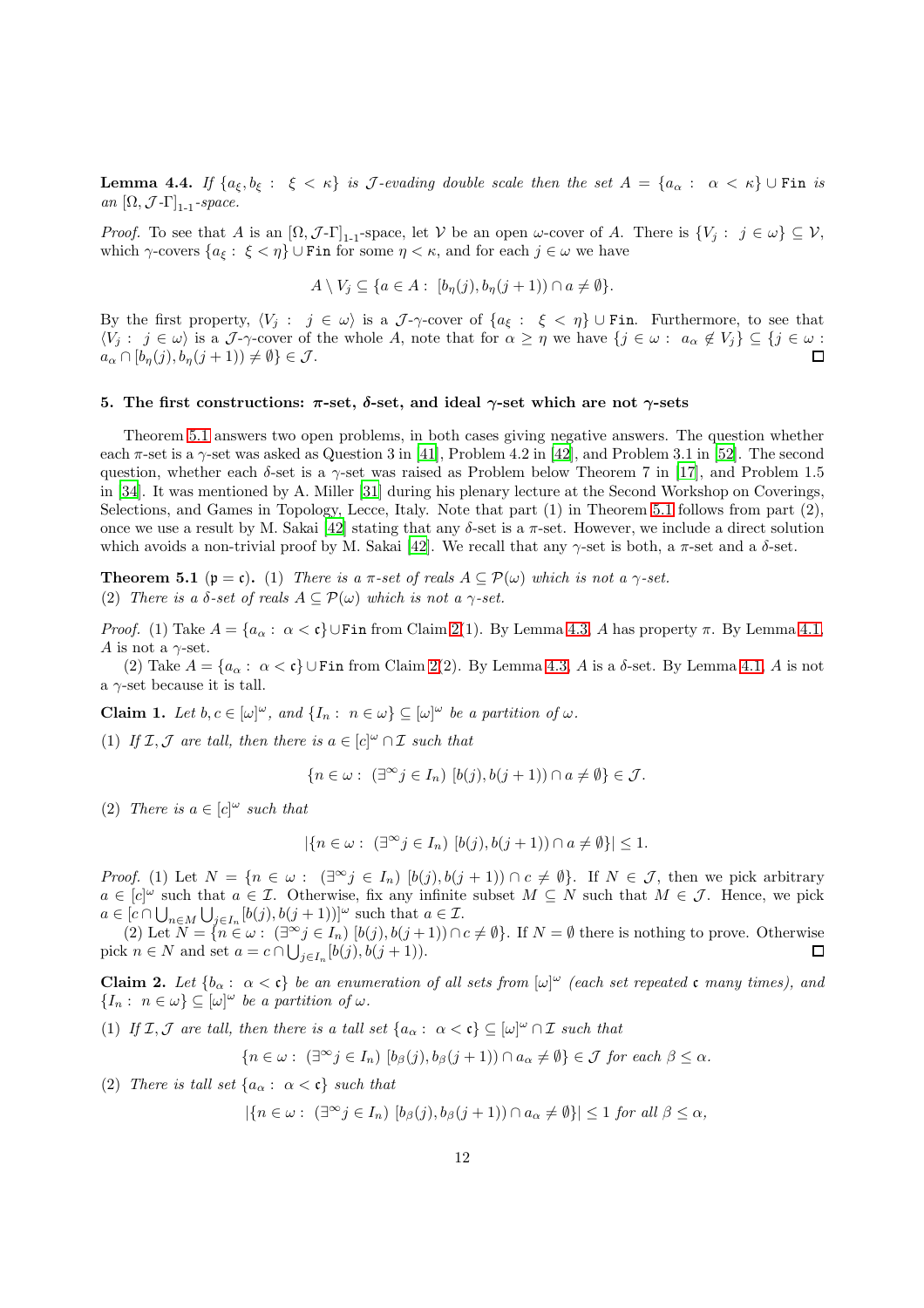**Lemma 4.4.** *If $\{a_\xi, b_\xi :\ \xi < \kappa\}$ is $\mathcal{J}$-evading double scale then the set $A = \{a_\alpha :\ \alpha < \kappa\} \cup \mathtt{Fin}$ is an $[\Omega, \mathcal{J}\text{-}\Gamma]_{1\text{-}1}$-space.*

*Proof.* To see that $A$ is an $[\Omega, \mathcal{J}\text{-}\Gamma]_{1\text{-}1}$-space, let $\mathcal{V}$ be an open $\omega$-cover of $A$. There is $\{V_j :\ j \in \omega\} \subseteq \mathcal{V}$, which $\gamma$-covers $\{a_\xi :\ \xi < \eta\} \cup \mathtt{Fin}$ for some $\eta < \kappa$, and for each $j \in \omega$ we have

$$A \setminus V_j \subseteq \{a \in A :\ [b_\eta(j), b_\eta(j+1)) \cap a \neq \emptyset\}.$$

By the first property, $\langle V_j :\ j \in \omega\rangle$ is a $\mathcal{J}$-$\gamma$-cover of $\{a_\xi :\ \xi < \eta\} \cup \mathtt{Fin}$. Furthermore, to see that $\langle V_j :\ j \in \omega\rangle$ is a $\mathcal{J}$-$\gamma$-cover of the whole $A$, note that for $\alpha \geq \eta$ we have $\{j \in \omega :\ a_\alpha \notin V_j\} \subseteq \{j \in \omega :\ a_\alpha \cap [b_\eta(j), b_\eta(j+1)) \neq \emptyset\} \in \mathcal{J}$. $\square$

## 5. The first constructions: $\pi$-set, $\delta$-set, and ideal $\gamma$-set which are not $\gamma$-sets

Theorem 5.1 answers two open problems, in both cases giving negative answers. The question whether each $\pi$-set is a $\gamma$-set was asked as Question 3 in [41], Problem 4.2 in [42], and Problem 3.1 in [52]. The second question, whether each $\delta$-set is a $\gamma$-set was raised as Problem below Theorem 7 in [17], and Problem 1.5 in [34]. It was mentioned by A. Miller [31] during his plenary lecture at the Second Workshop on Coverings, Selections, and Games in Topology, Lecce, Italy. Note that part (1) in Theorem 5.1 follows from part (2), once we use a result by M. Sakai [42] stating that any $\delta$-set is a $\pi$-set. However, we include a direct solution which avoids a non-trivial proof by M. Sakai [42]. We recall that any $\gamma$-set is both, a $\pi$-set and a $\delta$-set.

**Theorem 5.1** ($\mathfrak{p} = \mathfrak{c}$). (1) *There is a $\pi$-set of reals $A \subseteq \mathcal{P}(\omega)$ which is not a $\gamma$-set.*
(2) *There is a $\delta$-set of reals $A \subseteq \mathcal{P}(\omega)$ which is not a $\gamma$-set.*

*Proof.* (1) Take $A = \{a_\alpha :\ \alpha < \mathfrak{c}\} \cup \mathtt{Fin}$ from Claim 2(1). By Lemma 4.3, $A$ has property $\pi$. By Lemma 4.1, $A$ is not a $\gamma$-set.

(2) Take $A = \{a_\alpha :\ \alpha < \mathfrak{c}\} \cup \mathtt{Fin}$ from Claim 2(2). By Lemma 4.3, $A$ is a $\delta$-set. By Lemma 4.1, $A$ is not a $\gamma$-set because it is tall.

**Claim 1.** *Let $b, c \in [\omega]^\omega$, and $\{I_n :\ n \in \omega\} \subseteq [\omega]^\omega$ be a partition of $\omega$.*

(1) *If $\mathcal{I}, \mathcal{J}$ are tall, then there is a $a \in [c]^\omega \cap \mathcal{I}$ such that*

$$\{n \in \omega :\ (\exists^\infty j \in I_n)\ [b(j), b(j+1)) \cap a \neq \emptyset\} \in \mathcal{J}.$$

(2) *There is $a \in [c]^\omega$ such that*

$$|\{n \in \omega :\ (\exists^\infty j \in I_n)\ [b(j), b(j+1)) \cap a \neq \emptyset\}| \leq 1.$$

*Proof.* (1) Let $N = \{n \in \omega :\ (\exists^\infty j \in I_n)\ [b(j), b(j+1)) \cap c \neq \emptyset\}$. If $N \in \mathcal{J}$, then we pick arbitrary $a \in [c]^\omega$ such that $a \in \mathcal{I}$. Otherwise, fix any infinite subset $M \subseteq N$ such that $M \in \mathcal{J}$. Hence, we pick $a \in [c \cap \bigcup_{n \in M} \bigcup_{j \in I_n} [b(j), b(j+1))]^\omega$ such that $a \in \mathcal{I}$.

(2) Let $N = \{n \in \omega :\ (\exists^\infty j \in I_n)\ [b(j), b(j+1)) \cap c \neq \emptyset\}$. If $N = \emptyset$ there is nothing to prove. Otherwise pick $n \in N$ and set $a = c \cap \bigcup_{j \in I_n} [b(j), b(j+1))$. $\square$

**Claim 2.** *Let $\{b_\alpha :\ \alpha < \mathfrak{c}\}$ be an enumeration of all sets from $[\omega]^\omega$ (each set repeated $\mathfrak{c}$ many times), and $\{I_n :\ n \in \omega\} \subseteq [\omega]^\omega$ be a partition of $\omega$.*

(1) *If $\mathcal{I}, \mathcal{J}$ are tall, then there is a tall set $\{a_\alpha :\ \alpha < \mathfrak{c}\} \subseteq [\omega]^\omega \cap \mathcal{I}$ such that*

$$\{n \in \omega :\ (\exists^\infty j \in I_n)\ [b_\beta(j), b_\beta(j+1)) \cap a_\alpha \neq \emptyset\} \in \mathcal{J} \text{ for each } \beta \leq \alpha.$$

(2) *There is tall set $\{a_\alpha :\ \alpha < \mathfrak{c}\}$ such that*

$$|\{n \in \omega :\ (\exists^\infty j \in I_n)\ [b_\beta(j), b_\beta(j+1)) \cap a_\alpha \neq \emptyset\}| \leq 1 \text{ for all } \beta \leq \alpha,$$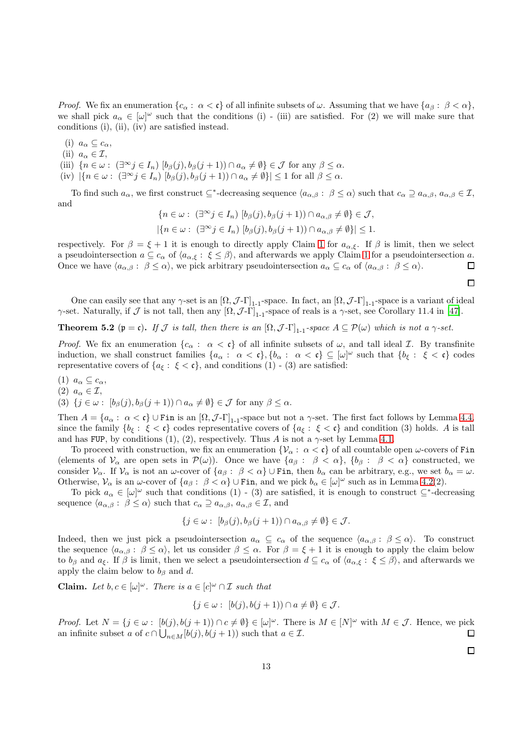*Proof.* We fix an enumeration $\{c_\alpha :\ \alpha < \mathfrak{c}\}$ of all infinite subsets of $\omega$. Assuming that we have $\{a_\beta :\ \beta < \alpha\}$, we shall pick $a_\alpha \in [\omega]^\omega$ such that the conditions (i) - (iii) are satisfied. For (2) we will make sure that conditions (i), (ii), (iv) are satisfied instead.

(i) $a_\alpha \subseteq c_\alpha$,

(ii) $a_\alpha \in \mathcal{I}$,

(iii) $\{n \in \omega :\ (\exists^\infty j \in I_n)\ [b_\beta(j), b_\beta(j+1)) \cap a_\alpha \neq \emptyset\} \in \mathcal{J}$ for any $\beta \leq \alpha$.

(iv) $|\{n \in \omega :\ (\exists^\infty j \in I_n)\ [b_\beta(j), b_\beta(j+1)) \cap a_\alpha \neq \emptyset\}| \leq 1$ for all $\beta \leq \alpha$.

To find such $a_\alpha$, we first construct $\subseteq^*$-decreasing sequence $\langle a_{\alpha,\beta} :\ \beta \leq \alpha\rangle$ such that $c_\alpha \supseteq a_{\alpha,\beta}$, $a_{\alpha,\beta} \in \mathcal{I}$, and

$$\{n \in \omega :\ (\exists^\infty j \in I_n)\ [b_\beta(j), b_\beta(j+1)) \cap a_{\alpha,\beta} \neq \emptyset\} \in \mathcal{J},$$

$$|\{n \in \omega :\ (\exists^\infty j \in I_n)\ [b_\beta(j), b_\beta(j+1)) \cap a_{\alpha,\beta} \neq \emptyset\}| \leq 1.$$

respectively. For $\beta = \xi + 1$ it is enough to directly apply Claim 1 for $a_{\alpha,\xi}$. If $\beta$ is limit, then we select a pseudointersection $a \subseteq c_\alpha$ of $\langle a_{\alpha,\xi} :\ \xi \leq \beta\rangle$, and afterwards we apply Claim 1 for a pseudointersection $a$. Once we have $\langle a_{\alpha,\beta} :\ \beta \leq \alpha\rangle$, we pick arbitrary pseudointersection $a_\alpha \subseteq c_\alpha$ of $\langle a_{\alpha,\beta} :\ \beta \leq \alpha\rangle$. □

□

One can easily see that any $\gamma$-set is an $[\Omega, \mathcal{J}\text{-}\Gamma]_{1\text{-}1}$-space. In fact, an $[\Omega, \mathcal{J}\text{-}\Gamma]_{1\text{-}1}$-space is a variant of ideal $\gamma$-set. Naturally, if $\mathcal{J}$ is not tall, then any $[\Omega, \mathcal{J}\text{-}\Gamma]_{1\text{-}1}$-space of reals is a $\gamma$-set, see Corollary 11.4 in [47].

**Theorem 5.2** ($\mathfrak{p} = \mathfrak{c}$)**.** *If $\mathcal{J}$ is tall, then there is an $[\Omega, \mathcal{J}\text{-}\Gamma]_{1\text{-}1}$-space $A \subseteq \mathcal{P}(\omega)$ which is not a $\gamma$-set.*

*Proof.* We fix an enumeration $\{c_\alpha :\ \alpha < \mathfrak{c}\}$ of all infinite subsets of $\omega$, and tall ideal $\mathcal{I}$. By transfinite induction, we shall construct families $\{a_\alpha :\ \alpha < \mathfrak{c}\}, \{b_\alpha :\ \alpha < \mathfrak{c}\} \subseteq [\omega]^\omega$ such that $\{b_\xi :\ \xi < \mathfrak{c}\}$ codes representative covers of $\{a_\xi :\ \xi < \mathfrak{c}\}$, and conditions (1) - (3) are satisfied:

(1) $a_\alpha \subseteq c_\alpha$,

(2) $a_\alpha \in \mathcal{I}$,

(3) $\{j \in \omega :\ [b_\beta(j), b_\beta(j+1)) \cap a_\alpha \neq \emptyset\} \in \mathcal{J}$ for any $\beta \leq \alpha$.

Then $A = \{a_\alpha :\ \alpha < \mathfrak{c}\} \cup \texttt{Fin}$ is an $[\Omega, \mathcal{J}\text{-}\Gamma]_{1\text{-}1}$-space but not a $\gamma$-set. The first fact follows by Lemma 4.4, since the family $\{b_\xi :\ \xi < \mathfrak{c}\}$ codes representative covers of $\{a_\xi :\ \xi < \mathfrak{c}\}$ and condition (3) holds. $A$ is tall and has $\texttt{FUP}$, by conditions (1), (2), respectively. Thus $A$ is not a $\gamma$-set by Lemma 4.1.

To proceed with construction, we fix an enumeration $\{\mathcal{V}_\alpha :\ \alpha < \mathfrak{c}\}$ of all countable open $\omega$-covers of $\texttt{Fin}$ (elements of $\mathcal{V}_\alpha$ are open sets in $\mathcal{P}(\omega)$). Once we have $\{a_\beta :\ \beta < \alpha\}$, $\{b_\beta :\ \beta < \alpha\}$ constructed, we consider $\mathcal{V}_\alpha$. If $\mathcal{V}_\alpha$ is not an $\omega$-cover of $\{a_\beta :\ \beta < \alpha\} \cup \texttt{Fin}$, then $b_\alpha$ can be arbitrary, e.g., we set $b_\alpha = \omega$. Otherwise, $\mathcal{V}_\alpha$ is an $\omega$-cover of $\{a_\beta :\ \beta < \alpha\} \cup \texttt{Fin}$, and we pick $b_\alpha \in [\omega]^\omega$ such that as in Lemma 4.2(2).

To pick $a_\alpha \in [\omega]^\omega$ such that conditions (1) - (3) are satisfied, it is enough to construct $\subseteq^*$-decreasing sequence $\langle a_{\alpha,\beta} :\ \beta \leq \alpha\rangle$ such that $c_\alpha \supseteq a_{\alpha,\beta}$, $a_{\alpha,\beta} \in \mathcal{I}$, and

$$\{j \in \omega :\ [b_\beta(j), b_\beta(j+1)) \cap a_{\alpha,\beta} \neq \emptyset\} \in \mathcal{J}.$$

Indeed, then we just pick a pseudointersection $a_\alpha \subseteq c_\alpha$ of the sequence $\langle a_{\alpha,\beta} :\ \beta \leq \alpha\rangle$. To construct the sequence $\langle a_{\alpha,\beta} :\ \beta \leq \alpha\rangle$, let us consider $\beta \leq \alpha$. For $\beta = \xi + 1$ it is enough to apply the claim below to $b_\beta$ and $a_\xi$. If $\beta$ is limit, then we select a pseudointersection $d \subseteq c_\alpha$ of $\langle a_{\alpha,\xi} :\ \xi \leq \beta\rangle$, and afterwards we apply the claim below to $b_\beta$ and $d$.

**Claim.** *Let $b, c \in [\omega]^\omega$. There is $a \in [c]^\omega \cap \mathcal{I}$ such that*

$$\{j \in \omega :\ [b(j), b(j+1)) \cap a \neq \emptyset\} \in \mathcal{J}.$$

*Proof.* Let $N = \{j \in \omega :\ [b(j), b(j+1)) \cap c \neq \emptyset\} \in [\omega]^\omega$. There is $M \in [N]^\omega$ with $M \in \mathcal{J}$. Hence, we pick an infinite subset $a$ of $c \cap \bigcup_{n \in M} [b(j), b(j+1))$ such that $a \in \mathcal{I}$. □

□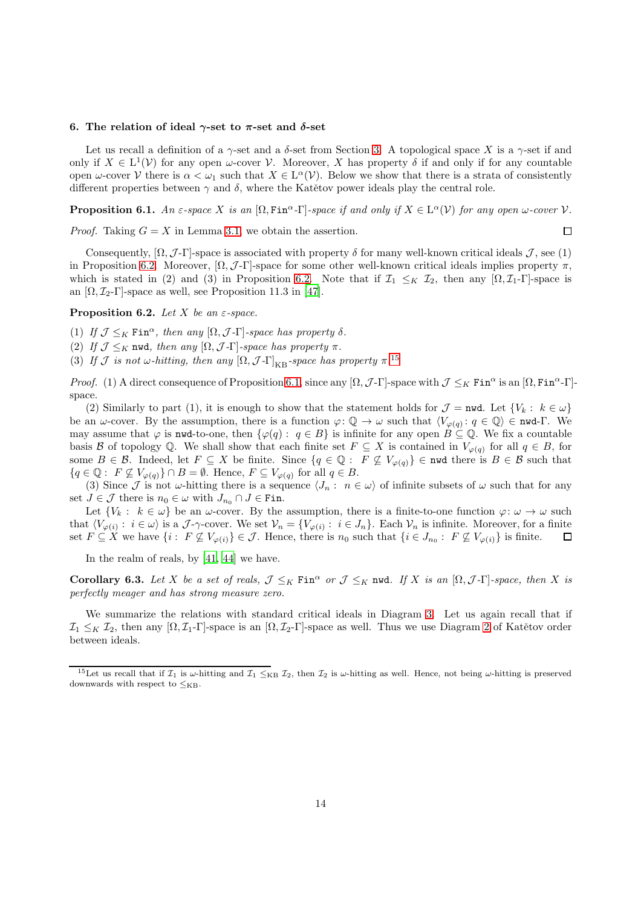## 6. The relation of ideal $\gamma$-set to $\pi$-set and $\delta$-set

Let us recall a definition of a $\gamma$-set and a $\delta$-set from Section 3. A topological space $X$ is a $\gamma$-set if and only if $X \in \mathrm{L}^1(\mathcal{V})$ for any open $\omega$-cover $\mathcal{V}$. Moreover, $X$ has property $\delta$ if and only if for any countable open $\omega$-cover $\mathcal{V}$ there is $\alpha < \omega_1$ such that $X \in \mathrm{L}^\alpha(\mathcal{V})$. Below we show that there is a strata of consistently different properties between $\gamma$ and $\delta$, where the Katětov power ideals play the central role.

**Proposition 6.1.** *An $\varepsilon$-space $X$ is an $[\Omega, \mathtt{Fin}^\alpha\text{-}\Gamma]$-space if and only if $X \in \mathrm{L}^\alpha(\mathcal{V})$ for any open $\omega$-cover $\mathcal{V}$.*

*Proof.* Taking $G = X$ in Lemma 3.1, we obtain the assertion. $\square$

Consequently, $[\Omega, \mathcal{J}\text{-}\Gamma]$-space is associated with property $\delta$ for many well-known critical ideals $\mathcal{J}$, see (1) in Proposition 6.2. Moreover, $[\Omega, \mathcal{J}\text{-}\Gamma]$-space for some other well-known critical ideals implies property $\pi$, which is stated in (2) and (3) in Proposition 6.2. Note that if $\mathcal{I}_1 \leq_K \mathcal{I}_2$, then any $[\Omega, \mathcal{I}_1\text{-}\Gamma]$-space is an $[\Omega, \mathcal{I}_2\text{-}\Gamma]$-space as well, see Proposition 11.3 in [47].

**Proposition 6.2.** *Let $X$ be an $\varepsilon$-space.*

1. *If $\mathcal{J} \leq_K \mathtt{Fin}^\alpha$, then any $[\Omega, \mathcal{J}\text{-}\Gamma]$-space has property $\delta$.*
2. *If $\mathcal{J} \leq_K \mathtt{nwd}$, then any $[\Omega, \mathcal{J}\text{-}\Gamma]$-space has property $\pi$.*
3. *If $\mathcal{J}$ is not $\omega$-hitting, then any $[\Omega, \mathcal{J}\text{-}\Gamma]_{\mathrm{KB}}$-space has property $\pi$.*[15]

*Proof.* (1) A direct consequence of Proposition 6.1, since any $[\Omega, \mathcal{J}\text{-}\Gamma]$-space with $\mathcal{J} \leq_K \mathtt{Fin}^\alpha$ is an $[\Omega, \mathtt{Fin}^\alpha\text{-}\Gamma]$-space.

(2) Similarly to part (1), it is enough to show that the statement holds for $\mathcal{J} = \mathtt{nwd}$. Let $\{V_k : k \in \omega\}$ be an $\omega$-cover. By the assumption, there is a function $\varphi \colon \mathbb{Q} \to \omega$ such that $\langle V_{\varphi(q)} \colon q \in \mathbb{Q}\rangle \in \mathtt{nwd}\text{-}\Gamma$. We may assume that $\varphi$ is $\mathtt{nwd}$-to-one, then $\{\varphi(q) : q \in B\}$ is infinite for any open $B \subseteq \mathbb{Q}$. We fix a countable basis $\mathcal{B}$ of topology $\mathbb{Q}$. We shall show that each finite set $F \subseteq X$ is contained in $V_{\varphi(q)}$ for all $q \in B$, for some $B \in \mathcal{B}$. Indeed, let $F \subseteq X$ be finite. Since $\{q \in \mathbb{Q} : F \not\subseteq V_{\varphi(q)}\} \in \mathtt{nwd}$ there is $B \in \mathcal{B}$ such that $\{q \in \mathbb{Q} : F \not\subseteq V_{\varphi(q)}\} \cap B = \emptyset$. Hence, $F \subseteq V_{\varphi(q)}$ for all $q \in B$.

(3) Since $\mathcal{J}$ is not $\omega$-hitting there is a sequence $\langle J_n : n \in \omega\rangle$ of infinite subsets of $\omega$ such that for any set $J \in \mathcal{J}$ there is $n_0 \in \omega$ with $J_{n_0} \cap J \in \mathtt{Fin}$.

Let $\{V_k : k \in \omega\}$ be an $\omega$-cover. By the assumption, there is a finite-to-one function $\varphi \colon \omega \to \omega$ such that $\langle V_{\varphi(i)} : i \in \omega\rangle$ is a $\mathcal{J}$-$\gamma$-cover. We set $\mathcal{V}_n = \{V_{\varphi(i)} : i \in J_n\}$. Each $\mathcal{V}_n$ is infinite. Moreover, for a finite set $F \subseteq X$ we have $\{i : F \not\subseteq V_{\varphi(i)}\} \in \mathcal{J}$. Hence, there is $n_0$ such that $\{i \in J_{n_0} : F \not\subseteq V_{\varphi(i)}\}$ is finite. $\square$

In the realm of reals, by [41, 44] we have.

**Corollary 6.3.** *Let $X$ be a set of reals, $\mathcal{J} \leq_K \mathtt{Fin}^\alpha$ or $\mathcal{J} \leq_K \mathtt{nwd}$. If $X$ is an $[\Omega, \mathcal{J}\text{-}\Gamma]$-space, then $X$ is perfectly meager and has strong measure zero.*

We summarize the relations with standard critical ideals in Diagram 3. Let us again recall that if $\mathcal{I}_1 \leq_K \mathcal{I}_2$, then any $[\Omega, \mathcal{I}_1\text{-}\Gamma]$-space is an $[\Omega, \mathcal{I}_2\text{-}\Gamma]$-space as well. Thus we use Diagram 2 of Katětov order between ideals.

---

[15] Let us recall that if $\mathcal{I}_1$ is $\omega$-hitting and $\mathcal{I}_1 \leq_{\mathrm{KB}} \mathcal{I}_2$, then $\mathcal{I}_2$ is $\omega$-hitting as well. Hence, not being $\omega$-hitting is preserved downwards with respect to $\leq_{\mathrm{KB}}$.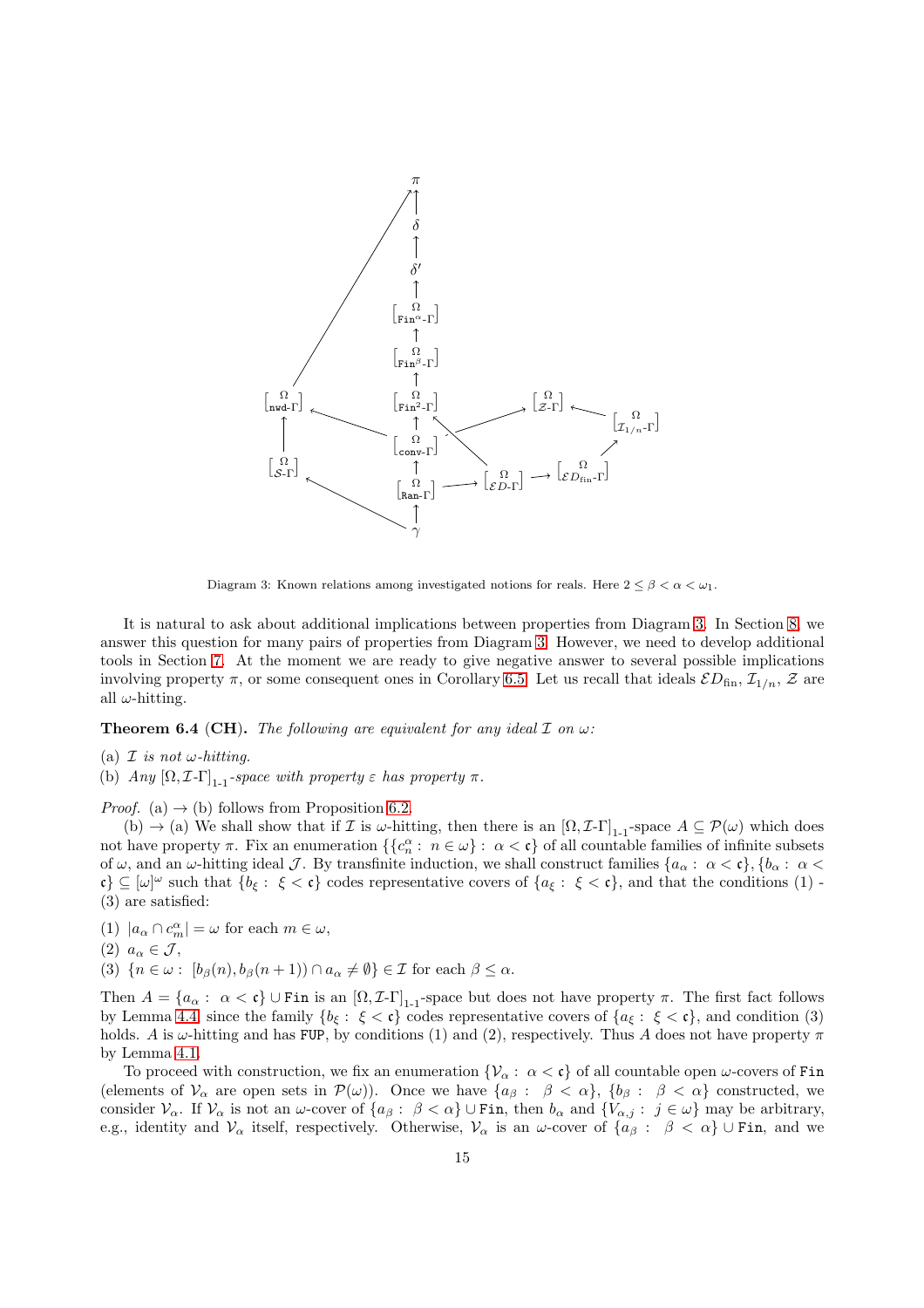Diagram 3: Known relations among investigated notions for reals. Here $2 \le \beta < \alpha < \omega_1$.

It is natural to ask about additional implications between properties from Diagram 3. In Section 8, we answer this question for many pairs of properties from Diagram 3. However, we need to develop additional tools in Section 7. At the moment we are ready to give negative answer to several possible implications involving property $\pi$, or some consequent ones in Corollary 6.5. Let us recall that ideals $\mathcal{E}D_{\rm fin}$, $\mathcal{I}_{1/n}$, $\mathcal{Z}$ are all $\omega$-hitting.

**Theorem 6.4 (CH).** *The following are equivalent for any ideal $\mathcal{I}$ on $\omega$:*

(a) *$\mathcal{I}$ is not $\omega$-hitting.*

(b) *Any $[\Omega, \mathcal{I}\text{-}\Gamma]_{1\text{-}1}$-space with property $\varepsilon$ has property $\pi$.*

*Proof.* (a) $\to$ (b) follows from Proposition 6.2.

(b) $\to$ (a) We shall show that if $\mathcal{I}$ is $\omega$-hitting, then there is an $[\Omega, \mathcal{I}\text{-}\Gamma]_{1\text{-}1}$-space $A \subseteq \mathcal{P}(\omega)$ which does not have property $\pi$. Fix an enumeration $\{\{c^\alpha_n : n \in \omega\} : \alpha < \mathfrak{c}\}$ of all countable families of infinite subsets of $\omega$, and an $\omega$-hitting ideal $\mathcal{J}$. By transfinite induction, we shall construct families $\{a_\alpha : \alpha < \mathfrak{c}\}, \{b_\alpha : \alpha < \mathfrak{c}\} \subseteq [\omega]^\omega$ such that $\{b_\xi : \xi < \mathfrak{c}\}$ codes representative covers of $\{a_\xi : \xi < \mathfrak{c}\}$, and that the conditions (1) - (3) are satisfied:

(1) $|a_\alpha \cap c^\alpha_m| = \omega$ for each $m \in \omega$,

(2) $a_\alpha \in \mathcal{J}$,

(3) $\{n \in \omega : [b_\beta(n), b_\beta(n+1)) \cap a_\alpha \neq \emptyset\} \in \mathcal{I}$ for each $\beta \le \alpha$.

Then $A = \{a_\alpha : \alpha < \mathfrak{c}\} \cup \mathtt{Fin}$ is an $[\Omega, \mathcal{I}\text{-}\Gamma]_{1\text{-}1}$-space but does not have property $\pi$. The first fact follows by Lemma 4.4 since the family $\{b_\xi : \xi < \mathfrak{c}\}$ codes representative covers of $\{a_\xi : \xi < \mathfrak{c}\}$, and condition (3) holds. $A$ is $\omega$-hitting and has $\mathtt{FUP}$, by conditions (1) and (2), respectively. Thus $A$ does not have property $\pi$ by Lemma 4.1.

To proceed with construction, we fix an enumeration $\{\mathcal{V}_\alpha : \alpha < \mathfrak{c}\}$ of all countable open $\omega$-covers of $\mathtt{Fin}$ (elements of $\mathcal{V}_\alpha$ are open sets in $\mathcal{P}(\omega)$). Once we have $\{a_\beta : \beta < \alpha\}$, $\{b_\beta : \beta < \alpha\}$ constructed, we consider $\mathcal{V}_\alpha$. If $\mathcal{V}_\alpha$ is not an $\omega$-cover of $\{a_\beta : \beta < \alpha\} \cup \mathtt{Fin}$, then $b_\alpha$ and $\{V_{\alpha,j} : j \in \omega\}$ may be arbitrary, e.g., identity and $\mathcal{V}_\alpha$ itself, respectively. Otherwise, $\mathcal{V}_\alpha$ is an $\omega$-cover of $\{a_\beta : \beta < \alpha\} \cup \mathtt{Fin}$, and we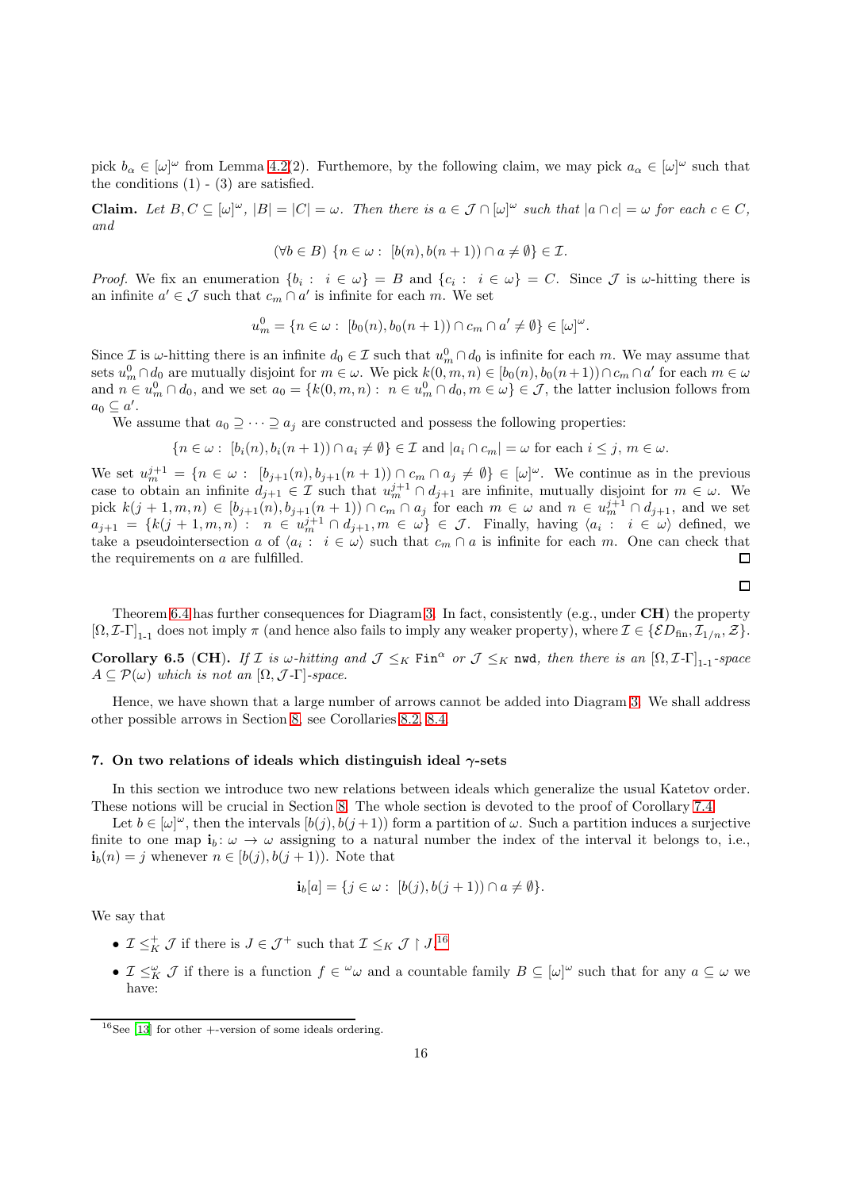pick $b_\alpha \in [\omega]^\omega$ from Lemma 4.2(2). Furthemore, by the following claim, we may pick $a_\alpha \in [\omega]^\omega$ such that the conditions (1) - (3) are satisfied.

**Claim.** *Let $B, C \subseteq [\omega]^\omega$, $|B| = |C| = \omega$. Then there is $a \in \mathcal{J} \cap [\omega]^\omega$ such that $|a \cap c| = \omega$ for each $c \in C$, and*

$$(\forall b \in B)\ \{n \in \omega :\ [b(n), b(n+1)) \cap a \neq \emptyset\} \in \mathcal{I}.$$

*Proof.* We fix an enumeration $\{b_i :\ i \in \omega\} = B$ and $\{c_i :\ i \in \omega\} = C$. Since $\mathcal{J}$ is $\omega$-hitting there is an infinite $a' \in \mathcal{J}$ such that $c_m \cap a'$ is infinite for each $m$. We set

$$u^0_m = \{n \in \omega :\ [b_0(n), b_0(n+1)) \cap c_m \cap a' \neq \emptyset\} \in [\omega]^\omega.$$

Since $\mathcal{I}$ is $\omega$-hitting there is an infinite $d_0 \in \mathcal{I}$ such that $u^0_m \cap d_0$ is infinite for each $m$. We may assume that sets $u^0_m \cap d_0$ are mutually disjoint for $m \in \omega$. We pick $k(0, m, n) \in [b_0(n), b_0(n+1)) \cap c_m \cap a'$ for each $m \in \omega$ and $n \in u^0_m \cap d_0$, and we set $a_0 = \{k(0, m, n) :\ n \in u^0_m \cap d_0, m \in \omega\} \in \mathcal{J}$, the latter inclusion follows from $a_0 \subseteq a'$.

We assume that $a_0 \supseteq \cdots \supseteq a_j$ are constructed and possess the following properties:

$$\{n \in \omega :\ [b_i(n), b_i(n+1)) \cap a_i \neq \emptyset\} \in \mathcal{I} \text{ and } |a_i \cap c_m| = \omega \text{ for each } i \leq j,\ m \in \omega.$$

We set $u^{j+1}_m = \{n \in \omega :\ [b_{j+1}(n), b_{j+1}(n+1)) \cap c_m \cap a_j \neq \emptyset\} \in [\omega]^\omega$. We continue as in the previous case to obtain an infinite $d_{j+1} \in \mathcal{I}$ such that $u^{j+1}_m \cap d_{j+1}$ are infinite, mutually disjoint for $m \in \omega$. We pick $k(j+1, m, n) \in [b_{j+1}(n), b_{j+1}(n+1)) \cap c_m \cap a_j$ for each $m \in \omega$ and $n \in u^{j+1}_m \cap d_{j+1}$, and we set $a_{j+1} = \{k(j+1, m, n) :\ n \in u^{j+1}_m \cap d_{j+1}, m \in \omega\} \in \mathcal{J}$. Finally, having $\langle a_i :\ i \in \omega\rangle$ defined, we take a pseudointersection $a$ of $\langle a_i :\ i \in \omega\rangle$ such that $c_m \cap a$ is infinite for each $m$. One can check that the requirements on $a$ are fulfilled. $\square$

$\square$

Theorem 6.4 has further consequences for Diagram 3. In fact, consistently (e.g., under **CH**) the property $[\Omega, \mathcal{I}\text{-}\Gamma]_{1\text{-}1}$ does not imply $\pi$ (and hence also fails to imply any weaker property), where $\mathcal{I} \in \{\mathcal{ED}_{\mathrm{fin}}, \mathcal{I}_{1/n}, \mathcal{Z}\}$.

**Corollary 6.5 (CH).** *If $\mathcal{I}$ is $\omega$-hitting and $\mathcal{J} \leq_K \mathtt{Fin}^\alpha$ or $\mathcal{J} \leq_K \mathtt{nwd}$, then there is an $[\Omega, \mathcal{I}\text{-}\Gamma]_{1\text{-}1}$-space $A \subseteq \mathcal{P}(\omega)$ which is not an $[\Omega, \mathcal{J}\text{-}\Gamma]$-space.*

Hence, we have shown that a large number of arrows cannot be added into Diagram 3. We shall address other possible arrows in Section 8, see Corollaries 8.2, 8.4.

## 7. On two relations of ideals which distinguish ideal $\gamma$-sets

In this section we introduce two new relations between ideals which generalize the usual Katetov order. These notions will be crucial in Section 8. The whole section is devoted to the proof of Corollary 7.4.

Let $b \in [\omega]^\omega$, then the intervals $[b(j), b(j+1))$ form a partition of $\omega$. Such a partition induces a surjective finite to one map $\mathbf{i}_b \colon \omega \to \omega$ assigning to a natural number the index of the interval it belongs to, i.e., $\mathbf{i}_b(n) = j$ whenever $n \in [b(j), b(j+1))$. Note that

$$\mathbf{i}_b[a] = \{j \in \omega :\ [b(j), b(j+1)) \cap a \neq \emptyset\}.$$

We say that

- $\mathcal{I} \leq^+_K \mathcal{J}$ if there is $J \in \mathcal{J}^+$ such that $\mathcal{I} \leq_K \mathcal{J} \restriction J$.[16]
- $\mathcal{I} \leq^\omega_K \mathcal{J}$ if there is a function $f \in {}^\omega\omega$ and a countable family $B \subseteq [\omega]^\omega$ such that for any $a \subseteq \omega$ we have:

[16] See [13] for other +-version of some ideals ordering.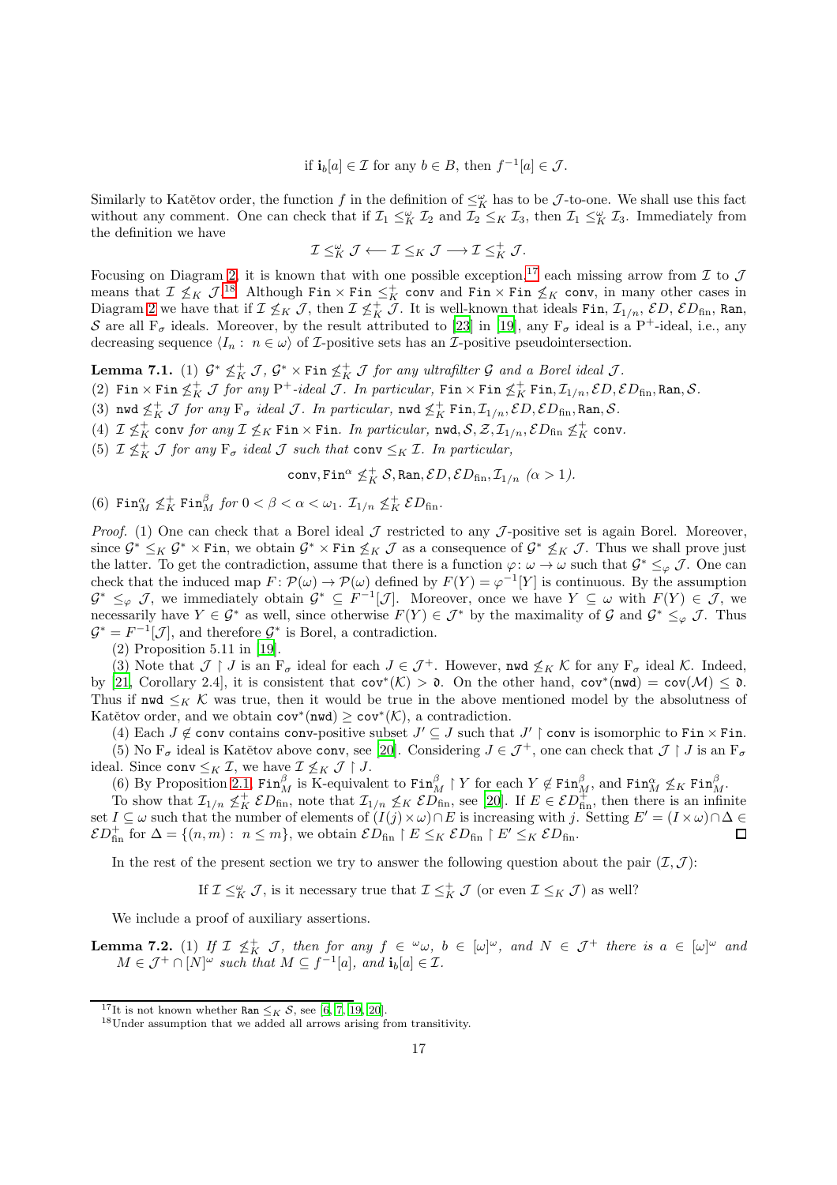$$\text{if } \mathbf{i}_b[a] \in \mathcal{I} \text{ for any } b \in B, \text{ then } f^{-1}[a] \in \mathcal{J}.$$

Similarly to Katětov order, the function $f$ in the definition of $\leq_K^\omega$ has to be $\mathcal{J}$-to-one. We shall use this fact without any comment. One can check that if $\mathcal{I}_1 \leq_K^\omega \mathcal{I}_2$ and $\mathcal{I}_2 \leq_K \mathcal{I}_3$, then $\mathcal{I}_1 \leq_K^\omega \mathcal{I}_3$. Immediately from the definition we have

$$\mathcal{I} \leq_K^\omega \mathcal{J} \longleftarrow \mathcal{I} \leq_K \mathcal{J} \longrightarrow \mathcal{I} \leq_K^+ \mathcal{J}.$$

Focusing on Diagram 2, it is known that with one possible exception,[17] each missing arrow from $\mathcal{I}$ to $\mathcal{J}$ means that $\mathcal{I} \not\leq_K \mathcal{J}$.[18] Although $\mathtt{Fin} \times \mathtt{Fin} \leq_K^+ \mathtt{conv}$ and $\mathtt{Fin} \times \mathtt{Fin} \not\leq_K \mathtt{conv}$, in many other cases in Diagram 2 we have that if $\mathcal{I} \not\leq_K \mathcal{J}$, then $\mathcal{I} \not\leq_K^+ \mathcal{J}$. It is well-known that ideals $\mathtt{Fin}$, $\mathcal{I}_{1/n}$, $\mathcal{ED}$, $\mathcal{ED}_{\mathrm{fin}}$, $\mathtt{Ran}$, $\mathcal{S}$ are all $\mathrm{F}_\sigma$ ideals. Moreover, by the result attributed to [23] in [19], any $\mathrm{F}_\sigma$ ideal is a $\mathrm{P}^+$-ideal, i.e., any decreasing sequence $\langle I_n :\ n \in \omega\rangle$ of $\mathcal{I}$-positive sets has an $\mathcal{I}$-positive pseudointersection.

**Lemma 7.1.** (1) *$\mathcal{G}^* \not\leq_K^+ \mathcal{J}$, $\mathcal{G}^* \times \mathtt{Fin} \not\leq_K^+ \mathcal{J}$ for any ultrafilter $\mathcal{G}$ and a Borel ideal $\mathcal{J}$.*

(2) *$\mathtt{Fin} \times \mathtt{Fin} \not\leq_K^+ \mathcal{J}$ for any $\mathrm{P}^+$-ideal $\mathcal{J}$. In particular, $\mathtt{Fin} \times \mathtt{Fin} \not\leq_K^+ \mathtt{Fin}, \mathcal{I}_{1/n}, \mathcal{ED}, \mathcal{ED}_{\mathrm{fin}}, \mathtt{Ran}, \mathcal{S}$.*

(3) *$\mathtt{nwd} \not\leq_K^+ \mathcal{J}$ for any $\mathrm{F}_\sigma$ ideal $\mathcal{J}$. In particular, $\mathtt{nwd} \not\leq_K^+ \mathtt{Fin}, \mathcal{I}_{1/n}, \mathcal{ED}, \mathcal{ED}_{\mathrm{fin}}, \mathtt{Ran}, \mathcal{S}$.*

(4) *$\mathcal{I} \not\leq_K^+ \mathtt{conv}$ for any $\mathcal{I} \not\leq_K \mathtt{Fin} \times \mathtt{Fin}$. In particular, $\mathtt{nwd}, \mathcal{S}, \mathcal{Z}, \mathcal{I}_{1/n}, \mathcal{ED}_{\mathrm{fin}} \not\leq_K^+ \mathtt{conv}$.*

(5) *$\mathcal{I} \not\leq_K^+ \mathcal{J}$ for any $\mathrm{F}_\sigma$ ideal $\mathcal{J}$ such that $\mathtt{conv} \leq_K \mathcal{I}$. In particular,*

$$\mathtt{conv}, \mathtt{Fin}^\alpha \not\leq_K^+ \mathcal{S}, \mathtt{Ran}, \mathcal{ED}, \mathcal{ED}_{\mathrm{fin}}, \mathcal{I}_{1/n}\ (\alpha > 1).$$

(6) *$\mathtt{Fin}_M^\alpha \not\leq_K^+ \mathtt{Fin}_M^\beta$ for $0 < \beta < \alpha < \omega_1$. $\mathcal{I}_{1/n} \not\leq_K^+ \mathcal{ED}_{\mathrm{fin}}$.*

*Proof.* (1) One can check that a Borel ideal $\mathcal{J}$ restricted to any $\mathcal{J}$-positive set is again Borel. Moreover, since $\mathcal{G}^* \leq_K \mathcal{G}^* \times \mathtt{Fin}$, we obtain $\mathcal{G}^* \times \mathtt{Fin} \not\leq_K \mathcal{J}$ as a consequence of $\mathcal{G}^* \not\leq_K \mathcal{J}$. Thus we shall prove just the latter. To get the contradiction, assume that there is a function $\varphi\colon \omega \to \omega$ such that $\mathcal{G}^* \leq_\varphi \mathcal{J}$. One can check that the induced map $F\colon \mathcal{P}(\omega) \to \mathcal{P}(\omega)$ defined by $F(Y) = \varphi^{-1}[Y]$ is continuous. By the assumption $\mathcal{G}^* \leq_\varphi \mathcal{J}$, we immediately obtain $\mathcal{G}^* \subseteq F^{-1}[\mathcal{J}]$. Moreover, once we have $Y \subseteq \omega$ with $F(Y) \in \mathcal{J}$, we necessarily have $Y \in \mathcal{G}^*$ as well, since otherwise $F(Y) \in \mathcal{J}^*$ by the maximality of $\mathcal{G}$ and $\mathcal{G}^* \leq_\varphi \mathcal{J}$. Thus $\mathcal{G}^* = F^{-1}[\mathcal{J}]$, and therefore $\mathcal{G}^*$ is Borel, a contradiction.

(2) Proposition 5.11 in [19].

(3) Note that $\mathcal{J} \restriction J$ is an $\mathrm{F}_\sigma$ ideal for each $J \in \mathcal{J}^+$. However, $\mathtt{nwd} \not\leq_K \mathcal{K}$ for any $\mathrm{F}_\sigma$ ideal $\mathcal{K}$. Indeed, by [21, Corollary 2.4], it is consistent that $\mathtt{cov}^*(\mathcal{K}) > \mathfrak{d}$. On the other hand, $\mathtt{cov}^*(\mathtt{nwd}) = \mathtt{cov}(\mathcal{M}) \leq \mathfrak{d}$. Thus if $\mathtt{nwd} \leq_K \mathcal{K}$ was true, then it would be true in the above mentioned model by the absolutness of Katětov order, and we obtain $\mathtt{cov}^*(\mathtt{nwd}) \geq \mathtt{cov}^*(\mathcal{K})$, a contradiction.

(4) Each $J \notin \mathtt{conv}$ contains $\mathtt{conv}$-positive subset $J' \subseteq J$ such that $J' \restriction \mathtt{conv}$ is isomorphic to $\mathtt{Fin} \times \mathtt{Fin}$.

(5) No $\mathrm{F}_\sigma$ ideal is Katětov above $\mathtt{conv}$, see [20]. Considering $J \in \mathcal{J}^+$, one can check that $\mathcal{J} \restriction J$ is an $\mathrm{F}_\sigma$ ideal. Since $\mathtt{conv} \leq_K \mathcal{I}$, we have $\mathcal{I} \not\leq_K \mathcal{J} \restriction J$.

(6) By Proposition 2.1, $\mathtt{Fin}_M^\beta$ is K-equivalent to $\mathtt{Fin}_M^\beta \restriction Y$ for each $Y \notin \mathtt{Fin}_M^\beta$, and $\mathtt{Fin}_M^\alpha \not\leq_K \mathtt{Fin}_M^\beta$.

To show that $\mathcal{I}_{1/n} \not\leq_K^+ \mathcal{ED}_{\mathrm{fin}}$, note that $\mathcal{I}_{1/n} \not\leq_K \mathcal{ED}_{\mathrm{fin}}$, see [20]. If $E \in \mathcal{ED}_{\mathrm{fin}}^+$, then there is an infinite set $I \subseteq \omega$ such that the number of elements of $(I(j) \times \omega) \cap E$ is increasing with $j$. Setting $E' = (I \times \omega) \cap \Delta \in \mathcal{ED}_{\mathrm{fin}}^+$ for $\Delta = \{(n,m) :\ n \leq m\}$, we obtain $\mathcal{ED}_{\mathrm{fin}} \restriction E \leq_K \mathcal{ED}_{\mathrm{fin}} \restriction E' \leq_K \mathcal{ED}_{\mathrm{fin}}$. $\square$

In the rest of the present section we try to answer the following question about the pair $(\mathcal{I}, \mathcal{J})$:

If $\mathcal{I} \leq_K^\omega \mathcal{J}$, is it necessary true that $\mathcal{I} \leq_K^+ \mathcal{J}$ (or even $\mathcal{I} \leq_K \mathcal{J}$) as well?

We include a proof of auxiliary assertions.

**Lemma 7.2.** (1) *If $\mathcal{I} \not\leq_K^+ \mathcal{J}$, then for any $f \in {}^\omega\omega$, $b \in [\omega]^\omega$, and $N \in \mathcal{J}^+$ there is a $\in [\omega]^\omega$ and $M \in \mathcal{J}^+ \cap [N]^\omega$ such that $M \subseteq f^{-1}[a]$, and $\mathbf{i}_b[a] \in \mathcal{I}$.*

---

[17] It is not known whether $\mathtt{Ran} \leq_K \mathcal{S}$, see [6, 7, 19, 20].

[18] Under assumption that we added all arrows arising from transitivity.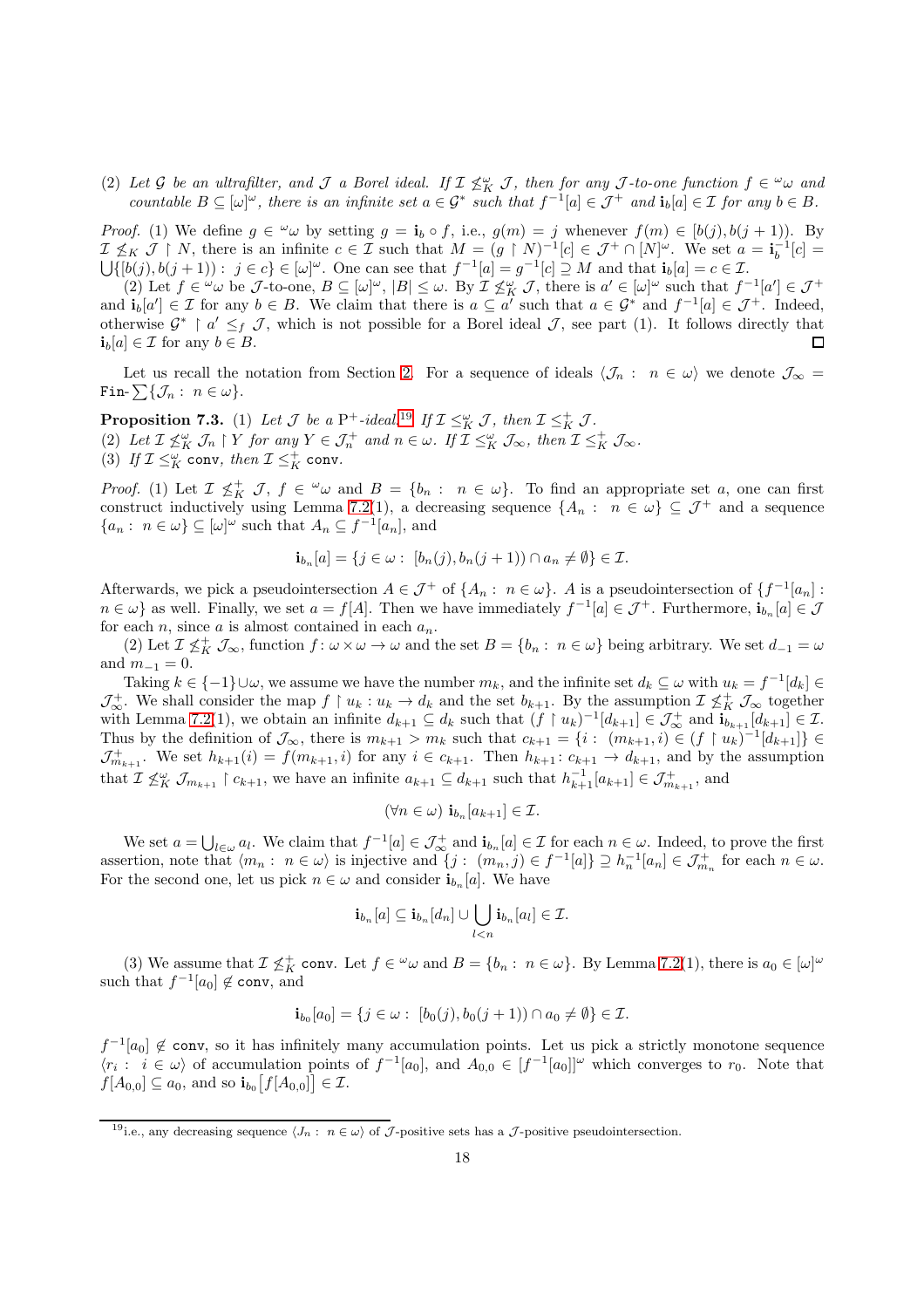(2) *Let $\mathcal{G}$ be an ultrafilter, and $\mathcal{J}$ a Borel ideal. If $\mathcal{I} \not\leq_K^\omega \mathcal{J}$, then for any $\mathcal{J}$-to-one function $f \in {}^\omega\omega$ and countable $B \subseteq [\omega]^\omega$, there is an infinite set $a \in \mathcal{G}^*$ such that $f^{-1}[a] \in \mathcal{J}^+$ and $\mathbf{i}_b[a] \in \mathcal{I}$ for any $b \in B$.*

*Proof.* (1) We define $g \in {}^\omega\omega$ by setting $g = \mathbf{i}_b \circ f$, i.e., $g(m) = j$ whenever $f(m) \in [b(j), b(j+1))$. By $\mathcal{I} \not\leq_K \mathcal{J} \restriction N$, there is an infinite $c \in \mathcal{I}$ such that $M = (g \restriction N)^{-1}[c] \in \mathcal{J}^+ \cap [N]^\omega$. We set $a = \mathbf{i}_b^{-1}[c] = \bigcup\{[b(j), b(j+1)) : j \in c\} \in [\omega]^\omega$. One can see that $f^{-1}[a] = g^{-1}[a] \supseteq M$ and that $\mathbf{i}_b[a] = c \in \mathcal{I}$.

(2) Let $f \in {}^\omega\omega$ be $\mathcal{J}$-to-one, $B \subseteq [\omega]^\omega$, $|B| \leq \omega$. By $\mathcal{I} \not\leq_K^\omega \mathcal{J}$, there is $a' \in [\omega]^\omega$ such that $f^{-1}[a'] \in \mathcal{J}^+$ and $\mathbf{i}_b[a'] \in \mathcal{I}$ for any $b \in B$. We claim that there is $a \subseteq a'$ such that $a \in \mathcal{G}^*$ and $f^{-1}[a] \in \mathcal{J}^+$. Indeed, otherwise $\mathcal{G}^* \restriction a' \leq_f \mathcal{J}$, which is not possible for a Borel ideal $\mathcal{J}$, see part (1). It follows directly that $\mathbf{i}_b[a] \in \mathcal{I}$ for any $b \in B$. ◻

Let us recall the notation from Section 2. For a sequence of ideals $\langle \mathcal{J}_n : n \in \omega \rangle$ we denote $\mathcal{J}_\infty = \texttt{Fin}\text{-}\sum\{\mathcal{J}_n : n \in \omega\}$.

**Proposition 7.3.** (1) *Let $\mathcal{J}$ be a $\mathrm{P}^+$-ideal.*[19] *If $\mathcal{I} \leq_K^\omega \mathcal{J}$, then $\mathcal{I} \leq_K^+ \mathcal{J}$.*
(2) *Let $\mathcal{I} \not\leq_K^\omega \mathcal{J}_n \restriction Y$ for any $Y \in \mathcal{J}_n^+$ and $n \in \omega$. If $\mathcal{I} \leq_K^\omega \mathcal{J}_\infty$, then $\mathcal{I} \leq_K^+ \mathcal{J}_\infty$.*
(3) *If $\mathcal{I} \leq_K^\omega \texttt{conv}$, then $\mathcal{I} \leq_K^+ \texttt{conv}$.*

*Proof.* (1) Let $\mathcal{I} \not\leq_K^+ \mathcal{J}$, $f \in {}^\omega\omega$ and $B = \{b_n : n \in \omega\}$. To find an appropriate set $a$, one can first construct inductively using Lemma 7.2(1), a decreasing sequence $\{A_n : n \in \omega\} \subseteq \mathcal{J}^+$ and a sequence $\{a_n : n \in \omega\} \subseteq [\omega]^\omega$ such that $A_n \subseteq f^{-1}[a_n]$, and

$$\mathbf{i}_{b_n}[a] = \{j \in \omega : [b_n(j), b_n(j+1)) \cap a_n \neq \emptyset\} \in \mathcal{I}.$$

Afterwards, we pick a pseudointersection $A \in \mathcal{J}^+$ of $\{A_n : n \in \omega\}$. $A$ is a pseudointersection of $\{f^{-1}[a_n] : n \in \omega\}$ as well. Finally, we set $a = f[A]$. Then we have immediately $f^{-1}[a] \in \mathcal{J}^+$. Furthermore, $\mathbf{i}_{b_n}[a] \in \mathcal{J}$ for each $n$, since $a$ is almost contained in each $a_n$.

(2) Let $\mathcal{I} \not\leq_K^+ \mathcal{J}_\infty$, function $f : \omega \times \omega \to \omega$ and the set $B = \{b_n : n \in \omega\}$ being arbitrary. We set $d_{-1} = \omega$ and $m_{-1} = 0$.

Taking $k \in \{-1\} \cup \omega$, we assume we have the number $m_k$, and the infinite set $d_k \subseteq \omega$ with $u_k = f^{-1}[d_k] \in \mathcal{J}_\infty^+$. We shall consider the map $f \restriction u_k : u_k \to d_k$ and the set $b_{k+1}$. By the assumption $\mathcal{I} \not\leq_K^+ \mathcal{J}_\infty$ together with Lemma 7.2(1), we obtain an infinite $d_{k+1} \subseteq d_k$ such that $(f \restriction u_k)^{-1}[d_{k+1}] \in \mathcal{J}_\infty^+$ and $\mathbf{i}_{b_{k+1}}[d_{k+1}] \in \mathcal{I}$. Thus by the definition of $\mathcal{J}_\infty$, there is $m_{k+1} > m_k$ such that $c_{k+1} = \{i : (m_{k+1}, i) \in (f \restriction u_k)^{-1}[d_{k+1}]\} \in \mathcal{J}_{m_{k+1}}^+$. We set $h_{k+1}(i) = f(m_{k+1}, i)$ for any $i \in c_{k+1}$. Then $h_{k+1} : c_{k+1} \to d_{k+1}$, and by the assumption that $\mathcal{I} \not\leq_K^\omega \mathcal{J}_{m_{k+1}} \restriction c_{k+1}$, we have an infinite $a_{k+1} \subseteq d_{k+1}$ such that $h_{k+1}^{-1}[a_{k+1}] \in \mathcal{J}_{m_{k+1}}^+$, and

$$(\forall n \in \omega)\ \mathbf{i}_{b_n}[a_{k+1}] \in \mathcal{I}.$$

We set $a = \bigcup_{l \in \omega} a_l$. We claim that $f^{-1}[a] \in \mathcal{J}_\infty^+$ and $\mathbf{i}_{b_n}[a] \in \mathcal{I}$ for each $n \in \omega$. Indeed, to prove the first assertion, note that $\langle m_n : n \in \omega \rangle$ is injective and $\{j : (m_n, j) \in f^{-1}[a]\} \supseteq h_n^{-1}[a_n] \in \mathcal{J}_{m_n}^+$ for each $n \in \omega$. For the second one, let us pick $n \in \omega$ and consider $\mathbf{i}_{b_n}[a]$. We have

$$\mathbf{i}_{b_n}[a] \subseteq \mathbf{i}_{b_n}[d_n] \cup \bigcup_{l<n} \mathbf{i}_{b_n}[a_l] \in \mathcal{I}.$$

(3) We assume that $\mathcal{I} \not\leq_K^+ \texttt{conv}$. Let $f \in {}^\omega\omega$ and $B = \{b_n : n \in \omega\}$. By Lemma 7.2(1), there is $a_0 \in [\omega]^\omega$ such that $f^{-1}[a_0] \notin \texttt{conv}$, and

$$\mathbf{i}_{b_0}[a_0] = \{j \in \omega : [b_0(j), b_0(j+1)) \cap a_0 \neq \emptyset\} \in \mathcal{I}.$$

$f^{-1}[a_0] \notin \texttt{conv}$, so it has infinitely many accumulation points. Let us pick a strictly monotone sequence $\langle r_i : i \in \omega \rangle$ of accumulation points of $f^{-1}[a_0]$, and $A_{0,0} \in [f^{-1}[a_0]]^\omega$ which converges to $r_0$. Note that $f[A_{0,0}] \subseteq a_0$, and so $\mathbf{i}_{b_0}\big[f[A_{0,0}]\big] \in \mathcal{I}$.

---

[19] i.e., any decreasing sequence $\langle J_n : n \in \omega \rangle$ of $\mathcal{J}$-positive sets has a $\mathcal{J}$-positive pseudointersection.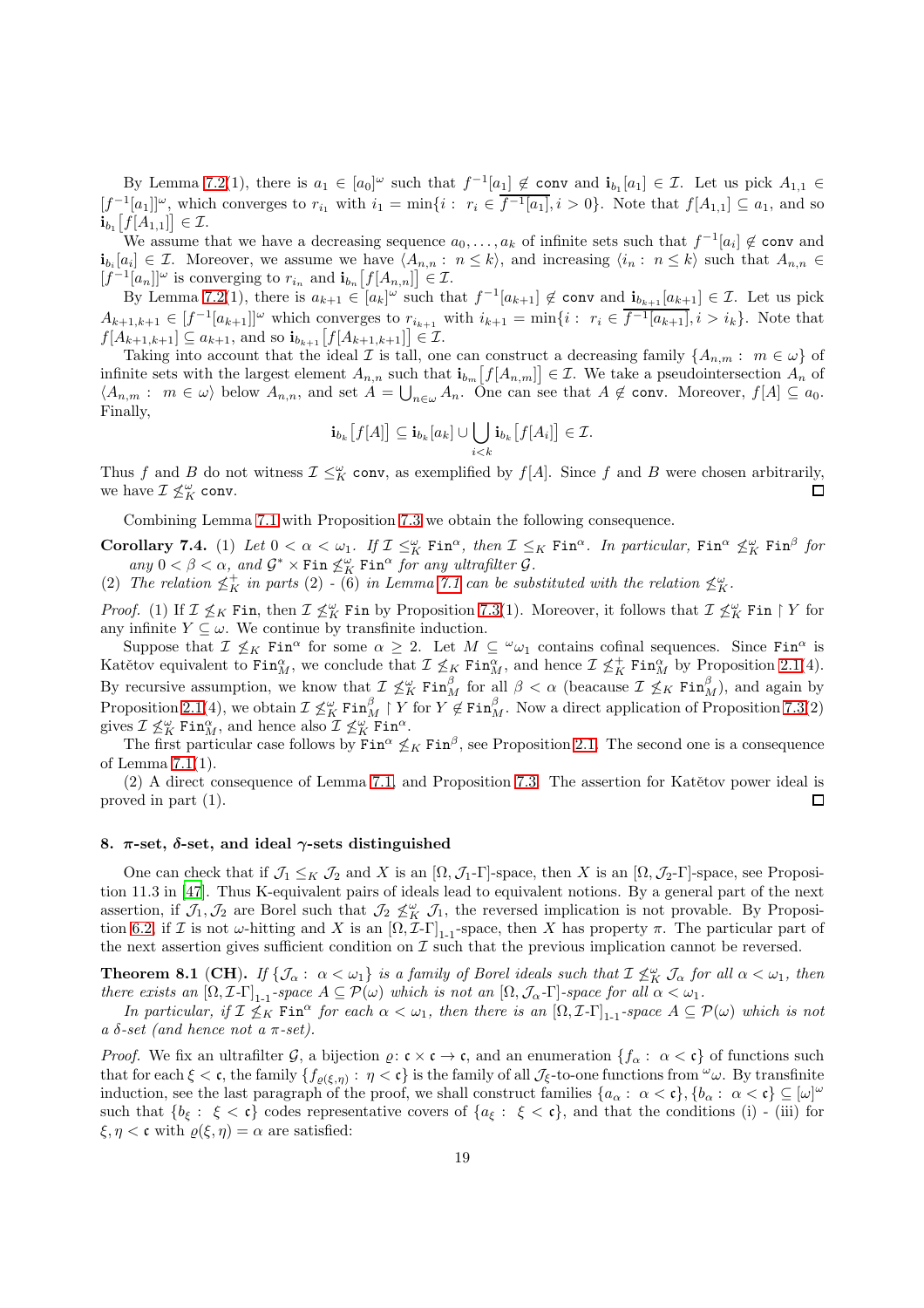By Lemma 7.2(1), there is $a_1 \in [a_0]^\omega$ such that $f^{-1}[a_1] \notin \mathtt{conv}$ and $\mathbf{i}_{b_1}[a_1] \in \mathcal{I}$. Let us pick $A_{1,1} \in [f^{-1}[a_1]]^\omega$, which converges to $r_{i_1}$ with $i_1 = \min\{i:\ r_i \in \overline{f^{-1}[a_1]}, i > 0\}$. Note that $f[A_{1,1}] \subseteq a_1$, and so $\mathbf{i}_{b_1}\big[f[A_{1,1}]\big] \in \mathcal{I}$.

We assume that we have a decreasing sequence $a_0, \dots, a_k$ of infinite sets such that $f^{-1}[a_i] \notin \mathtt{conv}$ and $\mathbf{i}_{b_i}[a_i] \in \mathcal{I}$. Moreover, we assume we have $\langle A_{n,n}:\ n \le k\rangle$, and increasing $\langle i_n:\ n \le k\rangle$ such that $A_{n,n} \in [f^{-1}[a_n]]^\omega$ is converging to $r_{i_n}$ and $\mathbf{i}_{b_n}\big[f[A_{n,n}]\big] \in \mathcal{I}$.

By Lemma 7.2(1), there is $a_{k+1} \in [a_k]^\omega$ such that $f^{-1}[a_{k+1}] \notin \mathtt{conv}$ and $\mathbf{i}_{b_{k+1}}[a_{k+1}] \in \mathcal{I}$. Let us pick $A_{k+1,k+1} \in [f^{-1}[a_{k+1}]]^\omega$ which converges to $r_{i_{k+1}}$ with $i_{k+1} = \min\{i:\ r_i \in \overline{f^{-1}[a_{k+1}]}, i > i_k\}$. Note that $f[A_{k+1,k+1}] \subseteq a_{k+1}$, and so $\mathbf{i}_{b_{k+1}}\big[f[A_{k+1,k+1}]\big] \in \mathcal{I}$.

Taking into account that the ideal $\mathcal{I}$ is tall, one can construct a decreasing family $\{A_{n,m}:\ m \in \omega\}$ of infinite sets with the largest element $A_{n,n}$ such that $\mathbf{i}_{b_m}\big[f[A_{n,m}]\big] \in \mathcal{I}$. We take a pseudointersection $A_n$ of $\langle A_{n,m}:\ m \in \omega\rangle$ below $A_{n,n}$, and set $A = \bigcup_{n\in\omega} A_n$. One can see that $A \notin \mathtt{conv}$. Moreover, $f[A] \subseteq a_0$. Finally,

$$\mathbf{i}_{b_k}\big[f[A]\big] \subseteq \mathbf{i}_{b_k}[a_k] \cup \bigcup_{i<k} \mathbf{i}_{b_k}\big[f[A_i]\big] \in \mathcal{I}.$$

Thus $f$ and $B$ do not witness $\mathcal{I} \le^\omega_K \mathtt{conv}$, as exemplified by $f[A]$. Since $f$ and $B$ were chosen arbitrarily, we have $\mathcal{I} \not\le^\omega_K \mathtt{conv}$. ◻

Combining Lemma 7.1 with Proposition 7.3 we obtain the following consequence.

**Corollary 7.4.** *(1) Let $0 < \alpha < \omega_1$. If $\mathcal{I} \le^\omega_K \mathtt{Fin}^\alpha$, then $\mathcal{I} \le_K \mathtt{Fin}^\alpha$. In particular, $\mathtt{Fin}^\alpha \not\le^\omega_K \mathtt{Fin}^\beta$ for any $0 < \beta < \alpha$, and $\mathcal{G}^* \times \mathtt{Fin} \not\le^\omega_K \mathtt{Fin}^\alpha$ for any ultrafilter $\mathcal{G}$.*
*(2) The relation $\not\le^+_K$ in parts (2) - (6) in Lemma 7.1 can be substituted with the relation $\not\le^\omega_K$.*

*Proof.* (1) If $\mathcal{I} \not\le_K \mathtt{Fin}$, then $\mathcal{I} \not\le^\omega_K \mathtt{Fin}$ by Proposition 7.3(1). Moreover, it follows that $\mathcal{I} \not\le^\omega_K \mathtt{Fin} \restriction Y$ for any infinite $Y \subseteq \omega$. We continue by transfinite induction.

Suppose that $\mathcal{I} \not\le_K \mathtt{Fin}^\alpha$ for some $\alpha \ge 2$. Let $M \subseteq {}^\omega\omega_1$ contains cofinal sequences. Since $\mathtt{Fin}^\alpha$ is Katětov equivalent to $\mathtt{Fin}^\alpha_M$, we conclude that $\mathcal{I} \not\le_K \mathtt{Fin}^\alpha_M$, and hence $\mathcal{I} \not\le^+_K \mathtt{Fin}^\alpha_M$ by Proposition 2.1(4). By recursive assumption, we know that $\mathcal{I} \not\le^\omega_K \mathtt{Fin}^\beta_M$ for all $\beta < \alpha$ (beacause $\mathcal{I} \not\le_K \mathtt{Fin}^\beta_M$), and again by Proposition 2.1(4), we obtain $\mathcal{I} \not\le^\omega_K \mathtt{Fin}^\beta_M \restriction Y$ for $Y \notin \mathtt{Fin}^\beta_M$. Now a direct application of Proposition 7.3(2) gives $\mathcal{I} \not\le^\omega_K \mathtt{Fin}^\alpha_M$, and hence also $\mathcal{I} \not\le^\omega_K \mathtt{Fin}^\alpha$.

The first particular case follows by $\mathtt{Fin}^\alpha \not\le_K \mathtt{Fin}^\beta$, see Proposition 2.1. The second one is a consequence of Lemma 7.1(1).

(2) A direct consequence of Lemma 7.1 and Proposition 7.3. The assertion for Katětov power ideal is proved in part (1). ◻

## 8. $\pi$-set, $\delta$-set, and ideal $\gamma$-sets distinguished

One can check that if $\mathcal{J}_1 \le_K \mathcal{J}_2$ and $X$ is an $[\Omega, \mathcal{J}_1\text{-}\Gamma]$-space, then $X$ is an $[\Omega, \mathcal{J}_2\text{-}\Gamma]$-space, see Proposition 11.3 in [47]. Thus K-equivalent pairs of ideals lead to equivalent notions. By a general part of the next assertion, if $\mathcal{J}_1, \mathcal{J}_2$ are Borel such that $\mathcal{J}_2 \not\le^\omega_K \mathcal{J}_1$, the reversed implication is not provable. By Proposition 6.2, if $\mathcal{I}$ is not $\omega$-hitting and $X$ is an $[\Omega, \mathcal{I}\text{-}\Gamma]_{1\text{-}1}$-space, then $X$ has property $\pi$. The particular part of the next assertion gives sufficient condition on $\mathcal{I}$ such that the previous implication cannot be reversed.

**Theorem 8.1** (CH). *If $\{\mathcal{J}_\alpha:\ \alpha < \omega_1\}$ is a family of Borel ideals such that $\mathcal{I} \not\le^\omega_K \mathcal{J}_\alpha$ for all $\alpha < \omega_1$, then there exists an $[\Omega, \mathcal{I}\text{-}\Gamma]_{1\text{-}1}$-space $A \subseteq \mathcal{P}(\omega)$ which is not an $[\Omega, \mathcal{J}_\alpha\text{-}\Gamma]$-space for all $\alpha < \omega_1$.*

*In particular, if $\mathcal{I} \not\le_K \mathtt{Fin}^\alpha$ for each $\alpha < \omega_1$, then there is an $[\Omega, \mathcal{I}\text{-}\Gamma]_{1\text{-}1}$-space $A \subseteq \mathcal{P}(\omega)$ which is not a $\delta$-set (and hence not a $\pi$-set).*

*Proof.* We fix an ultrafilter $\mathcal{G}$, a bijection $\varrho\colon \mathfrak{c} \times \mathfrak{c} \to \mathfrak{c}$, and an enumeration $\{f_\alpha:\ \alpha < \mathfrak{c}\}$ of functions such that for each $\xi < \mathfrak{c}$, the family $\{f_{\varrho(\xi,\eta)}:\ \eta < \mathfrak{c}\}$ is the family of all $\mathcal{J}_\xi$-to-one functions from ${}^\omega\omega$. By transfinite induction, see the last paragraph of the proof, we shall construct families $\{a_\alpha:\ \alpha < \mathfrak{c}\}, \{b_\alpha:\ \alpha < \mathfrak{c}\} \subseteq [\omega]^\omega$ such that $\{b_\xi:\ \xi < \mathfrak{c}\}$ codes representative covers of $\{a_\xi:\ \xi < \mathfrak{c}\}$, and that the conditions (i) - (iii) for $\xi, \eta < \mathfrak{c}$ with $\varrho(\xi, \eta) = \alpha$ are satisfied: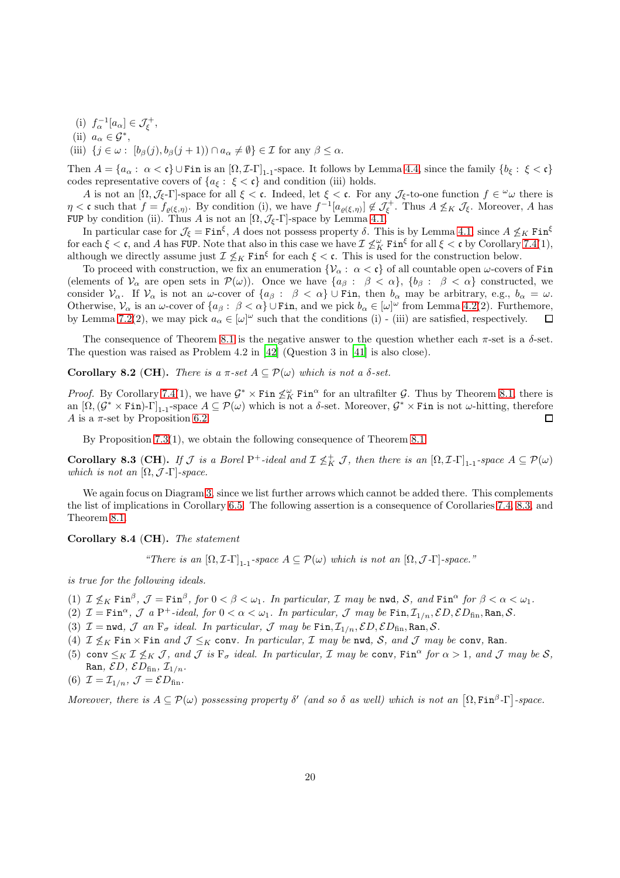(i) $f_\alpha^{-1}[a_\alpha] \in \mathcal{J}_\xi^+$,

(ii) $a_\alpha \in \mathcal{G}^*$,

(iii) $\{j \in \omega : [b_\beta(j), b_\beta(j+1)) \cap a_\alpha \neq \emptyset\} \in \mathcal{I}$ for any $\beta \leq \alpha$.

Then $A = \{a_\alpha : \alpha < \mathfrak{c}\} \cup \mathtt{Fin}$ is an $[\Omega, \mathcal{I}\text{-}\Gamma]_{1\text{-}1}$-space. It follows by Lemma 4.4, since the family $\{b_\xi : \xi < \mathfrak{c}\}$ codes representative covers of $\{a_\xi : \xi < \mathfrak{c}\}$ and condition (iii) holds.

$A$ is not an $[\Omega, \mathcal{J}_\xi\text{-}\Gamma]$-space for all $\xi < \mathfrak{c}$. Indeed, let $\xi < \mathfrak{c}$. For any $\mathcal{J}_\xi$-to-one function $f \in {}^\omega\omega$ there is $\eta < \mathfrak{c}$ such that $f = f_{\varrho(\xi,\eta)}$. By condition (i), we have $f^{-1}[a_{\varrho(\xi,\eta)}] \notin \mathcal{J}_\xi^+$. Thus $A \not\leq_K \mathcal{J}_\xi$. Moreover, $A$ has $\mathtt{FUP}$ by condition (ii). Thus $A$ is not an $[\Omega, \mathcal{J}_\xi\text{-}\Gamma]$-space by Lemma 4.1.

In particular case for $\mathcal{J}_\xi = \mathtt{Fin}^\xi$, $A$ does not possess property $\delta$. This is by Lemma 4.1, since $A \not\leq_K \mathtt{Fin}^\xi$ for each $\xi < \mathfrak{c}$, and $A$ has $\mathtt{FUP}$. Note that also in this case we have $\mathcal{I} \not\leq_K^\omega \mathtt{Fin}^\xi$ for all $\xi < \mathfrak{c}$ by Corollary 7.4(1), although we directly assume just $\mathcal{I} \not\leq_K \mathtt{Fin}^\xi$ for each $\xi < \mathfrak{c}$. This is used for the construction below.

To proceed with construction, we fix an enumeration $\{\mathcal{V}_\alpha : \alpha < \mathfrak{c}\}$ of all countable open $\omega$-covers of $\mathtt{Fin}$ (elements of $\mathcal{V}_\alpha$ are open sets in $\mathcal{P}(\omega)$). Once we have $\{a_\beta : \beta < \alpha\}$, $\{b_\beta : \beta < \alpha\}$ constructed, we consider $\mathcal{V}_\alpha$. If $\mathcal{V}_\alpha$ is not an $\omega$-cover of $\{a_\beta : \beta < \alpha\} \cup \mathtt{Fin}$, then $b_\alpha$ may be arbitrary, e.g., $b_\alpha = \omega$. Otherwise, $\mathcal{V}_\alpha$ is an $\omega$-cover of $\{a_\beta : \beta < \alpha\} \cup \mathtt{Fin}$, and we pick $b_\alpha \in [\omega]^\omega$ from Lemma 4.2(2). Furthemore, by Lemma 7.2(2), we may pick $a_\alpha \in [\omega]^\omega$ such that the conditions (i) - (iii) are satisfied, respectively. ☐

The consequence of Theorem 8.1 is the negative answer to the question whether each $\pi$-set is a $\delta$-set. The question was raised as Problem 4.2 in [42] (Question 3 in [41] is also close).

**Corollary 8.2 (CH).** *There is a $\pi$-set $A \subseteq \mathcal{P}(\omega)$ which is not a $\delta$-set.*

*Proof.* By Corollary 7.4(1), we have $\mathcal{G}^* \times \mathtt{Fin} \not\leq_K^\omega \mathtt{Fin}^\alpha$ for an ultrafilter $\mathcal{G}$. Thus by Theorem 8.1, there is an $[\Omega, (\mathcal{G}^* \times \mathtt{Fin})\text{-}\Gamma]_{1\text{-}1}$-space $A \subseteq \mathcal{P}(\omega)$ which is not a $\delta$-set. Moreover, $\mathcal{G}^* \times \mathtt{Fin}$ is not $\omega$-hitting, therefore $A$ is a $\pi$-set by Proposition 6.2. ☐

By Proposition 7.3(1), we obtain the following consequence of Theorem 8.1.

**Corollary 8.3 (CH).** *If $\mathcal{J}$ is a Borel $\mathrm{P}^+$-ideal and $\mathcal{I} \not\leq_K^+ \mathcal{J}$, then there is an $[\Omega, \mathcal{I}\text{-}\Gamma]_{1\text{-}1}$-space $A \subseteq \mathcal{P}(\omega)$ which is not an $[\Omega, \mathcal{J}\text{-}\Gamma]$-space.*

We again focus on Diagram 3, since we list further arrows which cannot be added there. This complements the list of implications in Corollary 6.5. The following assertion is a consequence of Corollaries 7.4, 8.3, and Theorem 8.1.

**Corollary 8.4 (CH).** *The statement*

> *"There is an $[\Omega, \mathcal{I}\text{-}\Gamma]_{1\text{-}1}$-space $A \subseteq \mathcal{P}(\omega)$ which is not an $[\Omega, \mathcal{J}\text{-}\Gamma]$-space."*

*is true for the following ideals.*

(1) *$\mathcal{I} \not\leq_K \mathtt{Fin}^\beta$, $\mathcal{J} = \mathtt{Fin}^\beta$, for $0 < \beta < \omega_1$. In particular, $\mathcal{I}$ may be $\mathtt{nwd}$, $\mathcal{S}$, and $\mathtt{Fin}^\alpha$ for $\beta < \alpha < \omega_1$.*

(2) *$\mathcal{I} = \mathtt{Fin}^\alpha$, $\mathcal{J}$ a $\mathrm{P}^+$-ideal, for $0 < \alpha < \omega_1$. In particular, $\mathcal{J}$ may be $\mathtt{Fin}, \mathcal{I}_{1/n}, \mathcal{ED}, \mathcal{ED}_{\mathrm{fin}}, \mathtt{Ran}, \mathcal{S}$.*

(3) *$\mathcal{I} = \mathtt{nwd}$, $\mathcal{J}$ an $\mathrm{F}_\sigma$ ideal. In particular, $\mathcal{J}$ may be $\mathtt{Fin}, \mathcal{I}_{1/n}, \mathcal{ED}, \mathcal{ED}_{\mathrm{fin}}, \mathtt{Ran}, \mathcal{S}$.*

(4) *$\mathcal{I} \not\leq_K \mathtt{Fin} \times \mathtt{Fin}$ and $\mathcal{J} \leq_K \mathtt{conv}$. In particular, $\mathcal{I}$ may be $\mathtt{nwd}$, $\mathcal{S}$, and $\mathcal{J}$ may be $\mathtt{conv}$, $\mathtt{Ran}$.*

(5) *$\mathtt{conv} \leq_K \mathcal{I} \not\leq_K \mathcal{J}$, and $\mathcal{J}$ is $\mathrm{F}_\sigma$ ideal. In particular, $\mathcal{I}$ may be $\mathtt{conv}$, $\mathtt{Fin}^\alpha$ for $\alpha > 1$, and $\mathcal{J}$ may be $\mathcal{S}$, $\mathtt{Ran}$, $\mathcal{ED}$, $\mathcal{ED}_{\mathrm{fin}}$, $\mathcal{I}_{1/n}$.*

(6) *$\mathcal{I} = \mathcal{I}_{1/n}$, $\mathcal{J} = \mathcal{ED}_{\mathrm{fin}}$.*

*Moreover, there is $A \subseteq \mathcal{P}(\omega)$ possessing property $\delta'$ (and so $\delta$ as well) which is not an $[\Omega, \mathtt{Fin}^\beta\text{-}\Gamma]$-space.*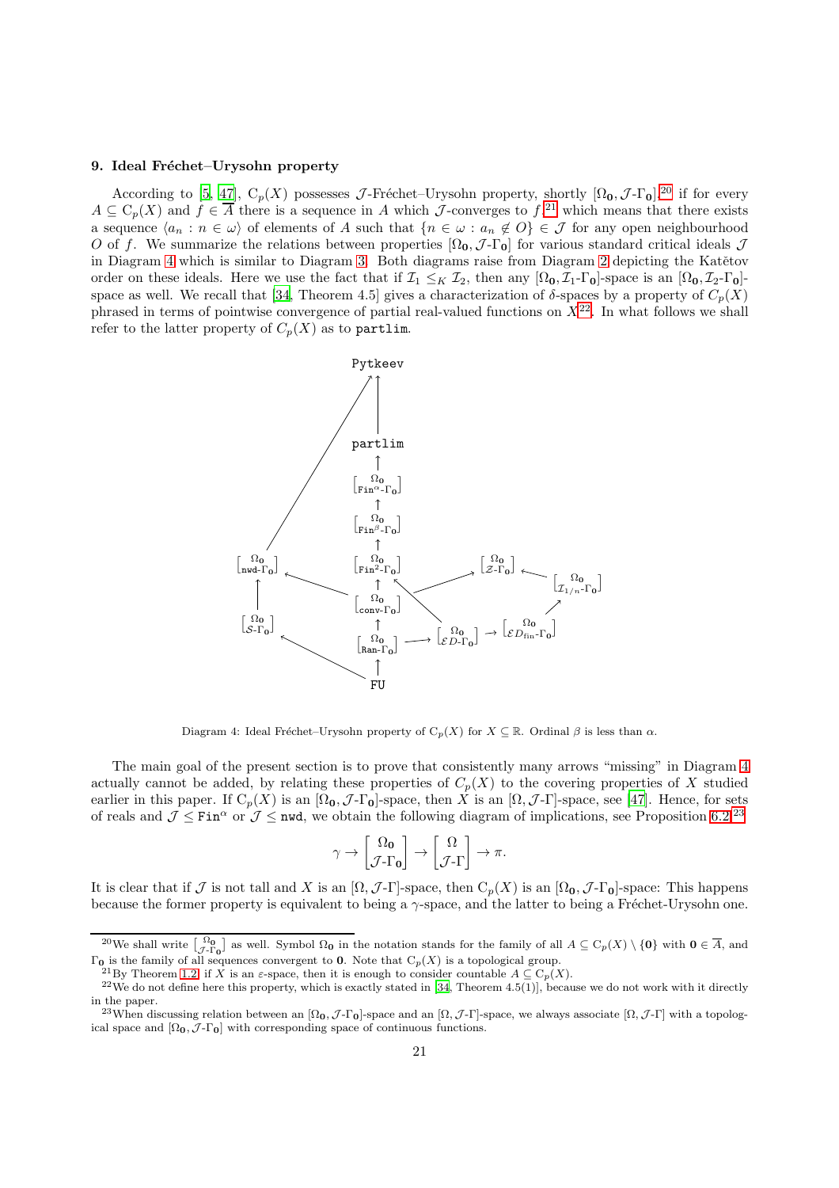## 9. Ideal Fréchet–Urysohn property

According to [5, 47], $\mathrm{C}_p(X)$ possesses $\mathcal{J}$-Fréchet–Urysohn property, shortly $[\Omega_{\mathbf{0}}, \mathcal{J}\text{-}\Gamma_{\mathbf{0}}]$,[20] if for every $A \subseteq \mathrm{C}_p(X)$ and $f \in \overline{A}$ there is a sequence in $A$ which $\mathcal{J}$-converges to $f$,[21] which means that there exists a sequence $\langle a_n : n \in \omega\rangle$ of elements of $A$ such that $\{n \in \omega : a_n \notin O\} \in \mathcal{J}$ for any open neighbourhood $O$ of $f$. We summarize the relations between properties $[\Omega_{\mathbf{0}}, \mathcal{J}\text{-}\Gamma_{\mathbf{0}}]$ for various standard critical ideals $\mathcal{J}$ in Diagram 4 which is similar to Diagram 3. Both diagrams raise from Diagram 2 depicting the Katětov order on these ideals. Here we use the fact that if $\mathcal{I}_1 \leq_K \mathcal{I}_2$, then any $[\Omega_{\mathbf{0}}, \mathcal{I}_1\text{-}\Gamma_{\mathbf{0}}]$-space is an $[\Omega_{\mathbf{0}}, \mathcal{I}_2\text{-}\Gamma_{\mathbf{0}}]$-space as well. We recall that [34, Theorem 4.5] gives a characterization of $\delta$-spaces by a property of $C_p(X)$ phrased in terms of pointwise convergence of partial real-valued functions on $X$[22]. In what follows we shall refer to the latter property of $C_p(X)$ as to `partlim`.

Diagram 4: Ideal Fréchet–Urysohn property of $\mathrm{C}_p(X)$ for $X \subseteq \mathbb{R}$. Ordinal $\beta$ is less than $\alpha$.

The main goal of the present section is to prove that consistently many arrows "missing" in Diagram 4 actually cannot be added, by relating these properties of $C_p(X)$ to the covering properties of $X$ studied earlier in this paper. If $\mathrm{C}_p(X)$ is an $[\Omega_{\mathbf{0}}, \mathcal{J}\text{-}\Gamma_{\mathbf{0}}]$-space, then $X$ is an $[\Omega, \mathcal{J}\text{-}\Gamma]$-space, see [47]. Hence, for sets of reals and $\mathcal{J} \leq \mathtt{Fin}^\alpha$ or $\mathcal{J} \leq \mathtt{nwd}$, we obtain the following diagram of implications, see Proposition 6.2.[23]

$$\gamma \to \begin{bmatrix} \Omega_{\mathbf{0}} \\ \mathcal{J}\text{-}\Gamma_{\mathbf{0}} \end{bmatrix} \to \begin{bmatrix} \Omega \\ \mathcal{J}\text{-}\Gamma \end{bmatrix} \to \pi.$$

It is clear that if $\mathcal{J}$ is not tall and $X$ is an $[\Omega, \mathcal{J}\text{-}\Gamma]$-space, then $\mathrm{C}_p(X)$ is an $[\Omega_{\mathbf{0}}, \mathcal{J}\text{-}\Gamma_{\mathbf{0}}]$-space: This happens because the former property is equivalent to being a $\gamma$-space, and the latter to being a Fréchet-Urysohn one.

[20] We shall write $\left[\begin{smallmatrix} \Omega_{\mathbf{0}} \\ \mathcal{J}\text{-}\Gamma_{\mathbf{0}} \end{smallmatrix}\right]$ as well. Symbol $\Omega_{\mathbf{0}}$ in the notation stands for the family of all $A \subseteq \mathrm{C}_p(X) \setminus \{\mathbf{0}\}$ with $\mathbf{0} \in \overline{A}$, and $\Gamma_{\mathbf{0}}$ is the family of all sequences convergent to $\mathbf{0}$. Note that $\mathrm{C}_p(X)$ is a topological group.

[21] By Theorem 1.2, if $X$ is an $\varepsilon$-space, then it is enough to consider countable $A \subseteq \mathrm{C}_p(X)$.

[22] We do not define here this property, which is exactly stated in [34, Theorem 4.5(1)], because we do not work with it directly in the paper.

[23] When discussing relation between an $[\Omega_{\mathbf{0}}, \mathcal{J}\text{-}\Gamma_{\mathbf{0}}]$-space and an $[\Omega, \mathcal{J}\text{-}\Gamma]$-space, we always associate $[\Omega, \mathcal{J}\text{-}\Gamma]$ with a topological space and $[\Omega_{\mathbf{0}}, \mathcal{J}\text{-}\Gamma_{\mathbf{0}}]$ with corresponding space of continuous functions.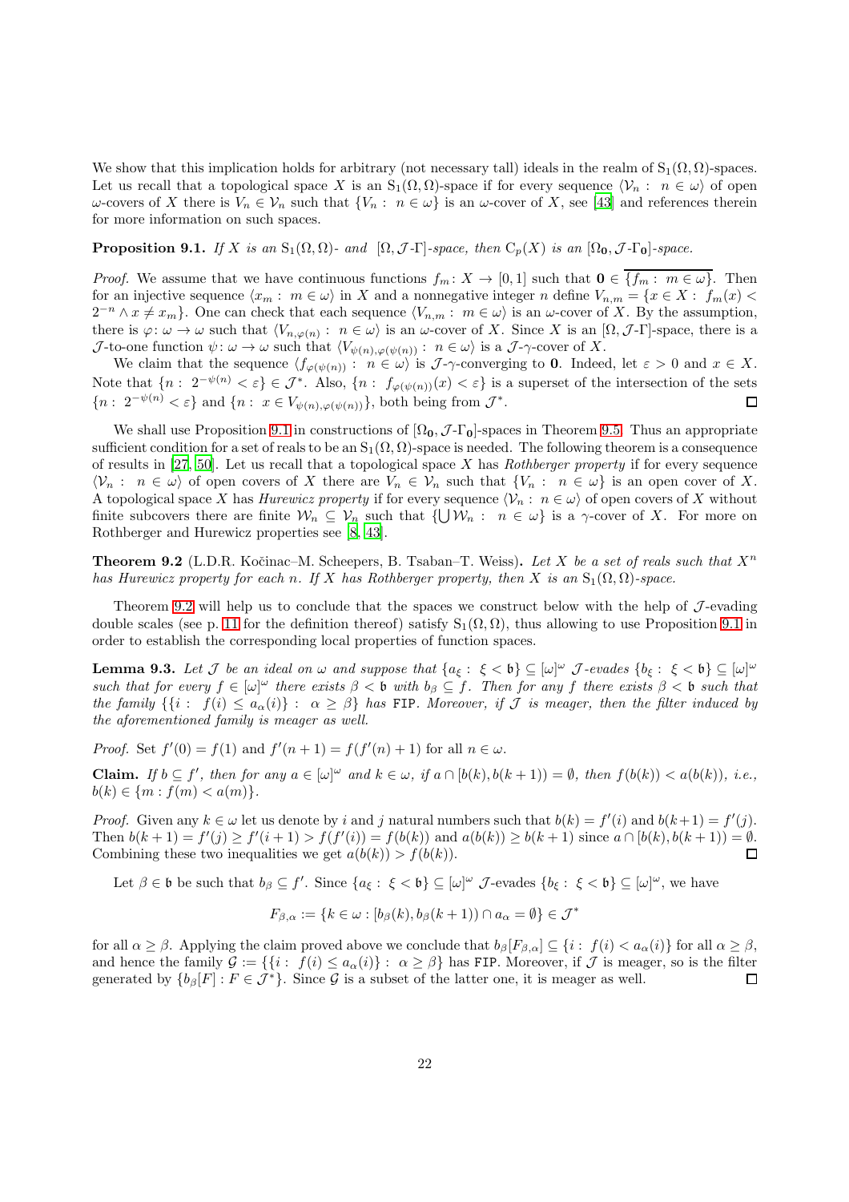We show that this implication holds for arbitrary (not necessary tall) ideals in the realm of $\mathrm{S}_1(\Omega,\Omega)$-spaces. Let us recall that a topological space $X$ is an $\mathrm{S}_1(\Omega,\Omega)$-space if for every sequence $\langle \mathcal{V}_n : n\in\omega\rangle$ of open $\omega$-covers of $X$ there is $V_n\in\mathcal{V}_n$ such that $\{V_n : n\in\omega\}$ is an $\omega$-cover of $X$, see [43] and references therein for more information on such spaces.

**Proposition 9.1.** *If $X$ is an $\mathrm{S}_1(\Omega,\Omega)$- and $[\Omega,\mathcal{J}\text{-}\Gamma]$-space, then $\mathrm{C}_p(X)$ is an $[\Omega_{\mathbf{0}},\mathcal{J}\text{-}\Gamma_{\mathbf{0}}]$-space.*

*Proof.* We assume that we have continuous functions $f_m\colon X\to[0,1]$ such that $\mathbf{0}\in\overline{\{f_m : m\in\omega\}}$. Then for an injective sequence $\langle x_m : m\in\omega\rangle$ in $X$ and a nonnegative integer $n$ define $V_{n,m}=\{x\in X : f_m(x)<2^{-n}\wedge x\neq x_m\}$. One can check that each sequence $\langle V_{n,m} : m\in\omega\rangle$ is an $\omega$-cover of $X$. By the assumption, there is $\varphi\colon\omega\to\omega$ such that $\langle V_{n,\varphi(n)} : n\in\omega\rangle$ is an $\omega$-cover of $X$. Since $X$ is an $[\Omega,\mathcal{J}\text{-}\Gamma]$-space, there is a $\mathcal{J}$-to-one function $\psi\colon\omega\to\omega$ such that $\langle V_{\psi(n),\varphi(\psi(n))} : n\in\omega\rangle$ is a $\mathcal{J}$-$\gamma$-cover of $X$.

We claim that the sequence $\langle f_{\varphi(\psi(n))} : n\in\omega\rangle$ is $\mathcal{J}$-$\gamma$-converging to $\mathbf{0}$. Indeed, let $\varepsilon>0$ and $x\in X$. Note that $\{n : 2^{-\psi(n)}<\varepsilon\}\in\mathcal{J}^*$. Also, $\{n : f_{\varphi(\psi(n))}(x)<\varepsilon\}$ is a superset of the intersection of the sets $\{n : 2^{-\psi(n)}<\varepsilon\}$ and $\{n : x\in V_{\psi(n),\varphi(\psi(n))}\}$, both being from $\mathcal{J}^*$. ☐

We shall use Proposition 9.1 in constructions of $[\Omega_{\mathbf{0}},\mathcal{J}\text{-}\Gamma_{\mathbf{0}}]$-spaces in Theorem 9.5. Thus an appropriate sufficient condition for a set of reals to be an $\mathrm{S}_1(\Omega,\Omega)$-space is needed. The following theorem is a consequence of results in [27, 50]. Let us recall that a topological space $X$ has *Rothberger property* if for every sequence $\langle \mathcal{V}_n : n\in\omega\rangle$ of open covers of $X$ there are $V_n\in\mathcal{V}_n$ such that $\{V_n : n\in\omega\}$ is an open cover of $X$. A topological space $X$ has *Hurewicz property* if for every sequence $\langle \mathcal{V}_n : n\in\omega\rangle$ of open covers of $X$ without finite subcovers there are finite $\mathcal{W}_n\subseteq\mathcal{V}_n$ such that $\{\bigcup\mathcal{W}_n : n\in\omega\}$ is a $\gamma$-cover of $X$. For more on Rothberger and Hurewicz properties see [8, 43].

**Theorem 9.2** (L.D.R. Kočinac–M. Scheepers, B. Tsaban–T. Weiss)**.** *Let $X$ be a set of reals such that $X^n$ has Hurewicz property for each $n$. If $X$ has Rothberger property, then $X$ is an $\mathrm{S}_1(\Omega,\Omega)$-space.*

Theorem 9.2 will help us to conclude that the spaces we construct below with the help of $\mathcal{J}$-evading double scales (see p. 11 for the definition thereof) satisfy $\mathrm{S}_1(\Omega,\Omega)$, thus allowing to use Proposition 9.1 in order to establish the corresponding local properties of function spaces.

**Lemma 9.3.** *Let $\mathcal{J}$ be an ideal on $\omega$ and suppose that $\{a_\xi : \xi<\mathfrak{b}\}\subseteq[\omega]^\omega$ $\mathcal{J}$-evades $\{b_\xi : \xi<\mathfrak{b}\}\subseteq[\omega]^\omega$ such that for every $f\in[\omega]^\omega$ there exists $\beta<\mathfrak{b}$ with $b_\beta\subseteq f$. Then for any $f$ there exists $\beta<\mathfrak{b}$ such that the family $\{\{i : f(i)\leq a_\alpha(i)\} : \alpha\geq\beta\}$ has* FIP*. Moreover, if $\mathcal{J}$ is meager, then the filter induced by the aforementioned family is meager as well.*

*Proof.* Set $f'(0)=f(1)$ and $f'(n+1)=f(f'(n)+1)$ for all $n\in\omega$.

**Claim.** *If $b\subseteq f'$, then for any $a\in[\omega]^\omega$ and $k\in\omega$, if $a\cap[b(k),b(k+1))=\emptyset$, then $f(b(k))<a(b(k))$, i.e., $b(k)\in\{m : f(m)<a(m)\}$.*

*Proof.* Given any $k\in\omega$ let us denote by $i$ and $j$ natural numbers such that $b(k)=f'(i)$ and $b(k+1)=f'(j)$. Then $b(k+1)=f'(j)\geq f'(i+1)>f(f'(i))=f(b(k))$ and $a(b(k))\geq b(k+1)$ since $a\cap[b(k),b(k+1))=\emptyset$. Combining these two inequalities we get $a(b(k))>f(b(k))$. ☐

Let $\beta\in\mathfrak{b}$ be such that $b_\beta\subseteq f'$. Since $\{a_\xi : \xi<\mathfrak{b}\}\subseteq[\omega]^\omega$ $\mathcal{J}$-evades $\{b_\xi : \xi<\mathfrak{b}\}\subseteq[\omega]^\omega$, we have

$$F_{\beta,\alpha}:=\{k\in\omega : [b_\beta(k),b_\beta(k+1))\cap a_\alpha=\emptyset\}\in\mathcal{J}^*$$

for all $\alpha\geq\beta$. Applying the claim proved above we conclude that $b_\beta[F_{\beta,\alpha}]\subseteq\{i : f(i)<a_\alpha(i)\}$ for all $\alpha\geq\beta$, and hence the family $\mathcal{G}:=\{\{i : f(i)\leq a_\alpha(i)\} : \alpha\geq\beta\}$ has FIP. Moreover, if $\mathcal{J}$ is meager, so is the filter generated by $\{b_\beta[F] : F\in\mathcal{J}^*\}$. Since $\mathcal{G}$ is a subset of the latter one, it is meager as well. ☐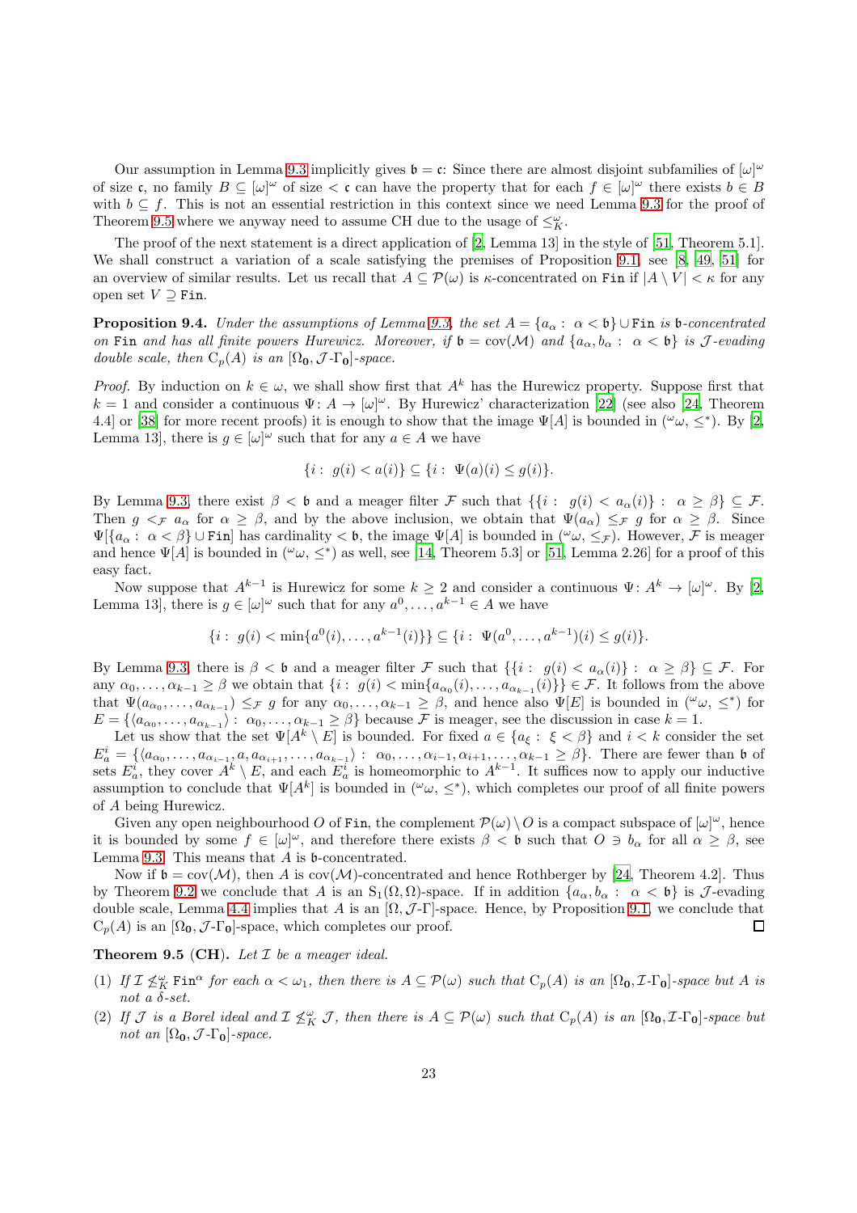Our assumption in Lemma 9.3 implicitly gives $\mathfrak{b} = \mathfrak{c}$: Since there are almost disjoint subfamilies of $[\omega]^\omega$ of size $\mathfrak{c}$, no family $B \subseteq [\omega]^\omega$ of size $< \mathfrak{c}$ can have the property that for each $f \in [\omega]^\omega$ there exists $b \in B$ with $b \subseteq f$. This is not an essential restriction in this context since we need Lemma 9.3 for the proof of Theorem 9.5 where we anyway need to assume CH due to the usage of $\leq_K^\omega$.

The proof of the next statement is a direct application of [2, Lemma 13] in the style of [51, Theorem 5.1]. We shall construct a variation of a scale satisfying the premises of Proposition 9.1, see [8, 49, 51] for an overview of similar results. Let us recall that $A \subseteq \mathcal{P}(\omega)$ is $\kappa$-concentrated on $\mathtt{Fin}$ if $|A \setminus V| < \kappa$ for any open set $V \supseteq \mathtt{Fin}$.

**Proposition 9.4.** *Under the assumptions of Lemma 9.3, the set $A = \{a_\alpha : \alpha < \mathfrak{b}\} \cup \mathtt{Fin}$ is $\mathfrak{b}$-concentrated on $\mathtt{Fin}$ and has all finite powers Hurewicz. Moreover, if $\mathfrak{b} = \mathrm{cov}(\mathcal{M})$ and $\{a_\alpha, b_\alpha : \alpha < \mathfrak{b}\}$ is $\mathcal{J}$-evading double scale, then $\mathrm{C}_p(A)$ is an $[\Omega_{\mathbf{0}}, \mathcal{J}\text{-}\Gamma_{\mathbf{0}}]$-space.*

*Proof.* By induction on $k \in \omega$, we shall show first that $A^k$ has the Hurewicz property. Suppose first that $k = 1$ and consider a continuous $\Psi\colon A \to [\omega]^\omega$. By Hurewicz' characterization [22] (see also [24, Theorem 4.4] or [38] for more recent proofs) it is enough to show that the image $\Psi[A]$ is bounded in $({}^\omega\omega, \leq^*)$. By [2, Lemma 13], there is $g \in [\omega]^\omega$ such that for any $a \in A$ we have

$$\{i : g(i) < a(i)\} \subseteq \{i : \Psi(a)(i) \leq g(i)\}.$$

By Lemma 9.3, there exist $\beta < \mathfrak{b}$ and a meager filter $\mathcal{F}$ such that $\{\{i : g(i) < a_\alpha(i)\} : \alpha \geq \beta\} \subseteq \mathcal{F}$. Then $g <_{\mathcal{F}} a_\alpha$ for $\alpha \geq \beta$, and by the above inclusion, we obtain that $\Psi(a_\alpha) \leq_{\mathcal{F}} g$ for $\alpha \geq \beta$. Since $\Psi[\{a_\alpha : \alpha < \beta\} \cup \mathtt{Fin}]$ has cardinality $< \mathfrak{b}$, the image $\Psi[A]$ is bounded in $({}^\omega\omega, \leq_{\mathcal{F}})$. However, $\mathcal{F}$ is meager and hence $\Psi[A]$ is bounded in $({}^\omega\omega, \leq^*)$ as well, see [14, Theorem 5.3] or [51, Lemma 2.26] for a proof of this easy fact.

Now suppose that $A^{k-1}$ is Hurewicz for some $k \geq 2$ and consider a continuous $\Psi\colon A^k \to [\omega]^\omega$. By [2, Lemma 13], there is $g \in [\omega]^\omega$ such that for any $a^0, \dots, a^{k-1} \in A$ we have

$$\{i : g(i) < \min\{a^0(i), \dots, a^{k-1}(i)\}\} \subseteq \{i : \Psi(a^0, \dots, a^{k-1})(i) \leq g(i)\}.$$

By Lemma 9.3, there is $\beta < \mathfrak{b}$ and a meager filter $\mathcal{F}$ such that $\{\{i : g(i) < a_\alpha(i)\} : \alpha \geq \beta\} \subseteq \mathcal{F}$. For any $\alpha_0, \dots, \alpha_{k-1} \geq \beta$ we obtain that $\{i : g(i) < \min\{a_{\alpha_0}(i), \dots, a_{\alpha_{k-1}}(i)\}\} \in \mathcal{F}$. It follows from the above that $\Psi(a_{\alpha_0}, \dots, a_{\alpha_{k-1}}) \leq_{\mathcal{F}} g$ for any $\alpha_0, \dots, \alpha_{k-1} \geq \beta$, and hence also $\Psi[E]$ is bounded in $({}^\omega\omega, \leq^*)$ for $E = \{\langle a_{\alpha_0}, \dots, a_{\alpha_{k-1}}\rangle : \alpha_0, \dots, \alpha_{k-1} \geq \beta\}$ because $\mathcal{F}$ is meager, see the discussion in case $k = 1$.

Let us show that the set $\Psi[A^k \setminus E]$ is bounded. For fixed $a \in \{a_\xi : \xi < \beta\}$ and $i < k$ consider the set $E_a^i = \{\langle a_{\alpha_0}, \dots, a_{\alpha_{i-1}}, a, a_{\alpha_{i+1}}, \dots, a_{\alpha_{k-1}}\rangle : \alpha_0, \dots, \alpha_{i-1}, \alpha_{i+1}, \dots, \alpha_{k-1} \geq \beta\}$. There are fewer than $\mathfrak{b}$ of sets $E_a^i$, they cover $A^k \setminus E$, and each $E_a^i$ is homeomorphic to $A^{k-1}$. It suffices now to apply our inductive assumption to conclude that $\Psi[A^k]$ is bounded in $({}^\omega\omega, \leq^*)$, which completes our proof of all finite powers of $A$ being Hurewicz.

Given any open neighbourhood $O$ of $\mathtt{Fin}$, the complement $\mathcal{P}(\omega) \setminus O$ is a compact subspace of $[\omega]^\omega$, hence it is bounded by some $f \in [\omega]^\omega$, and therefore there exists $\beta < \mathfrak{b}$ such that $O \ni b_\alpha$ for all $\alpha \geq \beta$, see Lemma 9.3. This means that $A$ is $\mathfrak{b}$-concentrated.

Now if $\mathfrak{b} = \mathrm{cov}(\mathcal{M})$, then $A$ is $\mathrm{cov}(\mathcal{M})$-concentrated and hence Rothberger by [24, Theorem 4.2]. Thus by Theorem 9.2 we conclude that $A$ is an $\mathrm{S}_1(\Omega, \Omega)$-space. If in addition $\{a_\alpha, b_\alpha : \alpha < \mathfrak{b}\}$ is $\mathcal{J}$-evading double scale, Lemma 4.4 implies that $A$ is an $[\Omega, \mathcal{J}\text{-}\Gamma]$-space. Hence, by Proposition 9.1, we conclude that $\mathrm{C}_p(A)$ is an $[\Omega_{\mathbf{0}}, \mathcal{J}\text{-}\Gamma_{\mathbf{0}}]$-space, which completes our proof. ◻

**Theorem 9.5 (CH).** *Let $\mathcal{I}$ be a meager ideal.*

1. *If $\mathcal{I} \not\leq_K^\omega \mathtt{Fin}^\alpha$ for each $\alpha < \omega_1$, then there is $A \subseteq \mathcal{P}(\omega)$ such that $\mathrm{C}_p(A)$ is an $[\Omega_{\mathbf{0}}, \mathcal{I}\text{-}\Gamma_{\mathbf{0}}]$-space but $A$ is not a $\delta$-set.*
2. *If $\mathcal{J}$ is a Borel ideal and $\mathcal{I} \not\leq_K^\omega \mathcal{J}$, then there is $A \subseteq \mathcal{P}(\omega)$ such that $\mathrm{C}_p(A)$ is an $[\Omega_{\mathbf{0}}, \mathcal{I}\text{-}\Gamma_{\mathbf{0}}]$-space but not an $[\Omega_{\mathbf{0}}, \mathcal{J}\text{-}\Gamma_{\mathbf{0}}]$-space.*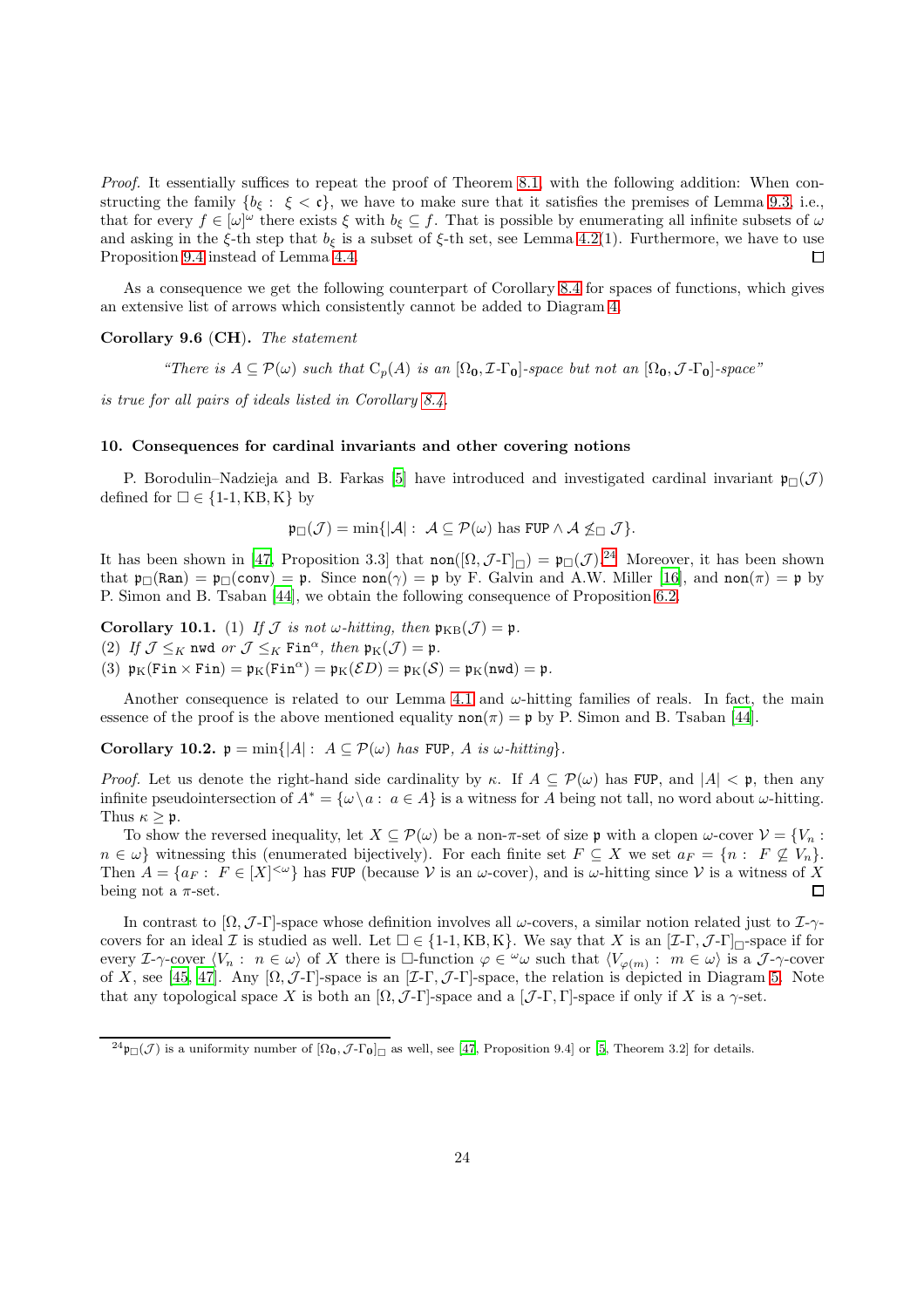*Proof.* It essentially suffices to repeat the proof of Theorem 8.1 with the following addition: When constructing the family $\{b_\xi : \xi < \mathfrak{c}\}$, we have to make sure that it satisfies the premises of Lemma 9.3, i.e., that for every $f \in [\omega]^\omega$ there exists $\xi$ with $b_\xi \subseteq f$. That is possible by enumerating all infinite subsets of $\omega$ and asking in the $\xi$-th step that $b_\xi$ is a subset of $\xi$-th set, see Lemma 4.2(1). Furthermore, we have to use Proposition 9.4 instead of Lemma 4.4. ◻

As a consequence we get the following counterpart of Corollary 8.4 for spaces of functions, which gives an extensive list of arrows which consistently cannot be added to Diagram 4.

**Corollary 9.6 (CH).** *The statement*

> *"There is $A \subseteq \mathcal{P}(\omega)$ such that $\mathrm{C}_p(A)$ is an $[\Omega_{\mathbf{0}}, \mathcal{I}\text{-}\Gamma_{\mathbf{0}}]$-space but not an $[\Omega_{\mathbf{0}}, \mathcal{J}\text{-}\Gamma_{\mathbf{0}}]$-space"*

*is true for all pairs of ideals listed in Corollary 8.4.*

## 10. Consequences for cardinal invariants and other covering notions

P. Borodulin–Nadzieja and B. Farkas [5] have introduced and investigated cardinal invariant $\mathfrak{p}_\square(\mathcal{J})$ defined for $\square \in \{\text{1-1}, \text{KB}, \text{K}\}$ by

$$\mathfrak{p}_\square(\mathcal{J}) = \min\{|\mathcal{A}| : \mathcal{A} \subseteq \mathcal{P}(\omega) \text{ has } \mathtt{FUP} \wedge \mathcal{A} \not\leq_\square \mathcal{J}\}.$$

It has been shown in [47, Proposition 3.3] that $\mathtt{non}([\Omega, \mathcal{J}\text{-}\Gamma]_\square) = \mathfrak{p}_\square(\mathcal{J})$.[24] Moreover, it has been shown that $\mathfrak{p}_\square(\mathtt{Ran}) = \mathfrak{p}_\square(\mathtt{conv}) = \mathfrak{p}$. Since $\mathtt{non}(\gamma) = \mathfrak{p}$ by F. Galvin and A.W. Miller [16], and $\mathtt{non}(\pi) = \mathfrak{p}$ by P. Simon and B. Tsaban [44], we obtain the following consequence of Proposition 6.2.

**Corollary 10.1.** (1) *If $\mathcal{J}$ is not $\omega$-hitting, then $\mathfrak{p}_{\mathrm{KB}}(\mathcal{J}) = \mathfrak{p}$.*
(2) *If $\mathcal{J} \leq_K \mathtt{nwd}$ or $\mathcal{J} \leq_K \mathtt{Fin}^\alpha$, then $\mathfrak{p}_{\mathrm{K}}(\mathcal{J}) = \mathfrak{p}$.*
(3) *$\mathfrak{p}_{\mathrm{K}}(\mathtt{Fin} \times \mathtt{Fin}) = \mathfrak{p}_{\mathrm{K}}(\mathtt{Fin}^\alpha) = \mathfrak{p}_{\mathrm{K}}(\mathcal{ED}) = \mathfrak{p}_{\mathrm{K}}(\mathcal{S}) = \mathfrak{p}_{\mathrm{K}}(\mathtt{nwd}) = \mathfrak{p}$.*

Another consequence is related to our Lemma 4.1 and $\omega$-hitting families of reals. In fact, the main essence of the proof is the above mentioned equality $\mathtt{non}(\pi) = \mathfrak{p}$ by P. Simon and B. Tsaban [44].

**Corollary 10.2.** $\mathfrak{p} = \min\{|A| : A \subseteq \mathcal{P}(\omega)$ *has* $\mathtt{FUP}$*, $A$ is $\omega$-hitting*$\}$.

*Proof.* Let us denote the right-hand side cardinality by $\kappa$. If $A \subseteq \mathcal{P}(\omega)$ has $\mathtt{FUP}$, and $|A| < \mathfrak{p}$, then any infinite pseudointersection of $A^* = \{\omega \setminus a : a \in A\}$ is a witness for $A$ being not tall, no word about $\omega$-hitting. Thus $\kappa \geq \mathfrak{p}$.

To show the reversed inequality, let $X \subseteq \mathcal{P}(\omega)$ be a non-$\pi$-set of size $\mathfrak{p}$ with a clopen $\omega$-cover $\mathcal{V} = \{V_n : n \in \omega\}$ witnessing this (enumerated bijectively). For each finite set $F \subseteq X$ we set $a_F = \{n : F \not\subseteq V_n\}$. Then $A = \{a_F : F \in [X]^{<\omega}\}$ has $\mathtt{FUP}$ (because $\mathcal{V}$ is an $\omega$-cover), and is $\omega$-hitting since $\mathcal{V}$ is a witness of $X$ being not a $\pi$-set. ◻

In contrast to $[\Omega, \mathcal{J}\text{-}\Gamma]$-space whose definition involves all $\omega$-covers, a similar notion related just to $\mathcal{I}$-$\gamma$-covers for an ideal $\mathcal{I}$ is studied as well. Let $\square \in \{\text{1-1}, \text{KB}, \text{K}\}$. We say that $X$ is an $[\mathcal{I}\text{-}\Gamma, \mathcal{J}\text{-}\Gamma]_\square$-space if for every $\mathcal{I}$-$\gamma$-cover $\langle V_n : n \in \omega\rangle$ of $X$ there is $\square$-function $\varphi \in {}^\omega\omega$ such that $\langle V_{\varphi(m)} : m \in \omega\rangle$ is a $\mathcal{J}$-$\gamma$-cover of $X$, see [45, 47]. Any $[\Omega, \mathcal{J}\text{-}\Gamma]$-space is an $[\mathcal{I}\text{-}\Gamma, \mathcal{J}\text{-}\Gamma]$-space, the relation is depicted in Diagram 5. Note that any topological space $X$ is both an $[\Omega, \mathcal{J}\text{-}\Gamma]$-space and a $[\mathcal{J}\text{-}\Gamma, \Gamma]$-space if only if $X$ is a $\gamma$-set.

[24] $\mathfrak{p}_\square(\mathcal{J})$ is a uniformity number of $[\Omega_{\mathbf{0}}, \mathcal{J}\text{-}\Gamma_{\mathbf{0}}]_\square$ as well, see [47, Proposition 9.4] or [5, Theorem 3.2] for details.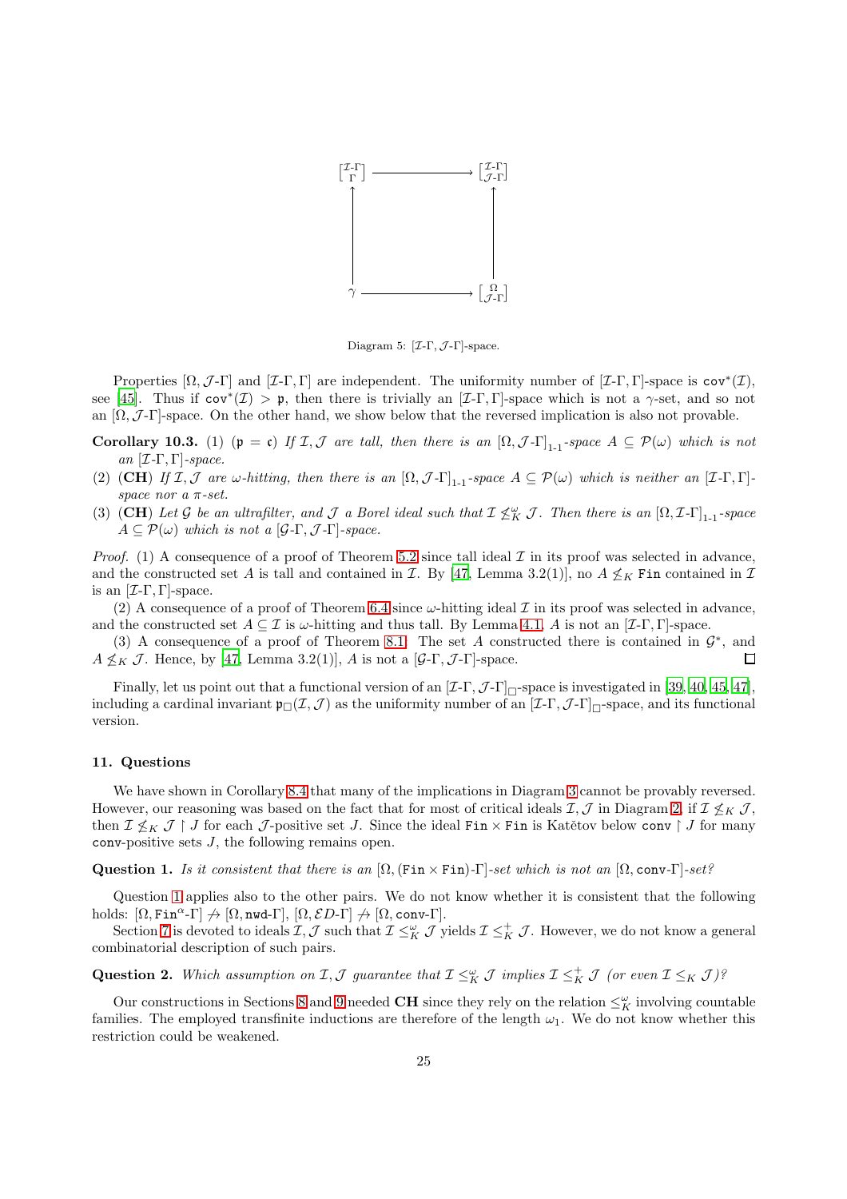$$\begin{array}{ccc} \begin{bmatrix}\mathcal{I}\text{-}\Gamma\\ \Gamma\end{bmatrix} & \longrightarrow & \begin{bmatrix}\mathcal{I}\text{-}\Gamma\\ \mathcal{J}\text{-}\Gamma\end{bmatrix} \\ \uparrow & & \uparrow \\ \gamma & \longrightarrow & \begin{bmatrix}\Omega\\ \mathcal{J}\text{-}\Gamma\end{bmatrix} \end{array}$$

Diagram 5: $[\mathcal{I}\text{-}\Gamma, \mathcal{J}\text{-}\Gamma]$-space.

Properties $[\Omega, \mathcal{J}\text{-}\Gamma]$ and $[\mathcal{I}\text{-}\Gamma, \Gamma]$ are independent. The uniformity number of $[\mathcal{I}\text{-}\Gamma, \Gamma]$-space is $\mathtt{cov}^*(\mathcal{I})$, see [45]. Thus if $\mathtt{cov}^*(\mathcal{I}) > \mathfrak{p}$, then there is trivially an $[\mathcal{I}\text{-}\Gamma, \Gamma]$-space which is not a $\gamma$-set, and so not an $[\Omega, \mathcal{J}\text{-}\Gamma]$-space. On the other hand, we show below that the reversed implication is also not provable.

**Corollary 10.3.** (1) ($\mathfrak{p} = \mathfrak{c}$) *If $\mathcal{I}, \mathcal{J}$ are tall, then there is an $[\Omega, \mathcal{J}\text{-}\Gamma]_{1\text{-}1}$-space $A \subseteq \mathcal{P}(\omega)$ which is not an $[\mathcal{I}\text{-}\Gamma, \Gamma]$-space.*

(2) (**CH**) *If $\mathcal{I}, \mathcal{J}$ are $\omega$-hitting, then there is an $[\Omega, \mathcal{J}\text{-}\Gamma]_{1\text{-}1}$-space $A \subseteq \mathcal{P}(\omega)$ which is neither an $[\mathcal{I}\text{-}\Gamma, \Gamma]$-space nor a $\pi$-set.*

(3) (**CH**) *Let $\mathcal{G}$ be an ultrafilter, and $\mathcal{J}$ a Borel ideal such that $\mathcal{I} \not\leq^\omega_K \mathcal{J}$. Then there is an $[\Omega, \mathcal{I}\text{-}\Gamma]_{1\text{-}1}$-space $A \subseteq \mathcal{P}(\omega)$ which is not a $[\mathcal{G}\text{-}\Gamma, \mathcal{J}\text{-}\Gamma]$-space.*

*Proof.* (1) A consequence of a proof of Theorem 5.2 since tall ideal $\mathcal{I}$ in its proof was selected in advance, and the constructed set $A$ is tall and contained in $\mathcal{I}$. By [47, Lemma 3.2(1)], no $A \not\leq_K \mathtt{Fin}$ contained in $\mathcal{I}$ is an $[\mathcal{I}\text{-}\Gamma, \Gamma]$-space.

(2) A consequence of a proof of Theorem 6.4 since $\omega$-hitting ideal $\mathcal{I}$ in its proof was selected in advance, and the constructed set $A \subseteq \mathcal{I}$ is $\omega$-hitting and thus tall. By Lemma 4.1, $A$ is not an $[\mathcal{I}\text{-}\Gamma, \Gamma]$-space.

(3) A consequence of a proof of Theorem 8.1. The set $A$ constructed there is contained in $\mathcal{G}^*$, and $A \not\leq_K \mathcal{J}$. Hence, by [47, Lemma 3.2(1)], $A$ is not a $[\mathcal{G}\text{-}\Gamma, \mathcal{J}\text{-}\Gamma]$-space. ☐

Finally, let us point out that a functional version of an $[\mathcal{I}\text{-}\Gamma, \mathcal{J}\text{-}\Gamma]_\square$-space is investigated in [39, 40, 45, 47], including a cardinal invariant $\mathfrak{p}_\square(\mathcal{I}, \mathcal{J})$ as the uniformity number of an $[\mathcal{I}\text{-}\Gamma, \mathcal{J}\text{-}\Gamma]_\square$-space, and its functional version.

## 11. Questions

We have shown in Corollary 8.4 that many of the implications in Diagram 3 cannot be provably reversed. However, our reasoning was based on the fact that for most of critical ideals $\mathcal{I}, \mathcal{J}$ in Diagram 2, if $\mathcal{I} \not\leq_K \mathcal{J}$, then $\mathcal{I} \not\leq_K \mathcal{J} \restriction J$ for each $\mathcal{J}$-positive set $J$. Since the ideal $\mathtt{Fin} \times \mathtt{Fin}$ is Katětov below $\mathtt{conv} \restriction J$ for many $\mathtt{conv}$-positive sets $J$, the following remains open.

**Question 1.** *Is it consistent that there is an $[\Omega, (\mathtt{Fin} \times \mathtt{Fin})\text{-}\Gamma]$-set which is not an $[\Omega, \mathtt{conv}\text{-}\Gamma]$-set?*

Question 1 applies also to the other pairs. We do not know whether it is consistent that the following holds: $[\Omega, \mathtt{Fin}^\alpha\text{-}\Gamma] \not\to [\Omega, \mathtt{nwd}\text{-}\Gamma]$, $[\Omega, \mathcal{ED}\text{-}\Gamma] \not\to [\Omega, \mathtt{conv}\text{-}\Gamma]$.

Section 7 is devoted to ideals $\mathcal{I}, \mathcal{J}$ such that $\mathcal{I} \leq^\omega_K \mathcal{J}$ yields $\mathcal{I} \leq^+_K \mathcal{J}$. However, we do not know a general combinatorial description of such pairs.

**Question 2.** *Which assumption on $\mathcal{I}, \mathcal{J}$ guarantee that $\mathcal{I} \leq^\omega_K \mathcal{J}$ implies $\mathcal{I} \leq^+_K \mathcal{J}$ (or even $\mathcal{I} \leq_K \mathcal{J}$)?*

Our constructions in Sections 8 and 9 needed **CH** since they rely on the relation $\leq^\omega_K$ involving countable families. The employed transfinite inductions are therefore of the length $\omega_1$. We do not know whether this restriction could be weakened.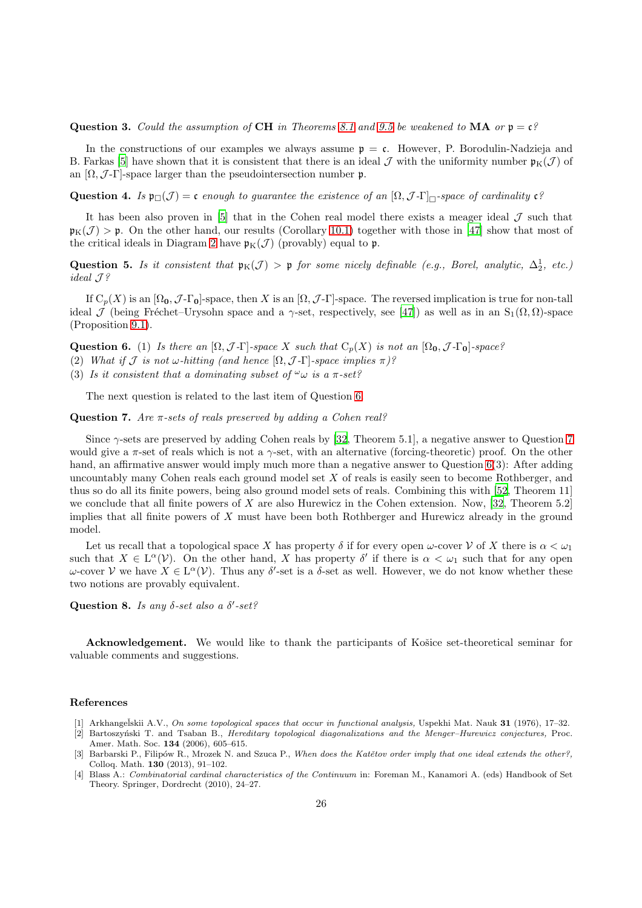**Question 3.** *Could the assumption of* **CH** *in Theorems 8.1 and 9.5 be weakened to* **MA** *or* $\mathfrak{p} = \mathfrak{c}$*?*

In the constructions of our examples we always assume $\mathfrak{p} = \mathfrak{c}$. However, P. Borodulin-Nadzieja and B. Farkas [5] have shown that it is consistent that there is an ideal $\mathcal{J}$ with the uniformity number $\mathfrak{p}_{\mathrm{K}}(\mathcal{J})$ of an $[\Omega, \mathcal{J}\text{-}\Gamma]$-space larger than the pseudointersection number $\mathfrak{p}$.

**Question 4.** *Is* $\mathfrak{p}_{\square}(\mathcal{J}) = \mathfrak{c}$ *enough to guarantee the existence of an* $[\Omega, \mathcal{J}\text{-}\Gamma]_{\square}$*-space of cardinality* $\mathfrak{c}$*?*

It has been also proven in [5] that in the Cohen real model there exists a meager ideal $\mathcal{J}$ such that $\mathfrak{p}_{\mathrm{K}}(\mathcal{J}) > \mathfrak{p}$. On the other hand, our results (Corollary 10.1) together with those in [47] show that most of the critical ideals in Diagram 2 have $\mathfrak{p}_{\mathrm{K}}(\mathcal{J})$ (provably) equal to $\mathfrak{p}$.

**Question 5.** *Is it consistent that* $\mathfrak{p}_{\mathrm{K}}(\mathcal{J}) > \mathfrak{p}$ *for some nicely definable (e.g., Borel, analytic,* $\Delta^1_2$*, etc.) ideal* $\mathcal{J}$*?*

If $\mathrm{C}_p(X)$ is an $[\Omega_{\mathbf{0}}, \mathcal{J}\text{-}\Gamma_{\mathbf{0}}]$-space, then $X$ is an $[\Omega, \mathcal{J}\text{-}\Gamma]$-space. The reversed implication is true for non-tall ideal $\mathcal{J}$ (being Fréchet–Urysohn space and a $\gamma$-set, respectively, see [47]) as well as in an $\mathrm{S}_1(\Omega, \Omega)$-space (Proposition 9.1).

**Question 6.** (1) *Is there an* $[\Omega, \mathcal{J}\text{-}\Gamma]$*-space* $X$ *such that* $\mathrm{C}_p(X)$ *is not an* $[\Omega_{\mathbf{0}}, \mathcal{J}\text{-}\Gamma_{\mathbf{0}}]$*-space?*

(2) *What if* $\mathcal{J}$ *is not* $\omega$*-hitting (and hence* $[\Omega, \mathcal{J}\text{-}\Gamma]$*-space implies* $\pi$*)?*

(3) *Is it consistent that a dominating subset of* ${}^{\omega}\omega$ *is a* $\pi$*-set?*

The next question is related to the last item of Question 6.

**Question 7.** *Are* $\pi$*-sets of reals preserved by adding a Cohen real?*

Since $\gamma$-sets are preserved by adding Cohen reals by [32, Theorem 5.1], a negative answer to Question 7 would give a $\pi$-set of reals which is not a $\gamma$-set, with an alternative (forcing-theoretic) proof. On the other hand, an affirmative answer would imply much more than a negative answer to Question 6(3): After adding uncountably many Cohen reals each ground model set $X$ of reals is easily seen to become Rothberger, and thus so do all its finite powers, being also ground model sets of reals. Combining this with [52, Theorem 11] we conclude that all finite powers of $X$ are also Hurewicz in the Cohen extension. Now, [32, Theorem 5.2] implies that all finite powers of $X$ must have been both Rothberger and Hurewicz already in the ground model.

Let us recall that a topological space $X$ has property $\delta$ if for every open $\omega$-cover $\mathcal{V}$ of $X$ there is $\alpha < \omega_1$ such that $X \in \mathrm{L}^{\alpha}(\mathcal{V})$. On the other hand, $X$ has property $\delta'$ if there is $\alpha < \omega_1$ such that for any open $\omega$-cover $\mathcal{V}$ we have $X \in \mathrm{L}^{\alpha}(\mathcal{V})$. Thus any $\delta'$-set is a $\delta$-set as well. However, we do not know whether these two notions are provably equivalent.

**Question 8.** *Is any* $\delta$*-set also a* $\delta'$*-set?*

**Acknowledgement.** We would like to thank the participants of Košice set-theoretical seminar for valuable comments and suggestions.

## References

[1] Arkhangel̕skii A.V., *On some topological spaces that occur in functional analysis,* Uspekhi Mat. Nauk **31** (1976), 17–32.

[2] Bartoszyński T. and Tsaban B., *Hereditary topological diagonalizations and the Menger–Hurewicz conjectures,* Proc. Amer. Math. Soc. **134** (2006), 605–615.

[3] Barbarski P., Filipów R., Mrozek N. and Szuca P., *When does the Katětov order imply that one ideal extends the other?,* Colloq. Math. **130** (2013), 91–102.

[4] Blass A.: *Combinatorial cardinal characteristics of the Continuum* in: Foreman M., Kanamori A. (eds) Handbook of Set Theory. Springer, Dordrecht (2010), 24–27.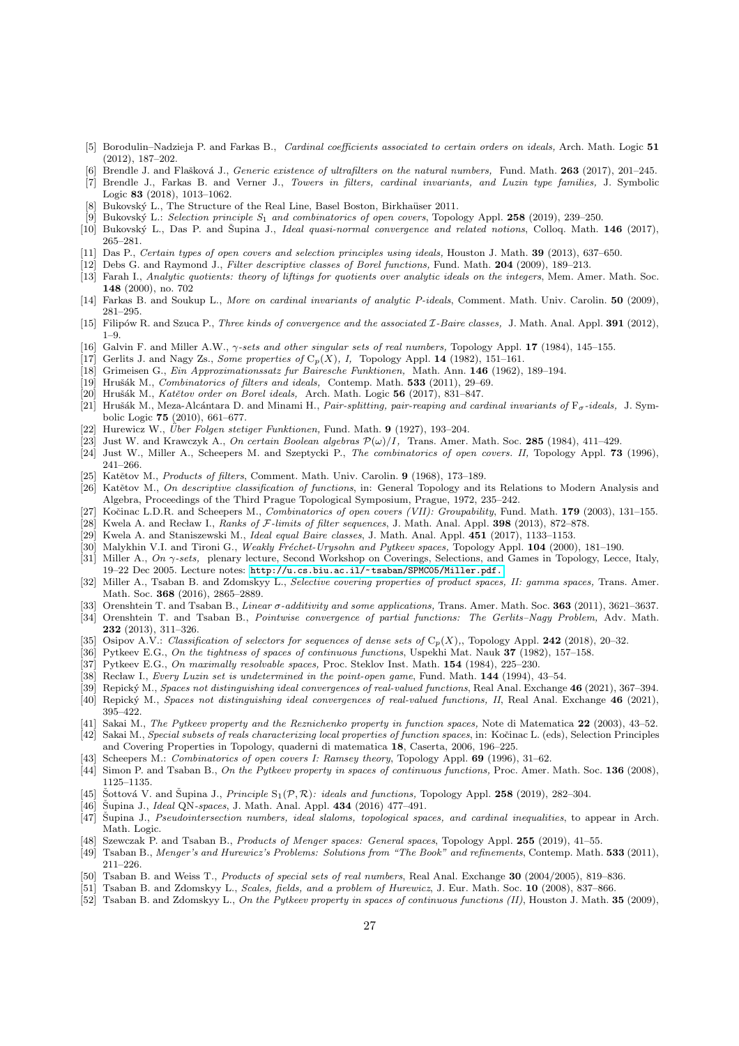- [5] Borodulin–Nadzieja P. and Farkas B., *Cardinal coefficients associated to certain orders on ideals,* Arch. Math. Logic **51** (2012), 187–202.
- [6] Brendle J. and Flašková J., *Generic existence of ultrafilters on the natural numbers,* Fund. Math. **263** (2017), 201–245.
- [7] Brendle J., Farkas B. and Verner J., *Towers in filters, cardinal invariants, and Luzin type families,* J. Symbolic Logic **83** (2018), 1013–1062.
- [8] Bukovský L., The Structure of the Real Line, Basel Boston, Birkhaüser 2011.
- [9] Bukovský L.: *Selection principle $S_1$ and combinatorics of open covers*, Topology Appl. **258** (2019), 239–250.
- [10] Bukovský L., Das P. and Šupina J., *Ideal quasi-normal convergence and related notions*, Colloq. Math. **146** (2017), 265–281.
- [11] Das P., *Certain types of open covers and selection principles using ideals,* Houston J. Math. **39** (2013), 637–650.
- [12] Debs G. and Raymond J., *Filter descriptive classes of Borel functions,* Fund. Math. **204** (2009), 189–213.
- [13] Farah I., *Analytic quotients: theory of liftings for quotients over analytic ideals on the integers*, Mem. Amer. Math. Soc. **148** (2000), no. 702
- [14] Farkas B. and Soukup L., *More on cardinal invariants of analytic P-ideals*, Comment. Math. Univ. Carolin. **50** (2009), 281–295.
- [15] Filipów R. and Szuca P., *Three kinds of convergence and the associated $\mathcal{I}$-Baire classes,* J. Math. Anal. Appl. **391** (2012), 1–9.
- [16] Galvin F. and Miller A.W., *$\gamma$-sets and other singular sets of real numbers,* Topology Appl. **17** (1984), 145–155.
- [17] Gerlits J. and Nagy Zs., *Some properties of $\mathrm{C}_p(X)$, I,* Topology Appl. **14** (1982), 151–161.
- [18] Grimeisen G., *Ein Approximationssatz fur Bairesche Funktionen,* Math. Ann. **146** (1962), 189–194.
- [19] Hrušák M., *Combinatorics of filters and ideals,* Contemp. Math. **533** (2011), 29–69.
- [20] Hrušák M., *Katětov order on Borel ideals,* Arch. Math. Logic **56** (2017), 831–847.
- [21] Hrušák M., Meza-Alcántara D. and Minami H., *Pair-splitting, pair-reaping and cardinal invariants of $\mathrm{F}_\sigma$-ideals,* J. Symbolic Logic **75** (2010), 661–677.
- [22] Hurewicz W., *Über Folgen stetiger Funktionen,* Fund. Math. **9** (1927), 193–204.
- [23] Just W. and Krawczyk A., *On certain Boolean algebras $\mathcal{P}(\omega)/I$,* Trans. Amer. Math. Soc. **285** (1984), 411–429.
- [24] Just W., Miller A., Scheepers M. and Szeptycki P., *The combinatorics of open covers. II,* Topology Appl. **73** (1996), 241–266.
- [25] Katětov M., *Products of filters*, Comment. Math. Univ. Carolin. **9** (1968), 173–189.
- [26] Katětov M., *On descriptive classification of functions*, in: General Topology and its Relations to Modern Analysis and Algebra, Proceedings of the Third Prague Topological Symposium, Prague, 1972, 235–242.
- [27] Kočinac L.D.R. and Scheepers M., *Combinatorics of open covers (VII): Groupability*, Fund. Math. **179** (2003), 131–155.
- [28] Kwela A. and Recław I., *Ranks of $\mathcal{F}$-limits of filter sequences*, J. Math. Anal. Appl. **398** (2013), 872–878.
- [29] Kwela A. and Staniszewski M., *Ideal equal Baire classes*, J. Math. Anal. Appl. **451** (2017), 1133–1153.
- [30] Malykhin V.I. and Tironi G., *Weakly Fréchet-Urysohn and Pytkeev spaces,* Topology Appl. **104** (2000), 181–190.
- [31] Miller A., *On $\gamma$-sets,* plenary lecture, Second Workshop on Coverings, Selections, and Games in Topology, Lecce, Italy, 19–22 Dec 2005. Lecture notes: http://u.cs.biu.ac.il/~tsaban/SPMC05/Miller.pdf.
- [32] Miller A., Tsaban B. and Zdomskyy L., *Selective covering properties of product spaces, II: gamma spaces,* Trans. Amer. Math. Soc. **368** (2016), 2865–2889.
- [33] Orenshtein T. and Tsaban B., *Linear $\sigma$-additivity and some applications,* Trans. Amer. Math. Soc. **363** (2011), 3621–3637.
- [34] Orenshtein T. and Tsaban B., *Pointwise convergence of partial functions: The Gerlits–Nagy Problem,* Adv. Math. **232** (2013), 311–326.
- [35] Osipov A.V.: *Classification of selectors for sequences of dense sets of $\mathrm{C}_p(X)$,*, Topology Appl. **242** (2018), 20–32.
- [36] Pytkeev E.G., *On the tightness of spaces of continuous functions*, Uspekhi Mat. Nauk **37** (1982), 157–158.
- [37] Pytkeev E.G., *On maximally resolvable spaces,* Proc. Steklov Inst. Math. **154** (1984), 225–230.
- [38] Recław I., *Every Luzin set is undetermined in the point-open game*, Fund. Math. **144** (1994), 43–54.
- [39] Repický M., *Spaces not distinguishing ideal convergences of real-valued functions*, Real Anal. Exchange **46** (2021), 367–394.
- [40] Repický M., *Spaces not distinguishing ideal convergences of real-valued functions, II*, Real Anal. Exchange **46** (2021), 395–422.
- [41] Sakai M., *The Pytkeev property and the Reznichenko property in function spaces,* Note di Matematica **22** (2003), 43–52.
- [42] Sakai M., *Special subsets of reals characterizing local properties of function spaces*, in: Kočinac L. (eds), Selection Principles and Covering Properties in Topology, quaderni di matematica **18**, Caserta, 2006, 196–225.
- [43] Scheepers M.: *Combinatorics of open covers I: Ramsey theory*, Topology Appl. **69** (1996), 31–62.
- [44] Simon P. and Tsaban B., *On the Pytkeev property in spaces of continuous functions,* Proc. Amer. Math. Soc. **136** (2008), 1125–1135.
- [45] Šottová V. and Šupina J., *Principle $\mathrm{S}_1(\mathcal{P},\mathcal{R})$: ideals and functions,* Topology Appl. **258** (2019), 282–304.
- [46] Šupina J., *Ideal* QN*-spaces*, J. Math. Anal. Appl. **434** (2016) 477–491.
- [47] Šupina J., *Pseudointersection numbers, ideal slaloms, topological spaces, and cardinal inequalities*, to appear in Arch. Math. Logic.
- [48] Szewczak P. and Tsaban B., *Products of Menger spaces: General spaces*, Topology Appl. **255** (2019), 41–55.
- [49] Tsaban B., *Menger's and Hurewicz's Problems: Solutions from "The Book" and refinements*, Contemp. Math. **533** (2011), 211–226.
- [50] Tsaban B. and Weiss T., *Products of special sets of real numbers*, Real Anal. Exchange **30** (2004/2005), 819–836.
- [51] Tsaban B. and Zdomskyy L., *Scales, fields, and a problem of Hurewicz*, J. Eur. Math. Soc. **10** (2008), 837–866.
- [52] Tsaban B. and Zdomskyy L., *On the Pytkeev property in spaces of continuous functions (II)*, Houston J. Math. **35** (2009),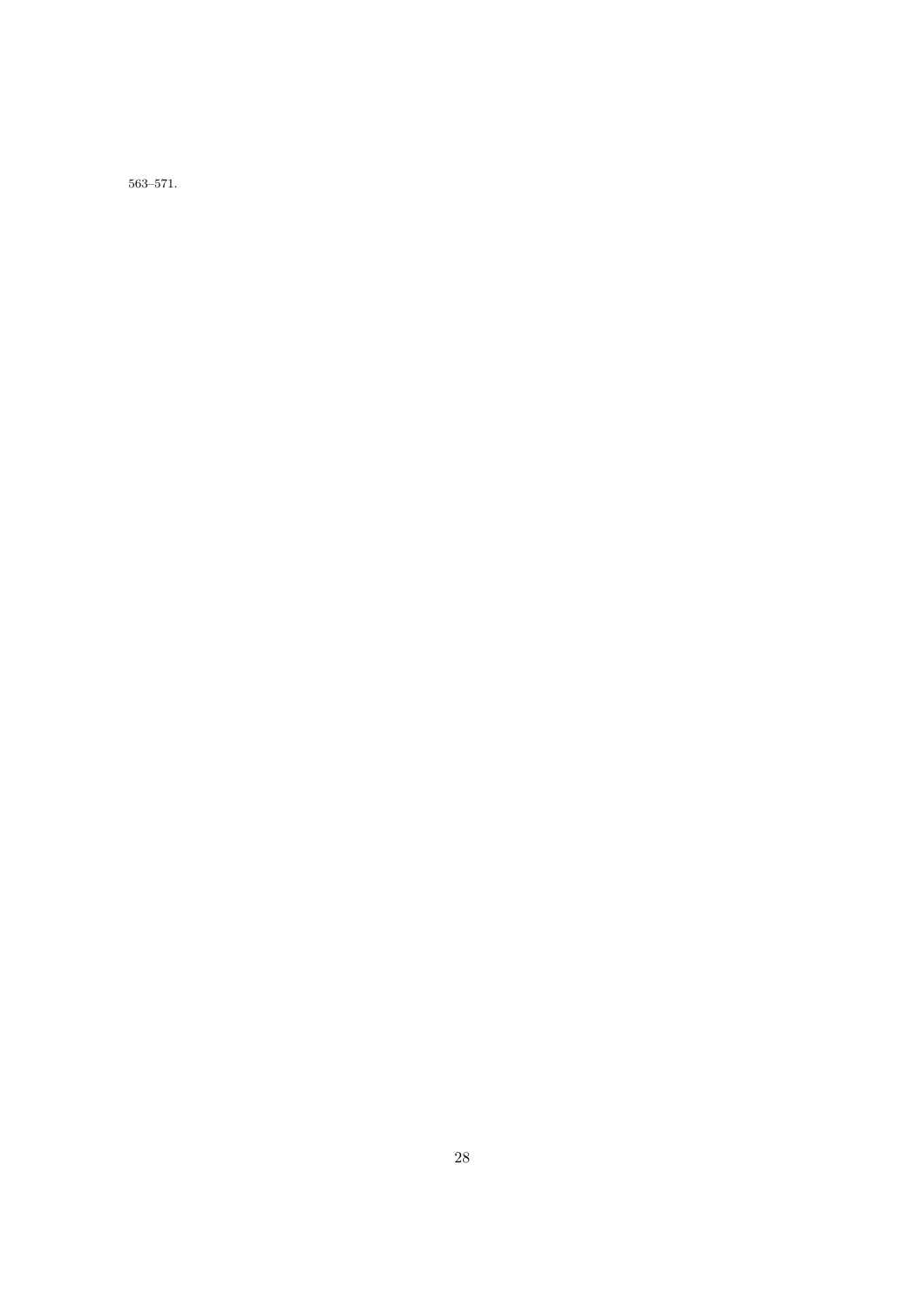563–571.